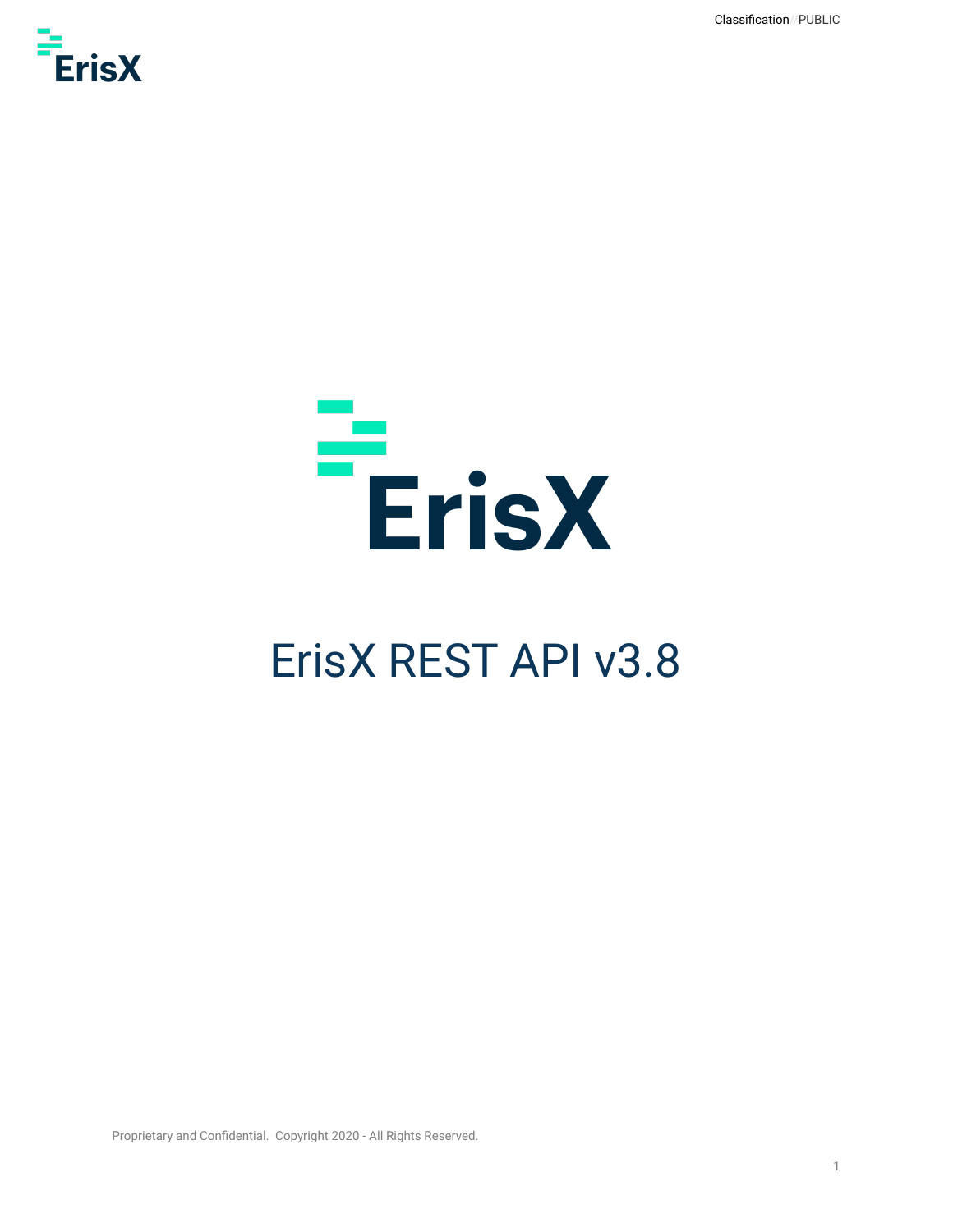Classification / PUBLIC

# ErisX REST API v3.8

Proprietary and Confidential. Copyright 2020 - All Rights Reserved.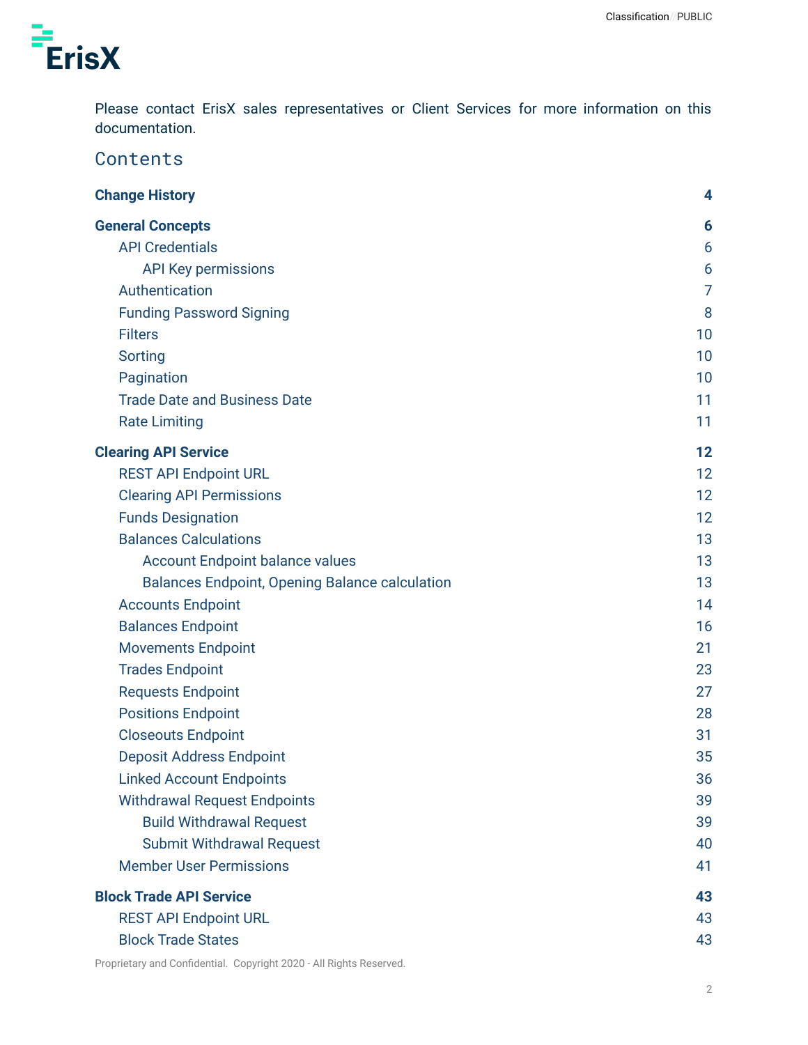Please contact ErisX sales representatives or Client Services for more information on this documentation.

# Contents

**Change History** 4

**General Concepts** 6

- API Credentials 6
  - API Key permissions 6
- Authentication 7
- Funding Password Signing 8
- Filters 10
- Sorting 10
- Pagination 10
- Trade Date and Business Date 11
- Rate Limiting 11

**Clearing API Service** 12

- REST API Endpoint URL 12
- Clearing API Permissions 12
- Funds Designation 12
- Balances Calculations 13
  - Account Endpoint balance values 13
  - Balances Endpoint, Opening Balance calculation 13
- Accounts Endpoint 14
- Balances Endpoint 16
- Movements Endpoint 21
- Trades Endpoint 23
- Requests Endpoint 27
- Positions Endpoint 28
- Closeouts Endpoint 31
- Deposit Address Endpoint 35
- Linked Account Endpoints 36
- Withdrawal Request Endpoints 39
  - Build Withdrawal Request 39
  - Submit Withdrawal Request 40
- Member User Permissions 41

**Block Trade API Service** 43

- REST API Endpoint URL 43
- Block Trade States 43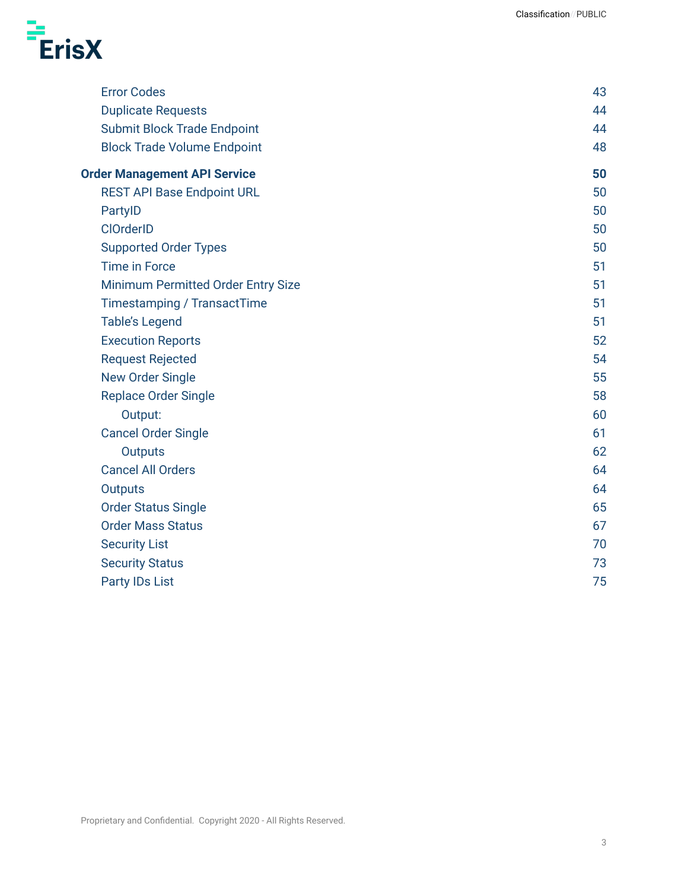Error Codes 43
Duplicate Requests 44
Submit Block Trade Endpoint 44
Block Trade Volume Endpoint 48

**Order Management API Service 50**

REST API Base Endpoint URL 50
PartyID 50
ClOrderID 50
Supported Order Types 50
Time in Force 51
Minimum Permitted Order Entry Size 51
Timestamping / TransactTime 51
Table's Legend 51
Execution Reports 52
Request Rejected 54
New Order Single 55
Replace Order Single 58
    Output: 60
Cancel Order Single 61
    Outputs 62
Cancel All Orders 64
Outputs 64
Order Status Single 65
Order Mass Status 67
Security List 70
Security Status 73
Party IDs List 75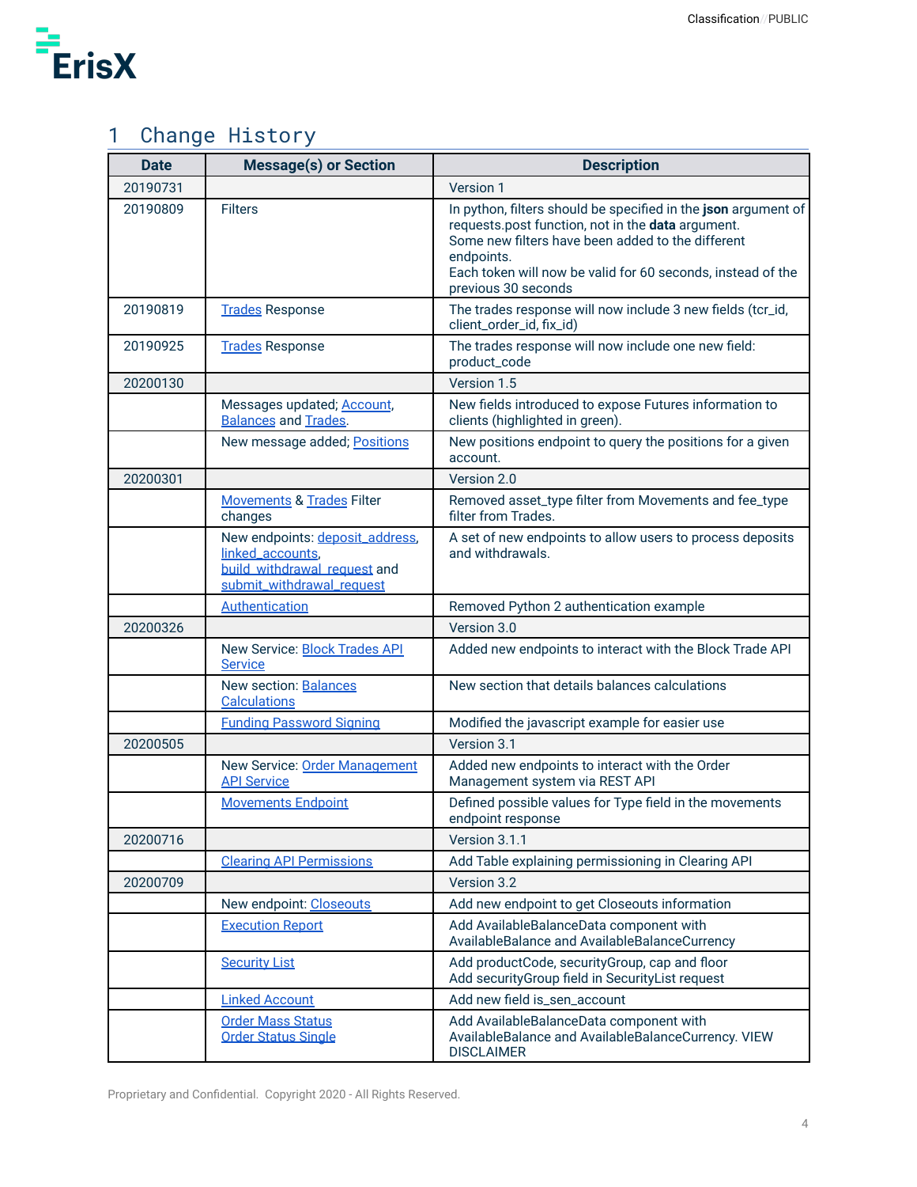# 1 Change History

| Date | Message(s) or Section | Description |
|---|---|---|
| 20190731 | | Version 1 |
| 20190809 | Filters | In python, filters should be specified in the **json** argument of requests.post function, not in the **data** argument.<br>Some new filters have been added to the different endpoints.<br>Each token will now be valid for 60 seconds, instead of the previous 30 seconds |
| 20190819 | Trades Response | The trades response will now include 3 new fields (tcr_id, client_order_id, fix_id) |
| 20190925 | Trades Response | The trades response will now include one new field: product_code |
| 20200130 | | Version 1.5 |
| | Messages updated; Account, Balances and Trades. | New fields introduced to expose Futures information to clients (highlighted in green). |
| | New message added; Positions | New positions endpoint to query the positions for a given account. |
| 20200301 | | Version 2.0 |
| | Movements & Trades Filter changes | Removed asset_type filter from Movements and fee_type filter from Trades. |
| | New endpoints: deposit_address, linked_accounts, build_withdrawal_request and submit_withdrawal_request | A set of new endpoints to allow users to process deposits and withdrawals. |
| | Authentication | Removed Python 2 authentication example |
| 20200326 | | Version 3.0 |
| | New Service: Block Trades API Service | Added new endpoints to interact with the Block Trade API |
| | New section: Balances Calculations | New section that details balances calculations |
| | Funding Password Signing | Modified the javascript example for easier use |
| 20200505 | | Version 3.1 |
| | New Service: Order Management API Service | Added new endpoints to interact with the Order Management system via REST API |
| | Movements Endpoint | Defined possible values for Type field in the movements endpoint response |
| 20200716 | | Version 3.1.1 |
| | Clearing API Permissions | Add Table explaining permissioning in Clearing API |
| 20200709 | | Version 3.2 |
| | New endpoint: Closeouts | Add new endpoint to get Closeouts information |
| | Execution Report | Add AvailableBalanceData component with AvailableBalance and AvailableBalanceCurrency |
| | Security List | Add productCode, securityGroup, cap and floor<br>Add securityGroup field in SecurityList request |
| | Linked Account | Add new field is_sen_account |
| | Order Mass Status<br>Order Status Single | Add AvailableBalanceData component with AvailableBalance and AvailableBalanceCurrency. VIEW DISCLAIMER |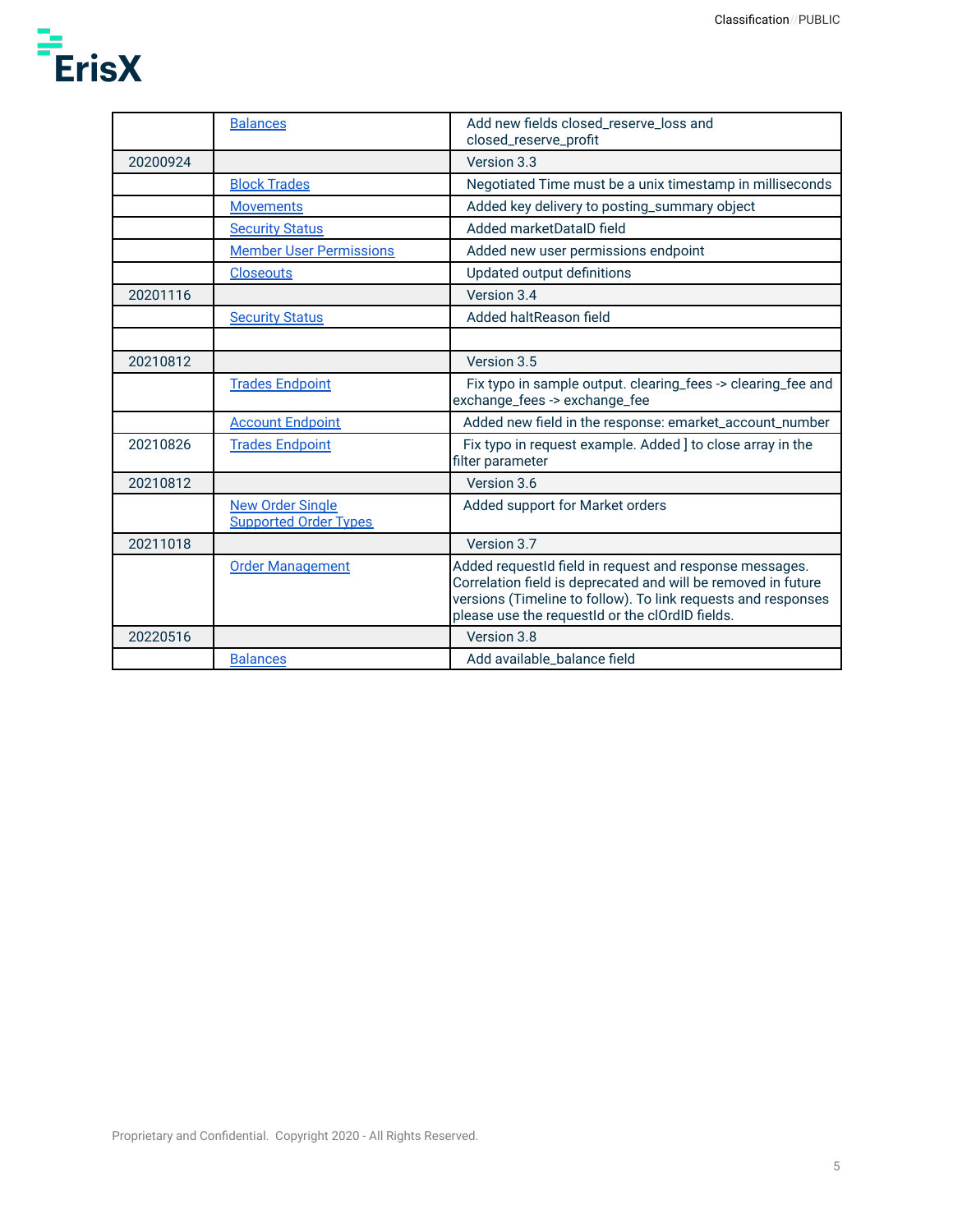| | | |
|---|---|---|
| | Balances | Add new fields closed_reserve_loss and closed_reserve_profit |
| 20200924 | | Version 3.3 |
| | Block Trades | Negotiated Time must be a unix timestamp in milliseconds |
| | Movements | Added key delivery to posting_summary object |
| | Security Status | Added marketDataID field |
| | Member User Permissions | Added new user permissions endpoint |
| | Closeouts | Updated output definitions |
| 20201116 | | Version 3.4 |
| | Security Status | Added haltReason field |
| | | |
| 20210812 | | Version 3.5 |
| | Trades Endpoint | Fix typo in sample output. clearing_fees -> clearing_fee and exchange_fees -> exchange_fee |
| | Account Endpoint | Added new field in the response: emarket_account_number |
| 20210826 | Trades Endpoint | Fix typo in request example. Added ] to close array in the filter parameter |
| 20210812 | | Version 3.6 |
| | New Order Single<br>Supported Order Types | Added support for Market orders |
| 20211018 | | Version 3.7 |
| | Order Management | Added requestId field in request and response messages. Correlation field is deprecated and will be removed in future versions (Timeline to follow). To link requests and responses please use the requestId or the clOrdID fields. |
| 20220516 | | Version 3.8 |
| | Balances | Add available_balance field |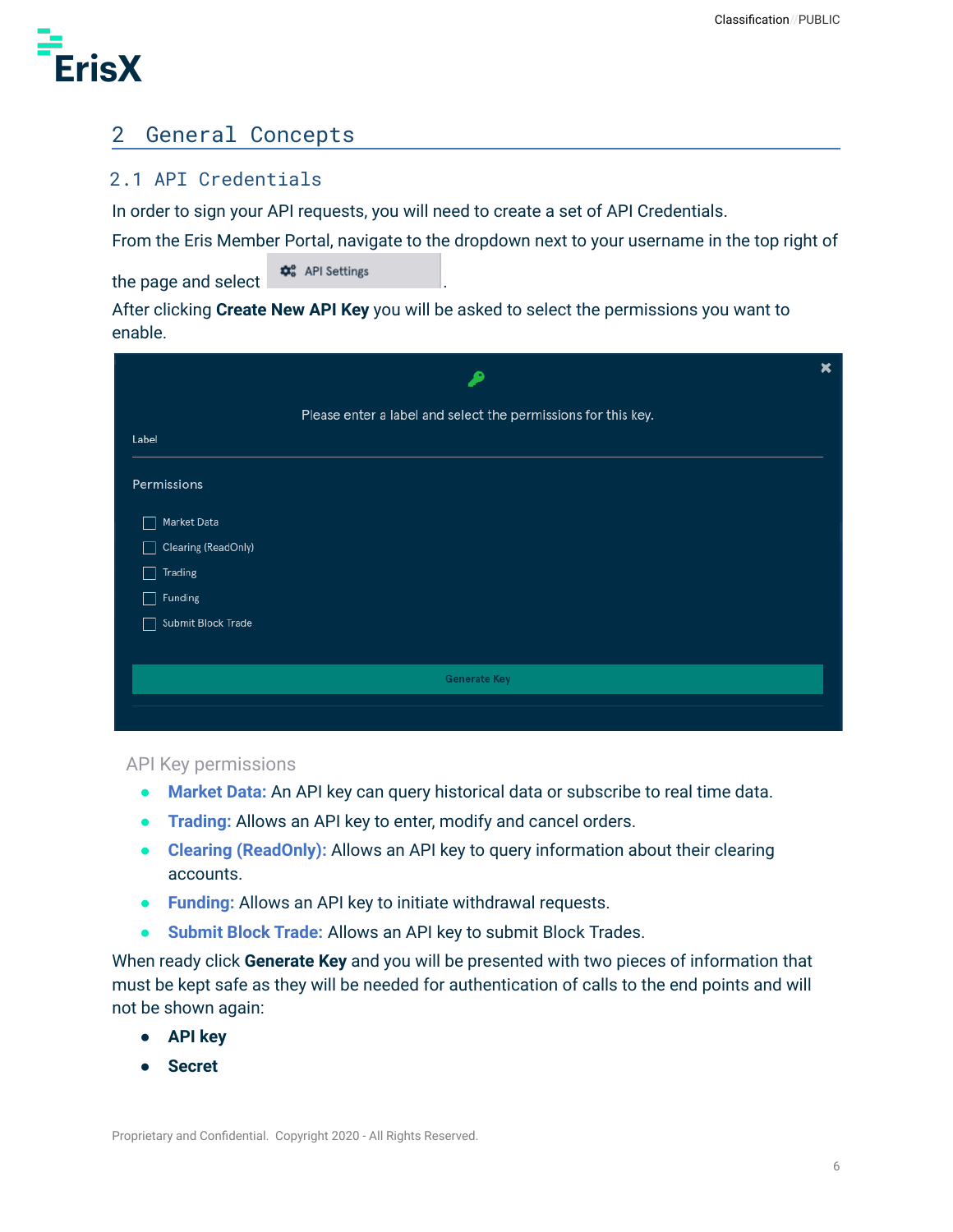## 2 General Concepts

### 2.1 API Credentials

In order to sign your API requests, you will need to create a set of API Credentials.

From the Eris Member Portal, navigate to the dropdown next to your username in the top right of the page and select API Settings.

After clicking **Create New API Key** you will be asked to select the permissions you want to enable.

Please enter a label and select the permissions for this key.

Label

Permissions

- [ ] Market Data
- [ ] Clearing (ReadOnly)
- [ ] Trading
- [ ] Funding
- [ ] Submit Block Trade

Generate Key

API Key permissions

- **Market Data:** An API key can query historical data or subscribe to real time data.
- **Trading:** Allows an API key to enter, modify and cancel orders.
- **Clearing (ReadOnly):** Allows an API key to query information about their clearing accounts.
- **Funding:** Allows an API key to initiate withdrawal requests.
- **Submit Block Trade:** Allows an API key to submit Block Trades.

When ready click **Generate Key** and you will be presented with two pieces of information that must be kept safe as they will be needed for authentication of calls to the end points and will not be shown again:

- **API key**
- **Secret**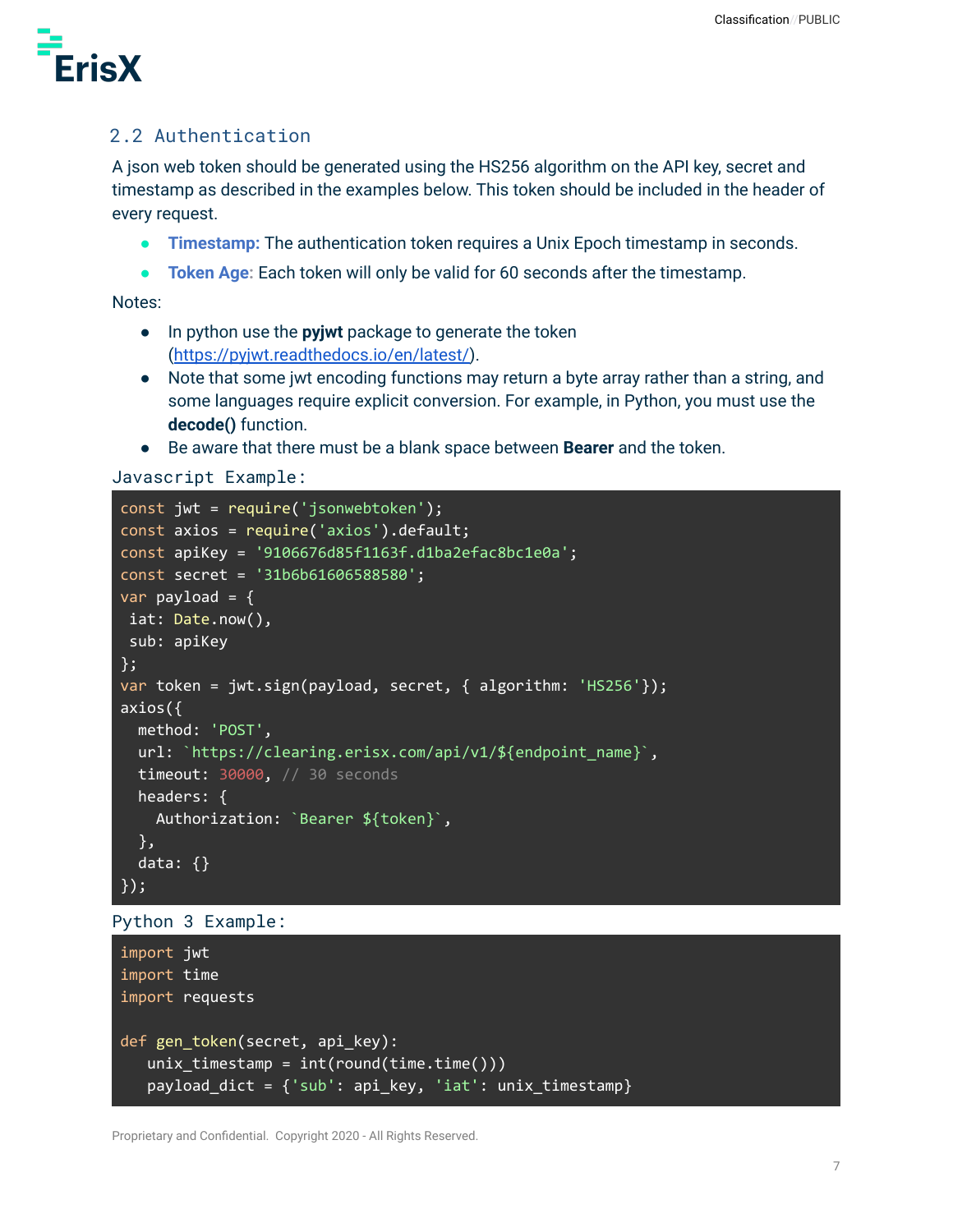## 2.2 Authentication

A json web token should be generated using the HS256 algorithm on the API key, secret and timestamp as described in the examples below. This token should be included in the header of every request.

- **Timestamp:** The authentication token requires a Unix Epoch timestamp in seconds.
- **Token Age:** Each token will only be valid for 60 seconds after the timestamp.

Notes:

- In python use the **pyjwt** package to generate the token (https://pyjwt.readthedocs.io/en/latest/).
- Note that some jwt encoding functions may return a byte array rather than a string, and some languages require explicit conversion. For example, in Python, you must use the **decode()** function.
- Be aware that there must be a blank space between **Bearer** and the token.

Javascript Example:

```javascript
const jwt = require('jsonwebtoken');
const axios = require('axios').default;
const apiKey = '9106676d85f1163f.d1ba2efac8bc1e0a';
const secret = '31b6b61606588580';
var payload = {
 iat: Date.now(),
 sub: apiKey
};
var token = jwt.sign(payload, secret, { algorithm: 'HS256'});
axios({
  method: 'POST',
  url: `https://clearing.erisx.com/api/v1/${endpoint_name}`,
  timeout: 30000, // 30 seconds
  headers: {
    Authorization: `Bearer ${token}`,
  },
  data: {}
});
```

Python 3 Example:

```python
import jwt
import time
import requests

def gen_token(secret, api_key):
   unix_timestamp = int(round(time.time()))
   payload_dict = {'sub': api_key, 'iat': unix_timestamp}
```

Proprietary and Confidential. Copyright 2020 - All Rights Reserved.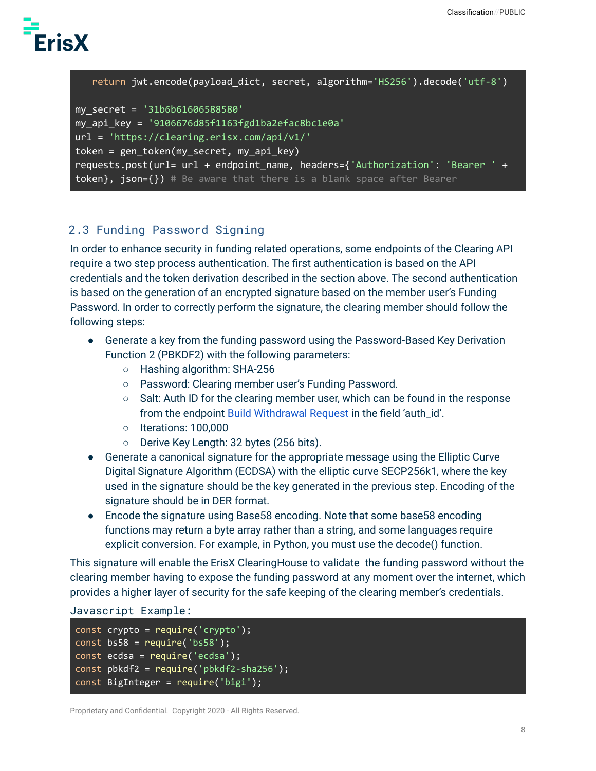```
    return jwt.encode(payload_dict, secret, algorithm='HS256').decode('utf-8')

my_secret = '31b6b61606588580'
my_api_key = '9106676d85f1163fgd1ba2efac8bc1e0a'
url = 'https://clearing.erisx.com/api/v1/'
token = gen_token(my_secret, my_api_key)
requests.post(url= url + endpoint_name, headers={'Authorization': 'Bearer ' +
token}, json={}) # Be aware that there is a blank space after Bearer
```

## 2.3 Funding Password Signing

In order to enhance security in funding related operations, some endpoints of the Clearing API require a two step process authentication. The first authentication is based on the API credentials and the token derivation described in the section above. The second authentication is based on the generation of an encrypted signature based on the member user's Funding Password. In order to correctly perform the signature, the clearing member should follow the following steps:

- Generate a key from the funding password using the Password-Based Key Derivation Function 2 (PBKDF2) with the following parameters:
  - Hashing algorithm: SHA-256
  - Password: Clearing member user's Funding Password.
  - Salt: Auth ID for the clearing member user, which can be found in the response from the endpoint Build Withdrawal Request in the field 'auth_id'.
  - Iterations: 100,000
  - Derive Key Length: 32 bytes (256 bits).
- Generate a canonical signature for the appropriate message using the Elliptic Curve Digital Signature Algorithm (ECDSA) with the elliptic curve SECP256k1, where the key used in the signature should be the key generated in the previous step. Encoding of the signature should be in DER format.
- Encode the signature using Base58 encoding. Note that some base58 encoding functions may return a byte array rather than a string, and some languages require explicit conversion. For example, in Python, you must use the decode() function.

This signature will enable the ErisX ClearingHouse to validate the funding password without the clearing member having to expose the funding password at any moment over the internet, which provides a higher layer of security for the safe keeping of the clearing member's credentials.

Javascript Example:

```
const crypto = require('crypto');
const bs58 = require('bs58');
const ecdsa = require('ecdsa');
const pbkdf2 = require('pbkdf2-sha256');
const BigInteger = require('bigi');
```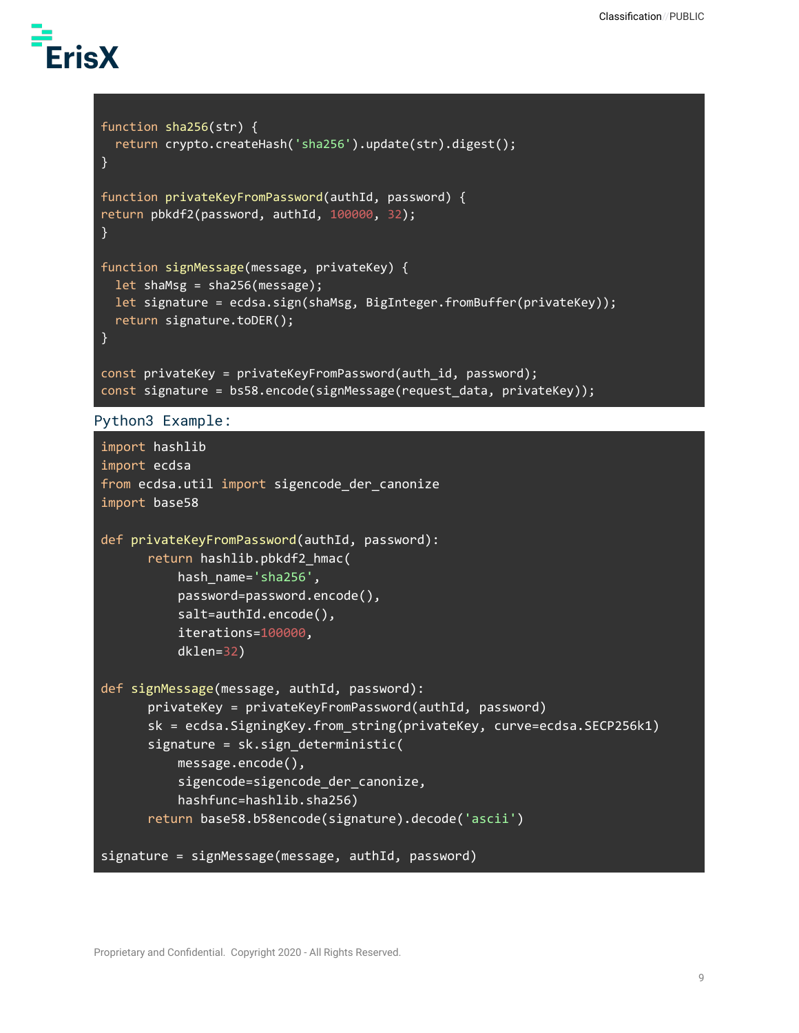```
function sha256(str) {
  return crypto.createHash('sha256').update(str).digest();
}

function privateKeyFromPassword(authId, password) {
return pbkdf2(password, authId, 100000, 32);
}

function signMessage(message, privateKey) {
  let shaMsg = sha256(message);
  let signature = ecdsa.sign(shaMsg, BigInteger.fromBuffer(privateKey));
  return signature.toDER();
}

const privateKey = privateKeyFromPassword(auth_id, password);
const signature = bs58.encode(signMessage(request_data, privateKey));
```

Python3 Example:

```
import hashlib
import ecdsa
from ecdsa.util import sigencode_der_canonize
import base58

def privateKeyFromPassword(authId, password):
      return hashlib.pbkdf2_hmac(
          hash_name='sha256',
          password=password.encode(),
          salt=authId.encode(),
          iterations=100000,
          dklen=32)

def signMessage(message, authId, password):
      privateKey = privateKeyFromPassword(authId, password)
      sk = ecdsa.SigningKey.from_string(privateKey, curve=ecdsa.SECP256k1)
      signature = sk.sign_deterministic(
          message.encode(),
          sigencode=sigencode_der_canonize,
          hashfunc=hashlib.sha256)
      return base58.b58encode(signature).decode('ascii')

signature = signMessage(message, authId, password)
```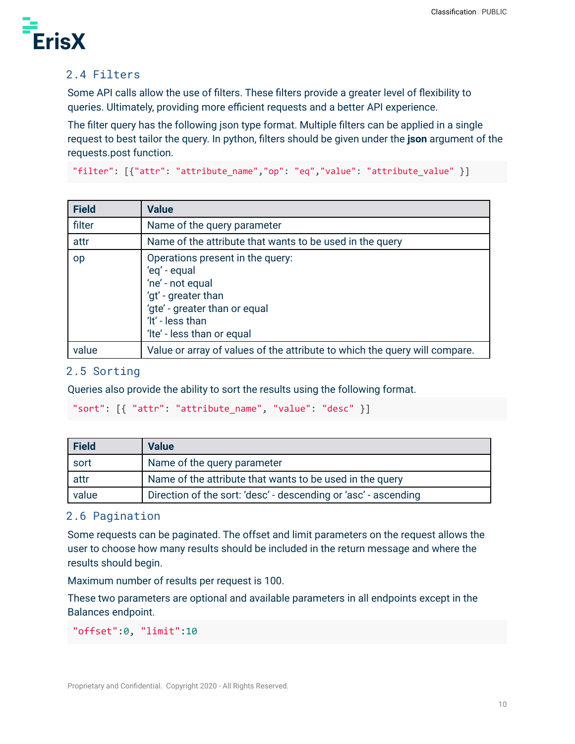## 2.4 Filters

Some API calls allow the use of filters. These filters provide a greater level of flexibility to queries. Ultimately, providing more efficient requests and a better API experience.

The filter query has the following json type format. Multiple filters can be applied in a single request to best tailor the query. In python, filters should be given under the **json** argument of the requests.post function.

```
"filter": [{"attr": "attribute_name","op": "eq","value": "attribute_value" }]
```

| Field | Value |
|---|---|
| filter | Name of the query parameter |
| attr | Name of the attribute that wants to be used in the query |
| op | Operations present in the query:<br>‘eq’ - equal<br>‘ne’ - not equal<br>‘gt’ - greater than<br>‘gte’ - greater than or equal<br>‘lt’ - less than<br>‘lte’ - less than or equal |
| value | Value or array of values of the attribute to which the query will compare. |

## 2.5 Sorting

Queries also provide the ability to sort the results using the following format.

```
"sort": [{ "attr": "attribute_name", "value": "desc" }]
```

| Field | Value |
|---|---|
| sort | Name of the query parameter |
| attr | Name of the attribute that wants to be used in the query |
| value | Direction of the sort: ‘desc’ - descending or ‘asc’ - ascending |

## 2.6 Pagination

Some requests can be paginated. The offset and limit parameters on the request allows the user to choose how many results should be included in the return message and where the results should begin.

Maximum number of results per request is 100.

These two parameters are optional and available parameters in all endpoints except in the Balances endpoint.

```
"offset":0, "limit":10
```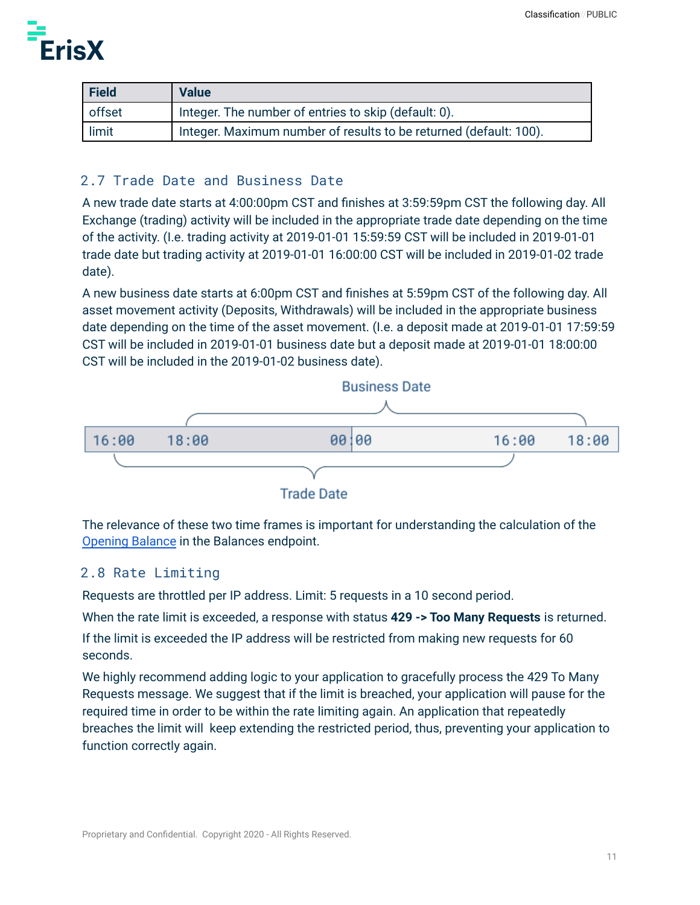| Field | Value |
| --- | --- |
| offset | Integer. The number of entries to skip (default: 0). |
| limit | Integer. Maximum number of results to be returned (default: 100). |

## 2.7 Trade Date and Business Date

A new trade date starts at 4:00:00pm CST and finishes at 3:59:59pm CST the following day. All Exchange (trading) activity will be included in the appropriate trade date depending on the time of the activity. (I.e. trading activity at 2019-01-01 15:59:59 CST will be included in 2019-01-01 trade date but trading activity at 2019-01-01 16:00:00 CST will be included in 2019-01-02 trade date).

A new business date starts at 6:00pm CST and finishes at 5:59pm CST of the following day. All asset movement activity (Deposits, Withdrawals) will be included in the appropriate business date depending on the time of the asset movement. (I.e. a deposit made at 2019-01-01 17:59:59 CST will be included in 2019-01-01 business date but a deposit made at 2019-01-01 18:00:00 CST will be included in the 2019-01-02 business date).

Business Date

16:00 18:00 00:00 16:00 18:00

Trade Date

The relevance of these two time frames is important for understanding the calculation of the Opening Balance in the Balances endpoint.

## 2.8 Rate Limiting

Requests are throttled per IP address. Limit: 5 requests in a 10 second period.

When the rate limit is exceeded, a response with status **429 -> Too Many Requests** is returned.

If the limit is exceeded the IP address will be restricted from making new requests for 60 seconds.

We highly recommend adding logic to your application to gracefully process the 429 To Many Requests message. We suggest that if the limit is breached, your application will pause for the required time in order to be within the rate limiting again. An application that repeatedly breaches the limit will keep extending the restricted period, thus, preventing your application to function correctly again.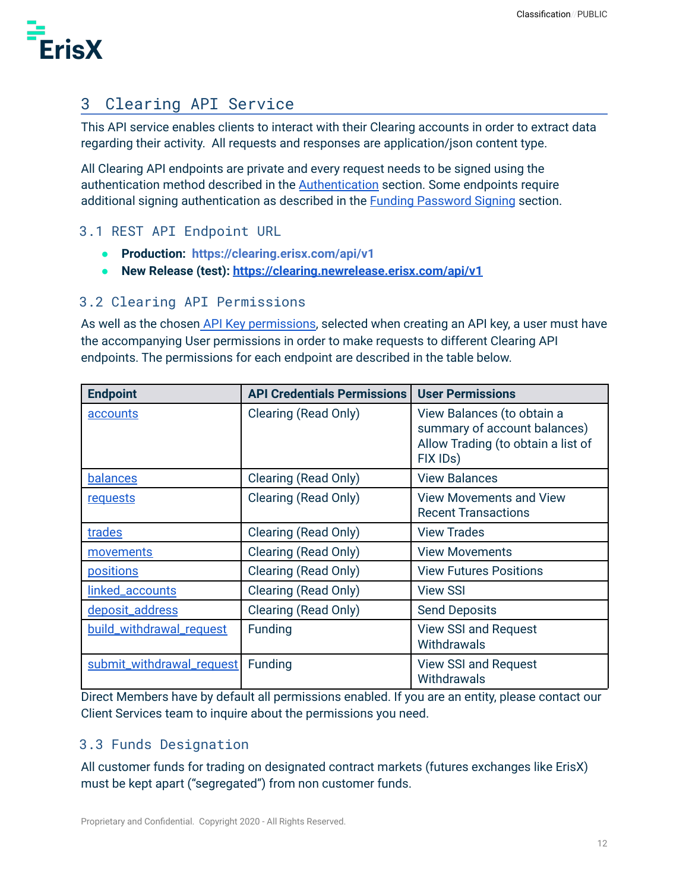# 3 Clearing API Service

This API service enables clients to interact with their Clearing accounts in order to extract data regarding their activity. All requests and responses are application/json content type.

All Clearing API endpoints are private and every request needs to be signed using the authentication method described in the Authentication section. Some endpoints require additional signing authentication as described in the Funding Password Signing section.

## 3.1 REST API Endpoint URL

- **Production: https://clearing.erisx.com/api/v1**
- **New Release (test): https://clearing.newrelease.erisx.com/api/v1**

## 3.2 Clearing API Permissions

As well as the chosen API Key permissions, selected when creating an API key, a user must have the accompanying User permissions in order to make requests to different Clearing API endpoints. The permissions for each endpoint are described in the table below.

| Endpoint | API Credentials Permissions | User Permissions |
| --- | --- | --- |
| accounts | Clearing (Read Only) | View Balances (to obtain a summary of account balances) Allow Trading (to obtain a list of FIX IDs) |
| balances | Clearing (Read Only) | View Balances |
| requests | Clearing (Read Only) | View Movements and View Recent Transactions |
| trades | Clearing (Read Only) | View Trades |
| movements | Clearing (Read Only) | View Movements |
| positions | Clearing (Read Only) | View Futures Positions |
| linked_accounts | Clearing (Read Only) | View SSI |
| deposit_address | Clearing (Read Only) | Send Deposits |
| build_withdrawal_request | Funding | View SSI and Request Withdrawals |
| submit_withdrawal_request | Funding | View SSI and Request Withdrawals |

Direct Members have by default all permissions enabled. If you are an entity, please contact our Client Services team to inquire about the permissions you need.

## 3.3 Funds Designation

All customer funds for trading on designated contract markets (futures exchanges like ErisX) must be kept apart ("segregated") from non customer funds.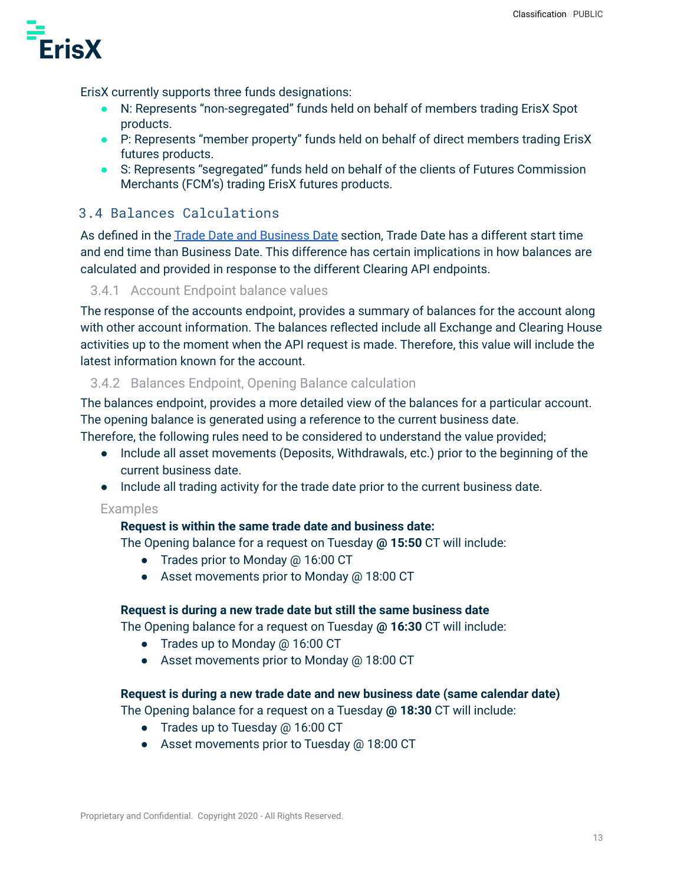ErisX currently supports three funds designations:

- N: Represents "non-segregated" funds held on behalf of members trading ErisX Spot products.
- P: Represents "member property" funds held on behalf of direct members trading ErisX futures products.
- S: Represents "segregated" funds held on behalf of the clients of Futures Commission Merchants (FCM's) trading ErisX futures products.

## 3.4 Balances Calculations

As defined in the [Trade Date and Business Date]() section, Trade Date has a different start time and end time than Business Date. This difference has certain implications in how balances are calculated and provided in response to the different Clearing API endpoints.

### 3.4.1 Account Endpoint balance values

The response of the accounts endpoint, provides a summary of balances for the account along with other account information. The balances reflected include all Exchange and Clearing House activities up to the moment when the API request is made. Therefore, this value will include the latest information known for the account.

### 3.4.2 Balances Endpoint, Opening Balance calculation

The balances endpoint, provides a more detailed view of the balances for a particular account. The opening balance is generated using a reference to the current business date.
Therefore, the following rules need to be considered to understand the value provided;

- Include all asset movements (Deposits, Withdrawals, etc.) prior to the beginning of the current business date.
- Include all trading activity for the trade date prior to the current business date.

#### Examples

**Request is within the same trade date and business date:**
The Opening balance for a request on Tuesday **@ 15:50** CT will include:

- Trades prior to Monday @ 16:00 CT
- Asset movements prior to Monday @ 18:00 CT

**Request is during a new trade date but still the same business date**
The Opening balance for a request on Tuesday **@ 16:30** CT will include:

- Trades up to Monday @ 16:00 CT
- Asset movements prior to Monday @ 18:00 CT

**Request is during a new trade date and new business date (same calendar date)**
The Opening balance for a request on a Tuesday **@ 18:30** CT will include:

- Trades up to Tuesday @ 16:00 CT
- Asset movements prior to Tuesday @ 18:00 CT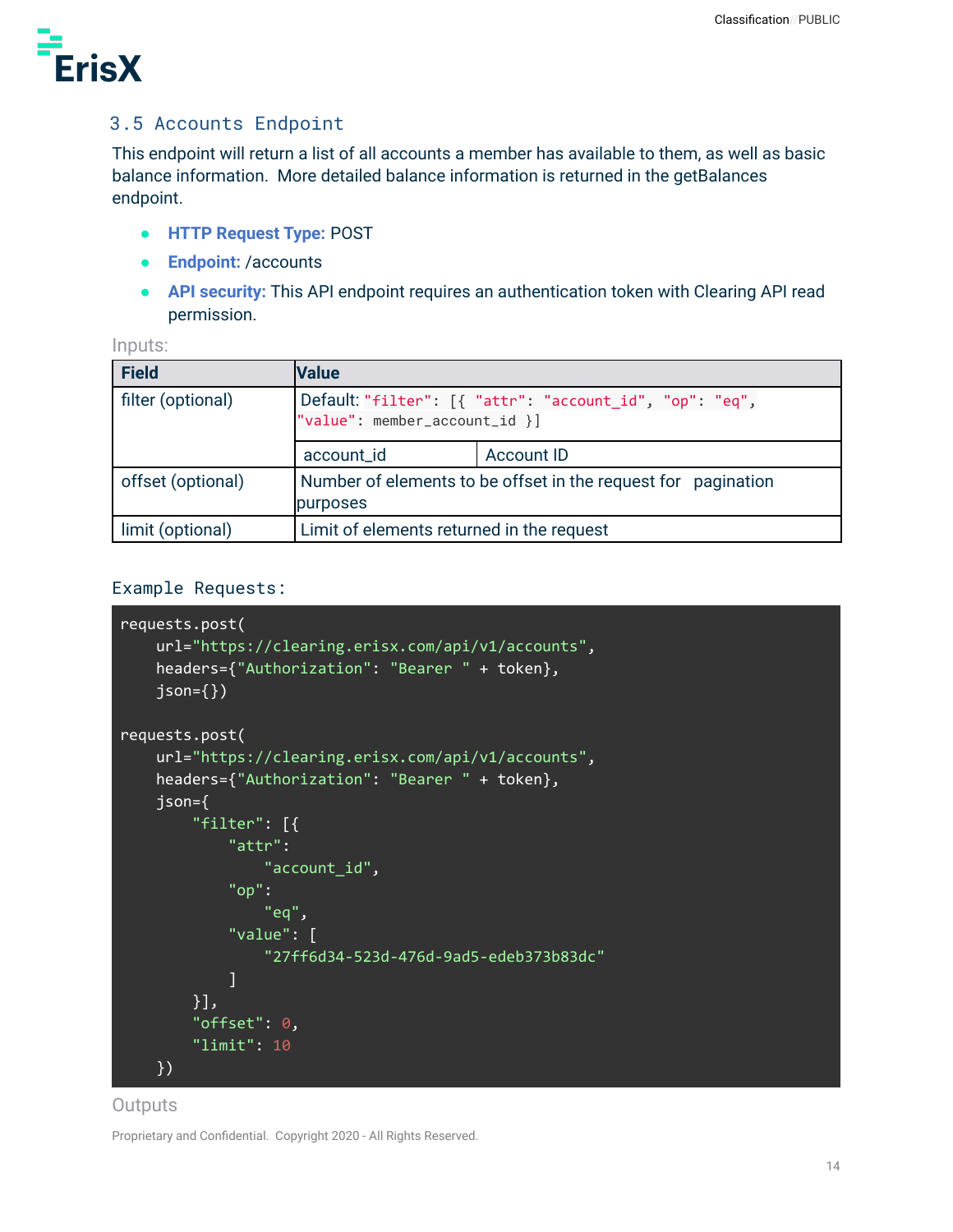### 3.5 Accounts Endpoint

This endpoint will return a list of all accounts a member has available to them, as well as basic balance information. More detailed balance information is returned in the getBalances endpoint.

- **HTTP Request Type:** POST
- **Endpoint:** /accounts
- **API security:** This API endpoint requires an authentication token with Clearing API read permission.

Inputs:

| Field | Value | |
|---|---|---|
| filter (optional) | Default: `"filter": [{ "attr": "account_id", "op": "eq", "value": member_account_id }]` | |
| | account_id | Account ID |
| offset (optional) | Number of elements to be offset in the request for pagination purposes | |
| limit (optional) | Limit of elements returned in the request | |

Example Requests:

```
requests.post(
    url="https://clearing.erisx.com/api/v1/accounts",
    headers={"Authorization": "Bearer " + token},
    json={})

requests.post(
    url="https://clearing.erisx.com/api/v1/accounts",
    headers={"Authorization": "Bearer " + token},
    json={
        "filter": [{
            "attr":
                "account_id",
            "op":
                "eq",
            "value": [
                "27ff6d34-523d-476d-9ad5-edeb373b83dc"
            ]
        }],
        "offset": 0,
        "limit": 10
    })
```

Outputs

Proprietary and Confidential. Copyright 2020 - All Rights Reserved.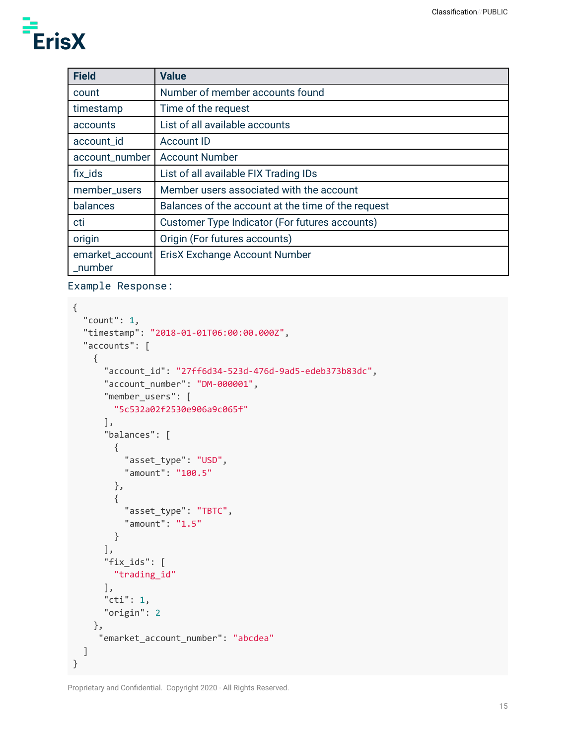| Field | Value |
| --- | --- |
| count | Number of member accounts found |
| timestamp | Time of the request |
| accounts | List of all available accounts |
| account_id | Account ID |
| account_number | Account Number |
| fix_ids | List of all available FIX Trading IDs |
| member_users | Member users associated with the account |
| balances | Balances of the account at the time of the request |
| cti | Customer Type Indicator (For futures accounts) |
| origin | Origin (For futures accounts) |
| emarket_account_number | ErisX Exchange Account Number |

Example Response:

```
{
  "count": 1,
  "timestamp": "2018-01-01T06:00:00.000Z",
  "accounts": [
    {
      "account_id": "27ff6d34-523d-476d-9ad5-edeb373b83dc",
      "account_number": "DM-000001",
      "member_users": [
        "5c532a02f2530e906a9c065f"
      ],
      "balances": [
        {
          "asset_type": "USD",
          "amount": "100.5"
        },
        {
          "asset_type": "TBTC",
          "amount": "1.5"
        }
      ],
      "fix_ids": [
        "trading_id"
      ],
      "cti": 1,
      "origin": 2
    },
     "emarket_account_number": "abcdea"
  ]
}
```

Proprietary and Confidential. Copyright 2020 - All Rights Reserved.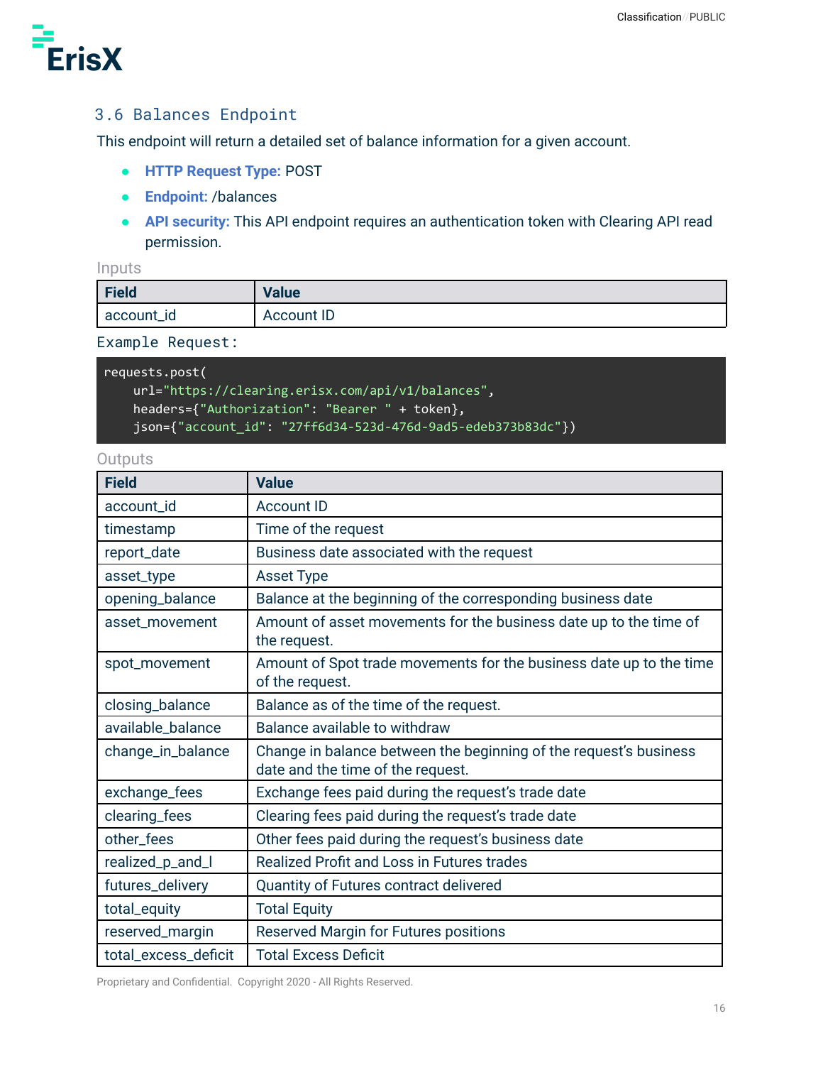### 3.6 Balances Endpoint

This endpoint will return a detailed set of balance information for a given account.

- **HTTP Request Type:** POST
- **Endpoint:** /balances
- **API security:** This API endpoint requires an authentication token with Clearing API read permission.

Inputs

| Field | Value |
|---|---|
| account_id | Account ID |

Example Request:

```
requests.post(
    url="https://clearing.erisx.com/api/v1/balances",
    headers={"Authorization": "Bearer " + token},
    json={"account_id": "27ff6d34-523d-476d-9ad5-edeb373b83dc"})
```

Outputs

| Field | Value |
|---|---|
| account_id | Account ID |
| timestamp | Time of the request |
| report_date | Business date associated with the request |
| asset_type | Asset Type |
| opening_balance | Balance at the beginning of the corresponding business date |
| asset_movement | Amount of asset movements for the business date up to the time of the request. |
| spot_movement | Amount of Spot trade movements for the business date up to the time of the request. |
| closing_balance | Balance as of the time of the request. |
| available_balance | Balance available to withdraw |
| change_in_balance | Change in balance between the beginning of the request's business date and the time of the request. |
| exchange_fees | Exchange fees paid during the request's trade date |
| clearing_fees | Clearing fees paid during the request's trade date |
| other_fees | Other fees paid during the request's business date |
| realized_p_and_l | Realized Profit and Loss in Futures trades |
| futures_delivery | Quantity of Futures contract delivered |
| total_equity | Total Equity |
| reserved_margin | Reserved Margin for Futures positions |
| total_excess_deficit | Total Excess Deficit |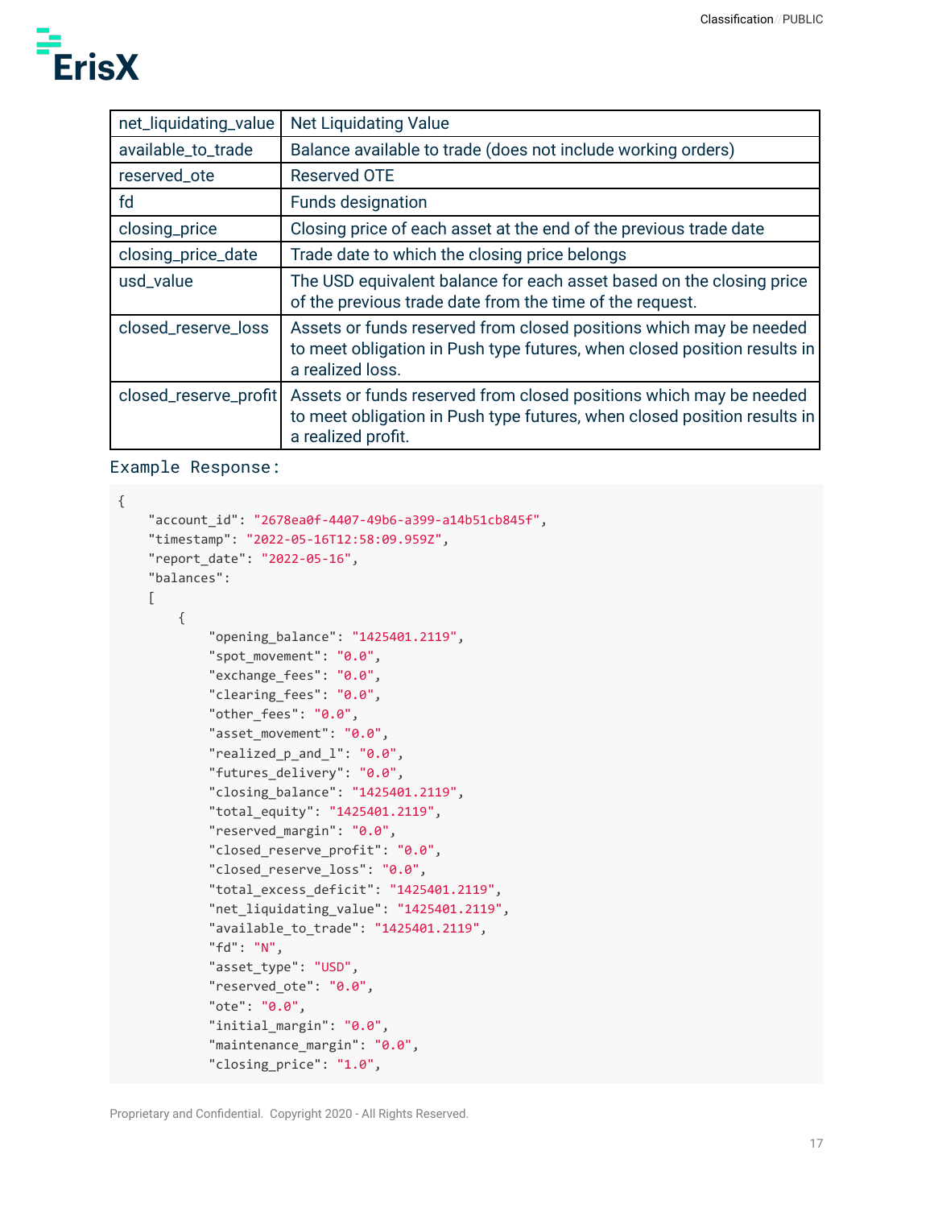| net_liquidating_value | Net Liquidating Value |
|---|---|
| available_to_trade | Balance available to trade (does not include working orders) |
| reserved_ote | Reserved OTE |
| fd | Funds designation |
| closing_price | Closing price of each asset at the end of the previous trade date |
| closing_price_date | Trade date to which the closing price belongs |
| usd_value | The USD equivalent balance for each asset based on the closing price of the previous trade date from the time of the request. |
| closed_reserve_loss | Assets or funds reserved from closed positions which may be needed to meet obligation in Push type futures, when closed position results in a realized loss. |
| closed_reserve_profit | Assets or funds reserved from closed positions which may be needed to meet obligation in Push type futures, when closed position results in a realized profit. |

Example Response:

```
{
    "account_id": "2678ea0f-4407-49b6-a399-a14b51cb845f",
    "timestamp": "2022-05-16T12:58:09.959Z",
    "report_date": "2022-05-16",
    "balances":
    [
        {
            "opening_balance": "1425401.2119",
            "spot_movement": "0.0",
            "exchange_fees": "0.0",
            "clearing_fees": "0.0",
            "other_fees": "0.0",
            "asset_movement": "0.0",
            "realized_p_and_l": "0.0",
            "futures_delivery": "0.0",
            "closing_balance": "1425401.2119",
            "total_equity": "1425401.2119",
            "reserved_margin": "0.0",
            "closed_reserve_profit": "0.0",
            "closed_reserve_loss": "0.0",
            "total_excess_deficit": "1425401.2119",
            "net_liquidating_value": "1425401.2119",
            "available_to_trade": "1425401.2119",
            "fd": "N",
            "asset_type": "USD",
            "reserved_ote": "0.0",
            "ote": "0.0",
            "initial_margin": "0.0",
            "maintenance_margin": "0.0",
            "closing_price": "1.0",
```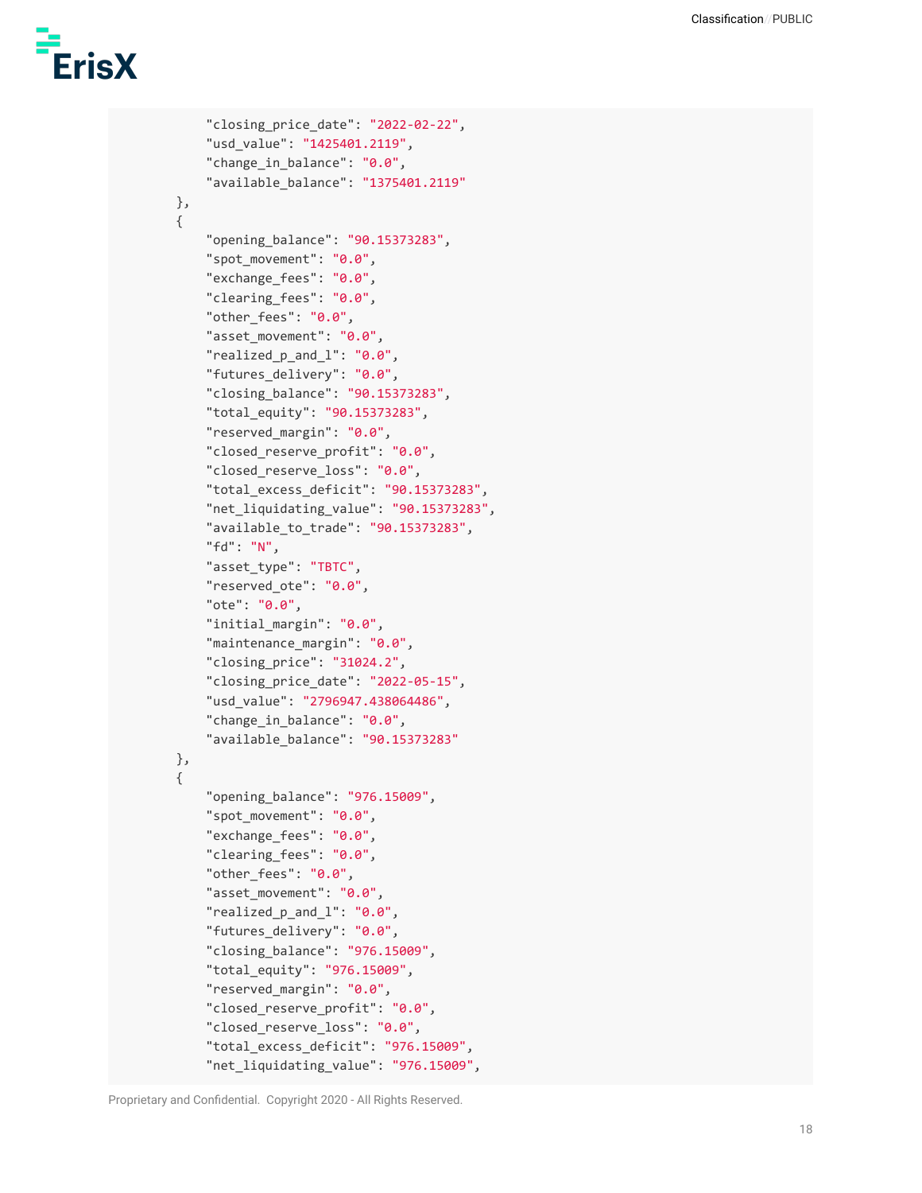```
            "closing_price_date": "2022-02-22",
            "usd_value": "1425401.2119",
            "change_in_balance": "0.0",
            "available_balance": "1375401.2119"
        },
        {
            "opening_balance": "90.15373283",
            "spot_movement": "0.0",
            "exchange_fees": "0.0",
            "clearing_fees": "0.0",
            "other_fees": "0.0",
            "asset_movement": "0.0",
            "realized_p_and_l": "0.0",
            "futures_delivery": "0.0",
            "closing_balance": "90.15373283",
            "total_equity": "90.15373283",
            "reserved_margin": "0.0",
            "closed_reserve_profit": "0.0",
            "closed_reserve_loss": "0.0",
            "total_excess_deficit": "90.15373283",
            "net_liquidating_value": "90.15373283",
            "available_to_trade": "90.15373283",
            "fd": "N",
            "asset_type": "TBTC",
            "reserved_ote": "0.0",
            "ote": "0.0",
            "initial_margin": "0.0",
            "maintenance_margin": "0.0",
            "closing_price": "31024.2",
            "closing_price_date": "2022-05-15",
            "usd_value": "2796947.438064486",
            "change_in_balance": "0.0",
            "available_balance": "90.15373283"
        },
        {
            "opening_balance": "976.15009",
            "spot_movement": "0.0",
            "exchange_fees": "0.0",
            "clearing_fees": "0.0",
            "other_fees": "0.0",
            "asset_movement": "0.0",
            "realized_p_and_l": "0.0",
            "futures_delivery": "0.0",
            "closing_balance": "976.15009",
            "total_equity": "976.15009",
            "reserved_margin": "0.0",
            "closed_reserve_profit": "0.0",
            "closed_reserve_loss": "0.0",
            "total_excess_deficit": "976.15009",
            "net_liquidating_value": "976.15009",
```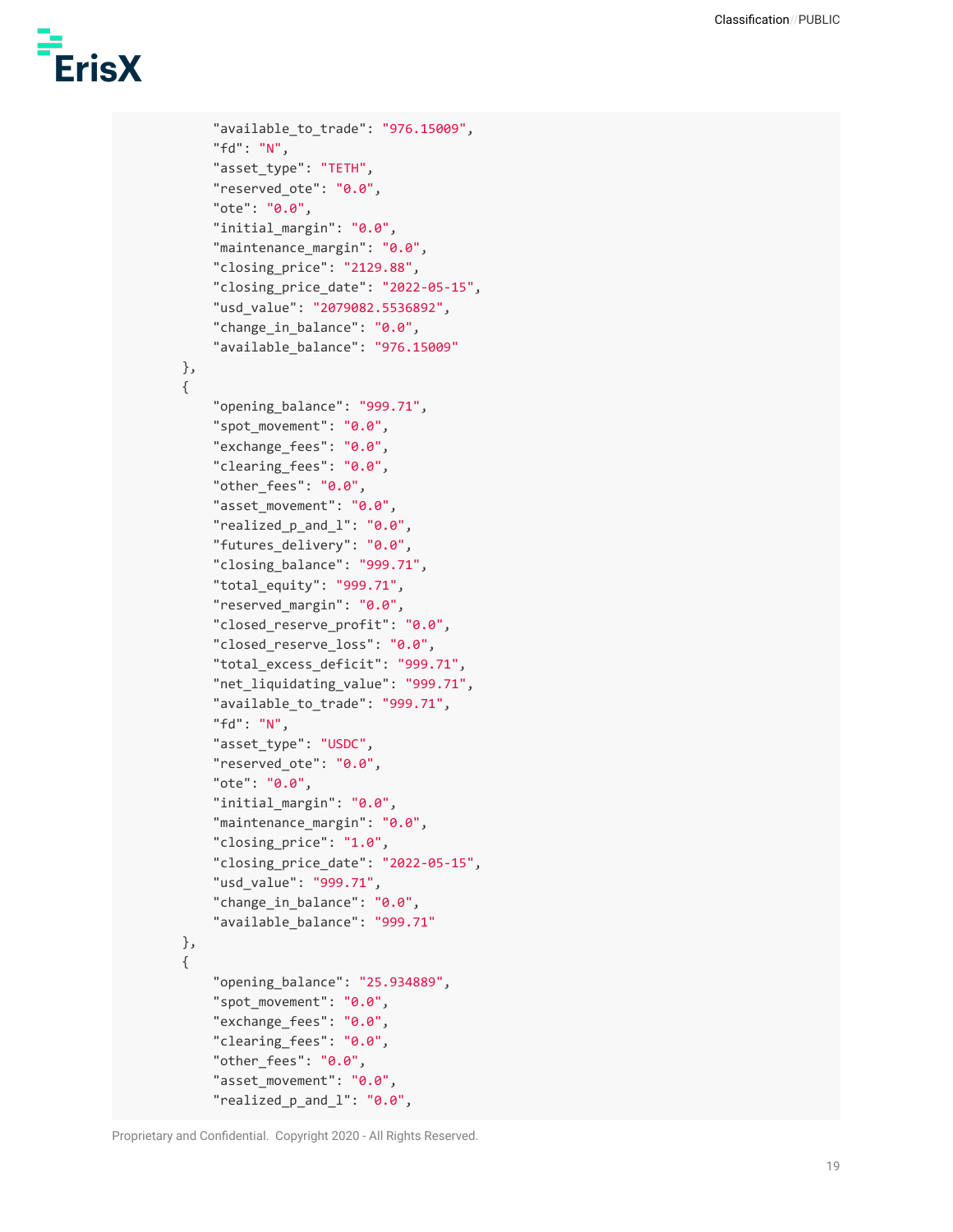```
            "available_to_trade": "976.15009",
            "fd": "N",
            "asset_type": "TETH",
            "reserved_ote": "0.0",
            "ote": "0.0",
            "initial_margin": "0.0",
            "maintenance_margin": "0.0",
            "closing_price": "2129.88",
            "closing_price_date": "2022-05-15",
            "usd_value": "2079082.5536892",
            "change_in_balance": "0.0",
            "available_balance": "976.15009"
        },
        {
            "opening_balance": "999.71",
            "spot_movement": "0.0",
            "exchange_fees": "0.0",
            "clearing_fees": "0.0",
            "other_fees": "0.0",
            "asset_movement": "0.0",
            "realized_p_and_l": "0.0",
            "futures_delivery": "0.0",
            "closing_balance": "999.71",
            "total_equity": "999.71",
            "reserved_margin": "0.0",
            "closed_reserve_profit": "0.0",
            "closed_reserve_loss": "0.0",
            "total_excess_deficit": "999.71",
            "net_liquidating_value": "999.71",
            "available_to_trade": "999.71",
            "fd": "N",
            "asset_type": "USDC",
            "reserved_ote": "0.0",
            "ote": "0.0",
            "initial_margin": "0.0",
            "maintenance_margin": "0.0",
            "closing_price": "1.0",
            "closing_price_date": "2022-05-15",
            "usd_value": "999.71",
            "change_in_balance": "0.0",
            "available_balance": "999.71"
        },
        {
            "opening_balance": "25.934889",
            "spot_movement": "0.0",
            "exchange_fees": "0.0",
            "clearing_fees": "0.0",
            "other_fees": "0.0",
            "asset_movement": "0.0",
            "realized_p_and_l": "0.0",
```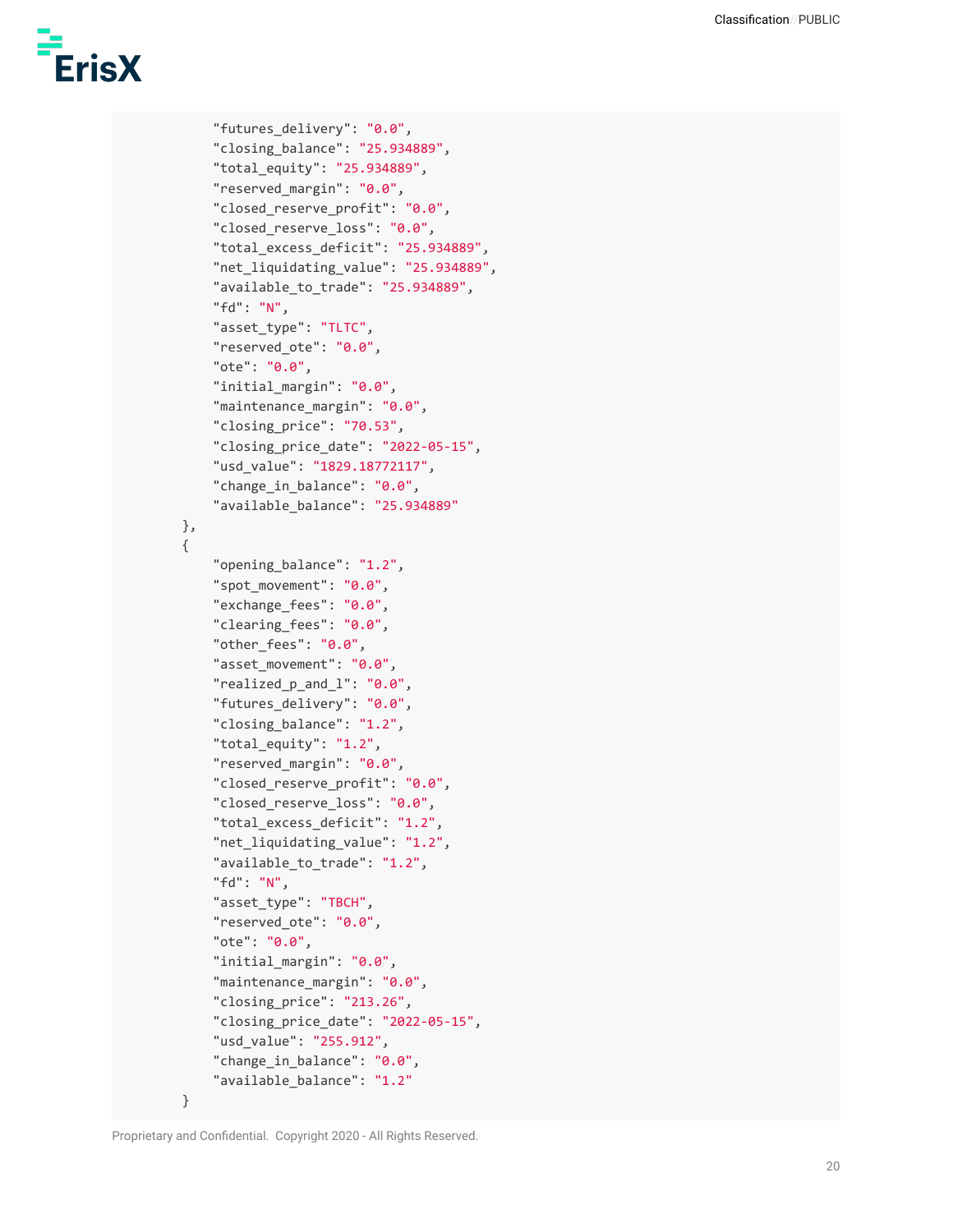```
            "futures_delivery": "0.0",
            "closing_balance": "25.934889",
            "total_equity": "25.934889",
            "reserved_margin": "0.0",
            "closed_reserve_profit": "0.0",
            "closed_reserve_loss": "0.0",
            "total_excess_deficit": "25.934889",
            "net_liquidating_value": "25.934889",
            "available_to_trade": "25.934889",
            "fd": "N",
            "asset_type": "TLTC",
            "reserved_ote": "0.0",
            "ote": "0.0",
            "initial_margin": "0.0",
            "maintenance_margin": "0.0",
            "closing_price": "70.53",
            "closing_price_date": "2022-05-15",
            "usd_value": "1829.18772117",
            "change_in_balance": "0.0",
            "available_balance": "25.934889"
        },
        {
            "opening_balance": "1.2",
            "spot_movement": "0.0",
            "exchange_fees": "0.0",
            "clearing_fees": "0.0",
            "other_fees": "0.0",
            "asset_movement": "0.0",
            "realized_p_and_l": "0.0",
            "futures_delivery": "0.0",
            "closing_balance": "1.2",
            "total_equity": "1.2",
            "reserved_margin": "0.0",
            "closed_reserve_profit": "0.0",
            "closed_reserve_loss": "0.0",
            "total_excess_deficit": "1.2",
            "net_liquidating_value": "1.2",
            "available_to_trade": "1.2",
            "fd": "N",
            "asset_type": "TBCH",
            "reserved_ote": "0.0",
            "ote": "0.0",
            "initial_margin": "0.0",
            "maintenance_margin": "0.0",
            "closing_price": "213.26",
            "closing_price_date": "2022-05-15",
            "usd_value": "255.912",
            "change_in_balance": "0.0",
            "available_balance": "1.2"
        }
```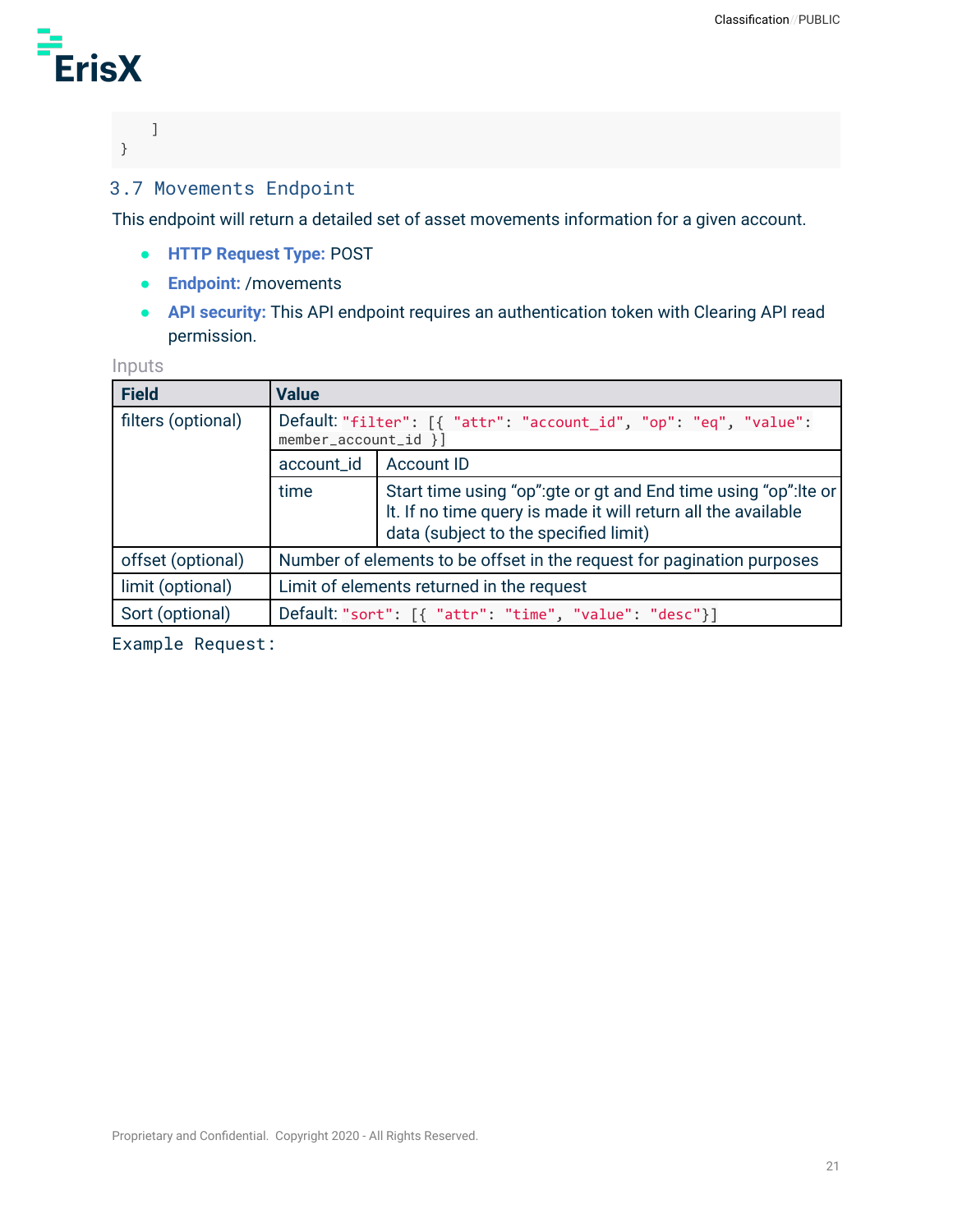```
    ]
}
```

## 3.7 Movements Endpoint

This endpoint will return a detailed set of asset movements information for a given account.

- **HTTP Request Type:** POST
- **Endpoint:** /movements
- **API security:** This API endpoint requires an authentication token with Clearing API read permission.

Inputs

| Field | Value | |
|---|---|---|
| filters (optional) | Default: `"filter": [{ "attr": "account_id", "op": "eq", "value": member_account_id }]` | |
| | account_id | Account ID |
| | time | Start time using "op":gte or gt and End time using "op":lte or lt. If no time query is made it will return all the available data (subject to the specified limit) |
| offset (optional) | Number of elements to be offset in the request for pagination purposes | |
| limit (optional) | Limit of elements returned in the request | |
| Sort (optional) | Default: `"sort": [{ "attr": "time", "value": "desc"}]` | |

Example Request: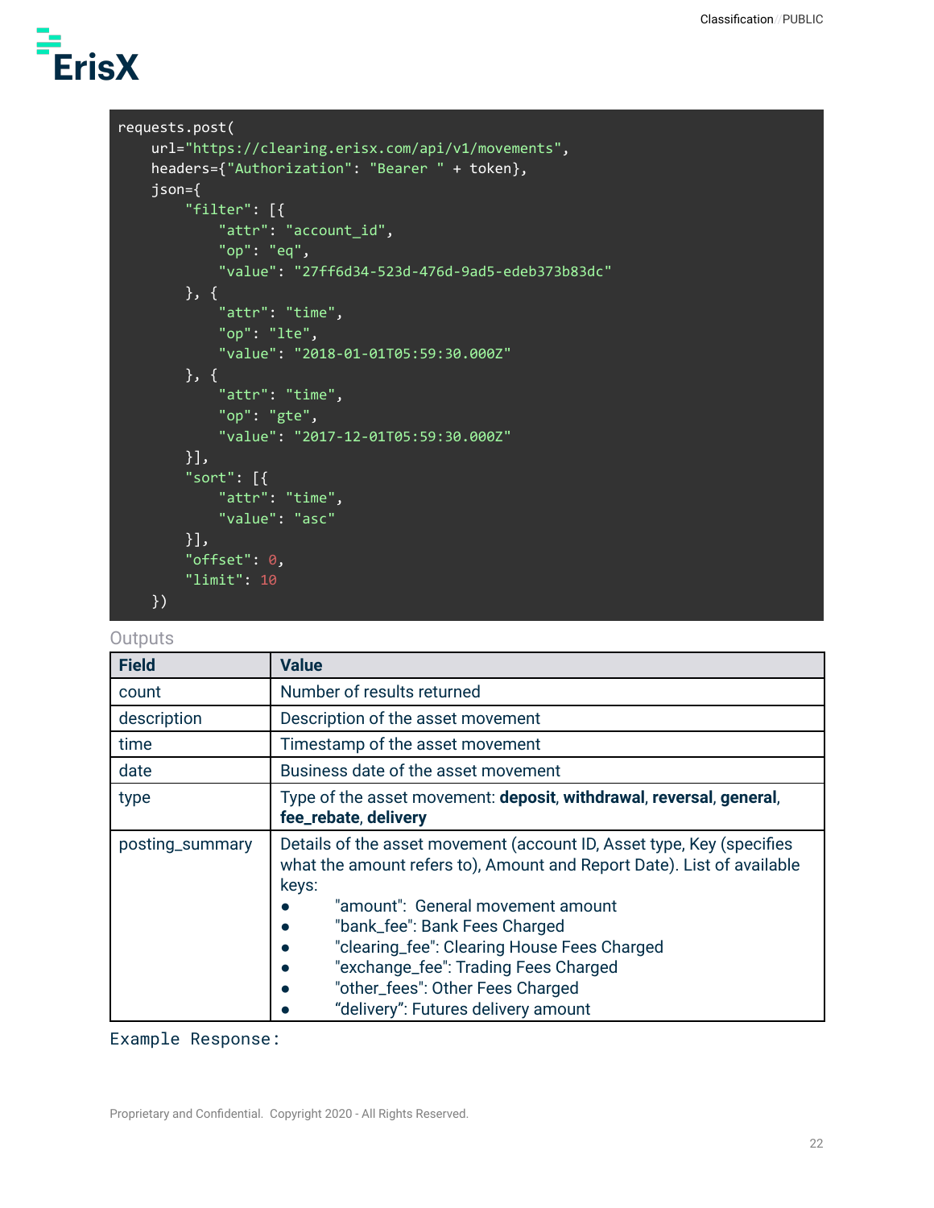```
requests.post(
    url="https://clearing.erisx.com/api/v1/movements",
    headers={"Authorization": "Bearer " + token},
    json={
        "filter": [{
            "attr": "account_id",
            "op": "eq",
            "value": "27ff6d34-523d-476d-9ad5-edeb373b83dc"
        }, {
            "attr": "time",
            "op": "lte",
            "value": "2018-01-01T05:59:30.000Z"
        }, {
            "attr": "time",
            "op": "gte",
            "value": "2017-12-01T05:59:30.000Z"
        }],
        "sort": [{
            "attr": "time",
            "value": "asc"
        }],
        "offset": 0,
        "limit": 10
    })
```

Outputs

| Field | Value |
| --- | --- |
| count | Number of results returned |
| description | Description of the asset movement |
| time | Timestamp of the asset movement |
| date | Business date of the asset movement |
| type | Type of the asset movement: **deposit**, **withdrawal**, **reversal**, **general**, **fee_rebate**, **delivery** |
| posting_summary | Details of the asset movement (account ID, Asset type, Key (specifies what the amount refers to), Amount and Report Date). List of available keys:<br>● "amount": General movement amount<br>● "bank_fee": Bank Fees Charged<br>● "clearing_fee": Clearing House Fees Charged<br>● "exchange_fee": Trading Fees Charged<br>● "other_fees": Other Fees Charged<br>● "delivery": Futures delivery amount |

Example Response: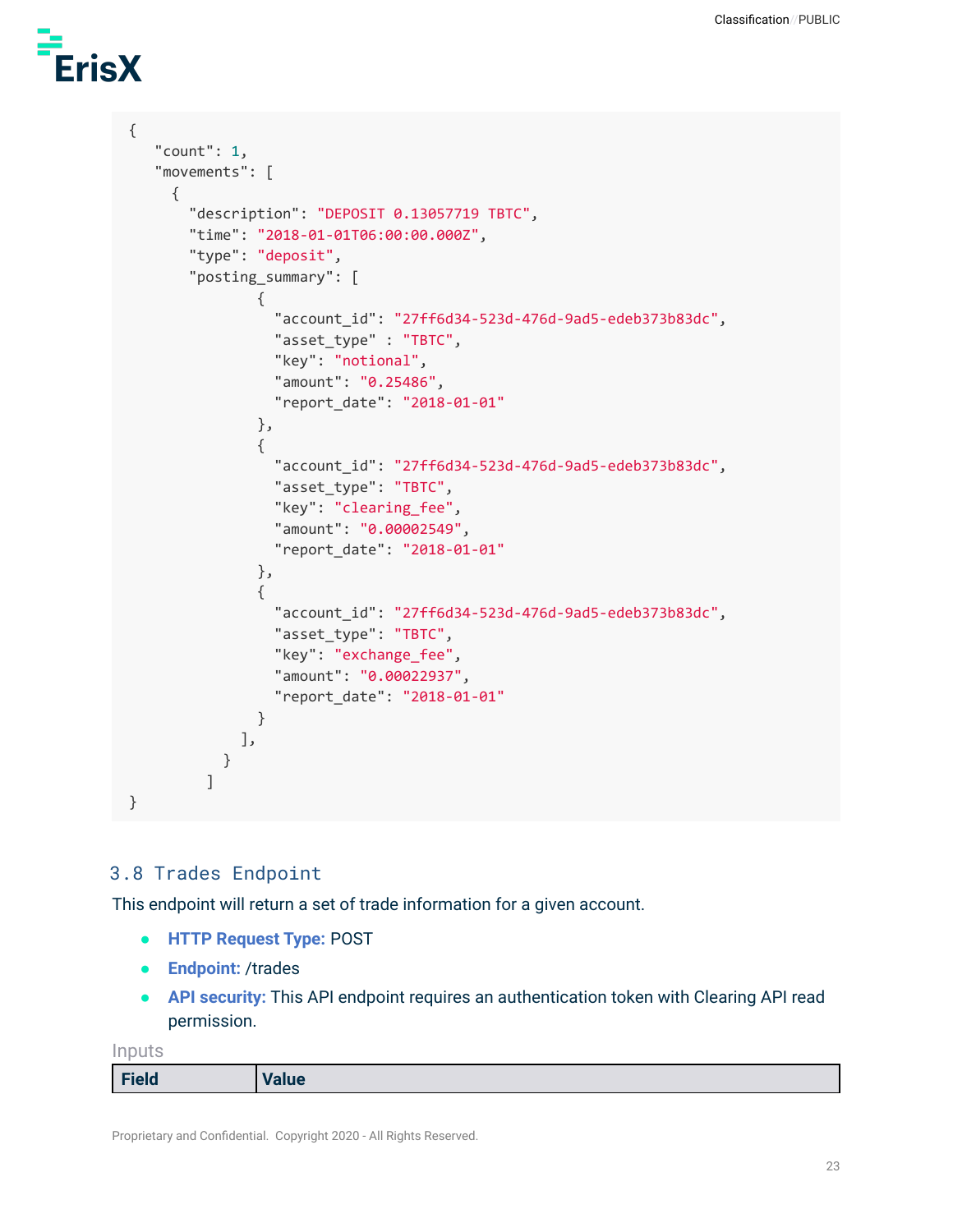```
{
    "count": 1,
    "movements": [
      {
        "description": "DEPOSIT 0.13057719 TBTC",
        "time": "2018-01-01T06:00:00.000Z",
        "type": "deposit",
        "posting_summary": [
                {
                  "account_id": "27ff6d34-523d-476d-9ad5-edeb373b83dc",
                  "asset_type" : "TBTC",
                  "key": "notional",
                  "amount": "0.25486",
                  "report_date": "2018-01-01"
                },
                {
                  "account_id": "27ff6d34-523d-476d-9ad5-edeb373b83dc",
                  "asset_type": "TBTC",
                  "key": "clearing_fee",
                  "amount": "0.00002549",
                  "report_date": "2018-01-01"
                },
                {
                  "account_id": "27ff6d34-523d-476d-9ad5-edeb373b83dc",
                  "asset_type": "TBTC",
                  "key": "exchange_fee",
                  "amount": "0.00022937",
                  "report_date": "2018-01-01"
                }
              ],
            }
          ]
}
```

## 3.8 Trades Endpoint

This endpoint will return a set of trade information for a given account.

- **HTTP Request Type:** POST
- **Endpoint:** /trades
- **API security:** This API endpoint requires an authentication token with Clearing API read permission.

Inputs

| Field | Value |
|---|---|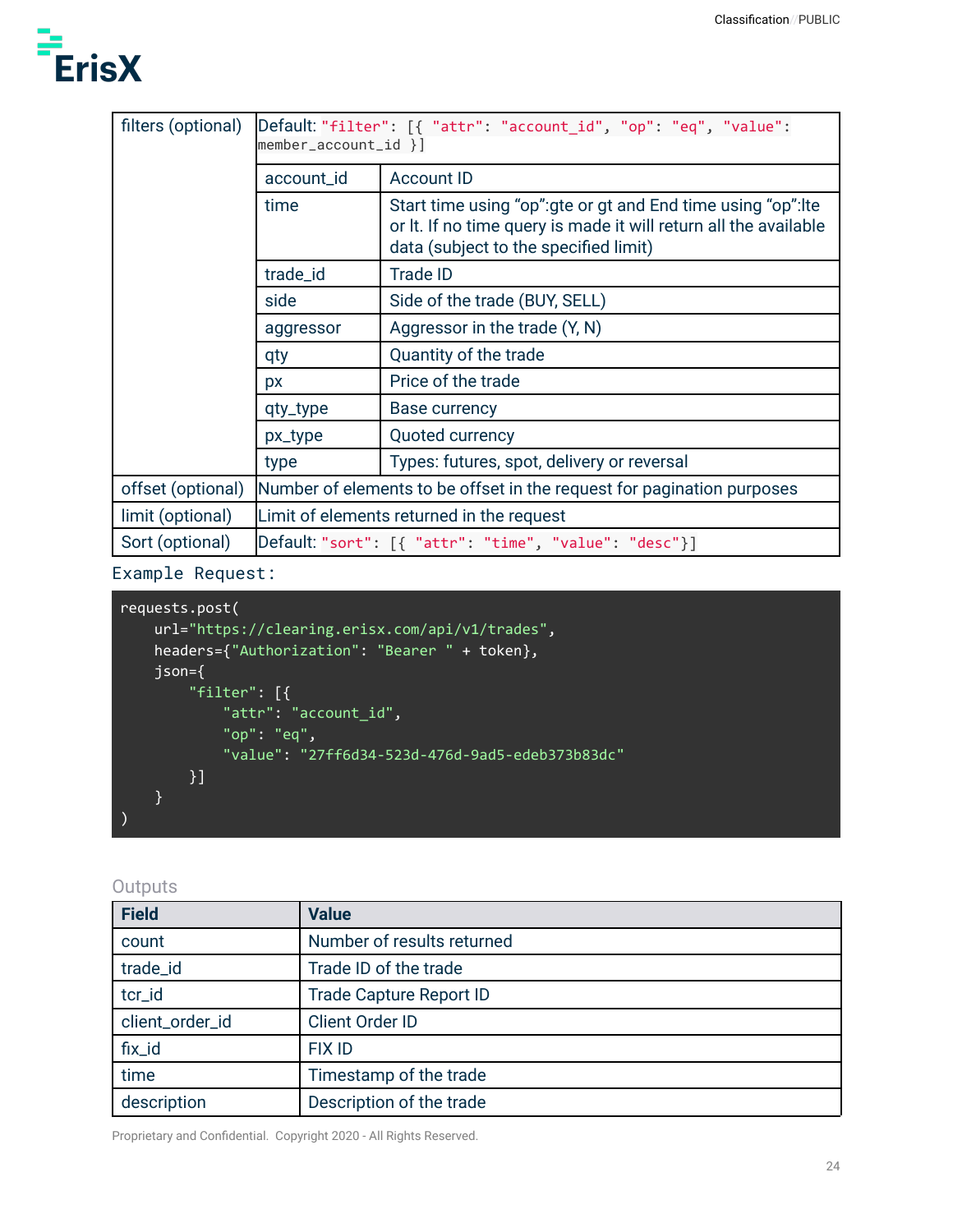| | | |
|---|---|---|
| filters (optional) | Default: `"filter": [{ "attr": "account_id", "op": "eq", "value": member_account_id }]` | |
| | account_id | Account ID |
| | time | Start time using "op":gte or gt and End time using "op":lte or lt. If no time query is made it will return all the available data (subject to the specified limit) |
| | trade_id | Trade ID |
| | side | Side of the trade (BUY, SELL) |
| | aggressor | Aggressor in the trade (Y, N) |
| | qty | Quantity of the trade |
| | px | Price of the trade |
| | qty_type | Base currency |
| | px_type | Quoted currency |
| | type | Types: futures, spot, delivery or reversal |
| offset (optional) | Number of elements to be offset in the request for pagination purposes | |
| limit (optional) | Limit of elements returned in the request | |
| Sort (optional) | Default: `"sort": [{ "attr": "time", "value": "desc"}]` | |

Example Request:

```
requests.post(
    url="https://clearing.erisx.com/api/v1/trades",
    headers={"Authorization": "Bearer " + token},
    json={
        "filter": [{
            "attr": "account_id",
            "op": "eq",
            "value": "27ff6d34-523d-476d-9ad5-edeb373b83dc"
        }]
    }
)
```

Outputs

| Field | Value |
|---|---|
| count | Number of results returned |
| trade_id | Trade ID of the trade |
| tcr_id | Trade Capture Report ID |
| client_order_id | Client Order ID |
| fix_id | FIX ID |
| time | Timestamp of the trade |
| description | Description of the trade |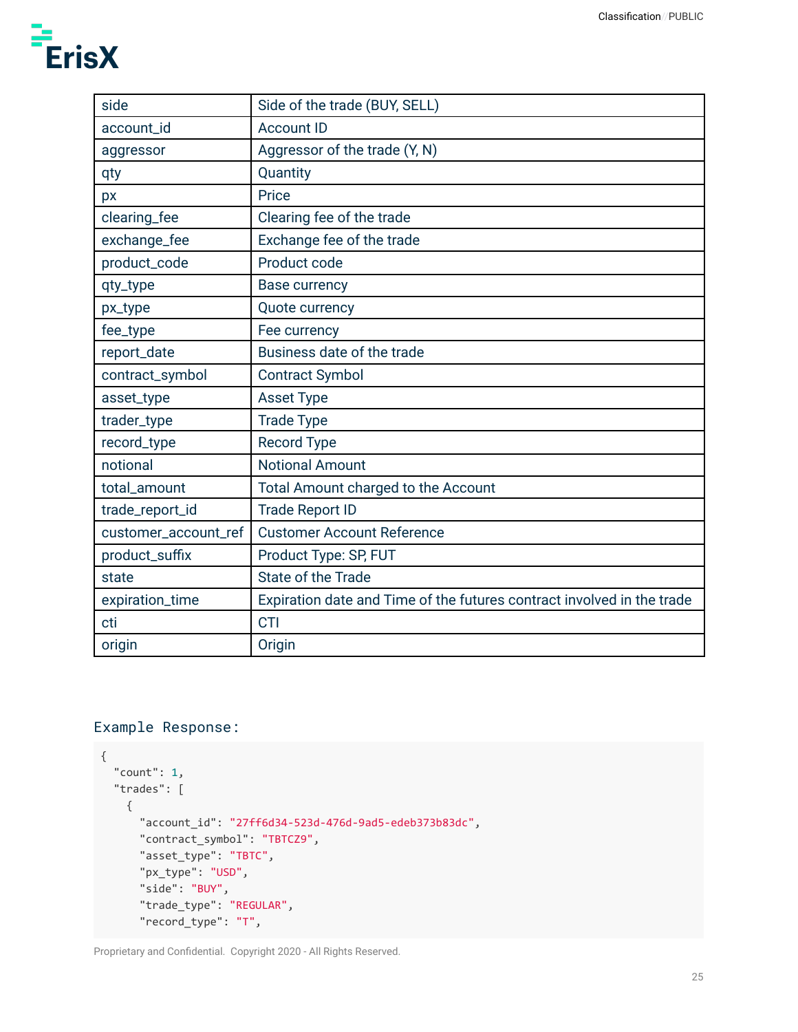| side | Side of the trade (BUY, SELL) |
|---|---|
| account_id | Account ID |
| aggressor | Aggressor of the trade (Y, N) |
| qty | Quantity |
| px | Price |
| clearing_fee | Clearing fee of the trade |
| exchange_fee | Exchange fee of the trade |
| product_code | Product code |
| qty_type | Base currency |
| px_type | Quote currency |
| fee_type | Fee currency |
| report_date | Business date of the trade |
| contract_symbol | Contract Symbol |
| asset_type | Asset Type |
| trader_type | Trade Type |
| record_type | Record Type |
| notional | Notional Amount |
| total_amount | Total Amount charged to the Account |
| trade_report_id | Trade Report ID |
| customer_account_ref | Customer Account Reference |
| product_suffix | Product Type: SP, FUT |
| state | State of the Trade |
| expiration_time | Expiration date and Time of the futures contract involved in the trade |
| cti | CTI |
| origin | Origin |

Example Response:

```
{
  "count": 1,
  "trades": [
    {
      "account_id": "27ff6d34-523d-476d-9ad5-edeb373b83dc",
      "contract_symbol": "TBTCZ9",
      "asset_type": "TBTC",
      "px_type": "USD",
      "side": "BUY",
      "trade_type": "REGULAR",
      "record_type": "T",
```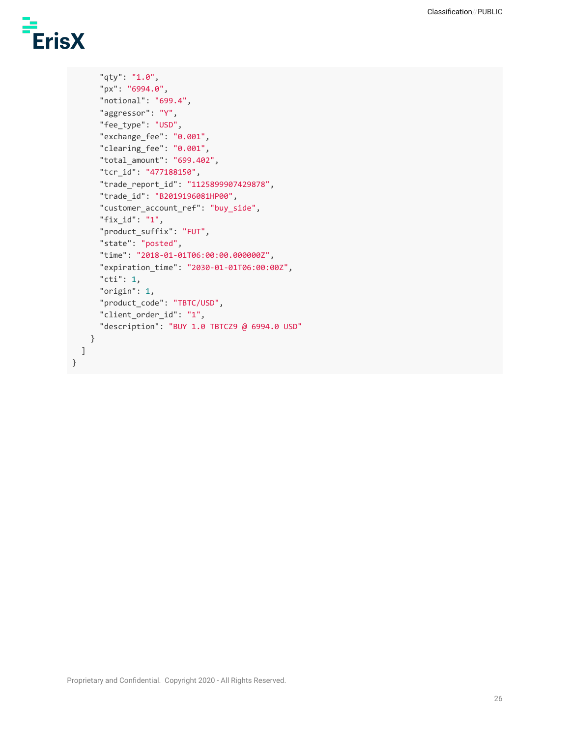```
      "qty": "1.0",
      "px": "6994.0",
      "notional": "699.4",
      "aggressor": "Y",
      "fee_type": "USD",
      "exchange_fee": "0.001",
      "clearing_fee": "0.001",
      "total_amount": "699.402",
      "tcr_id": "477188150",
      "trade_report_id": "1125899907429878",
      "trade_id": "B2019196081HP00",
      "customer_account_ref": "buy_side",
      "fix_id": "1",
      "product_suffix": "FUT",
      "state": "posted",
      "time": "2018-01-01T06:00:00.000000Z",
      "expiration_time": "2030-01-01T06:00:00Z",
      "cti": 1,
      "origin": 1,
      "product_code": "TBTC/USD",
      "client_order_id": "1",
      "description": "BUY 1.0 TBTCZ9 @ 6994.0 USD"
    }
  ]
}
```

Proprietary and Confidential. Copyright 2020 - All Rights Reserved.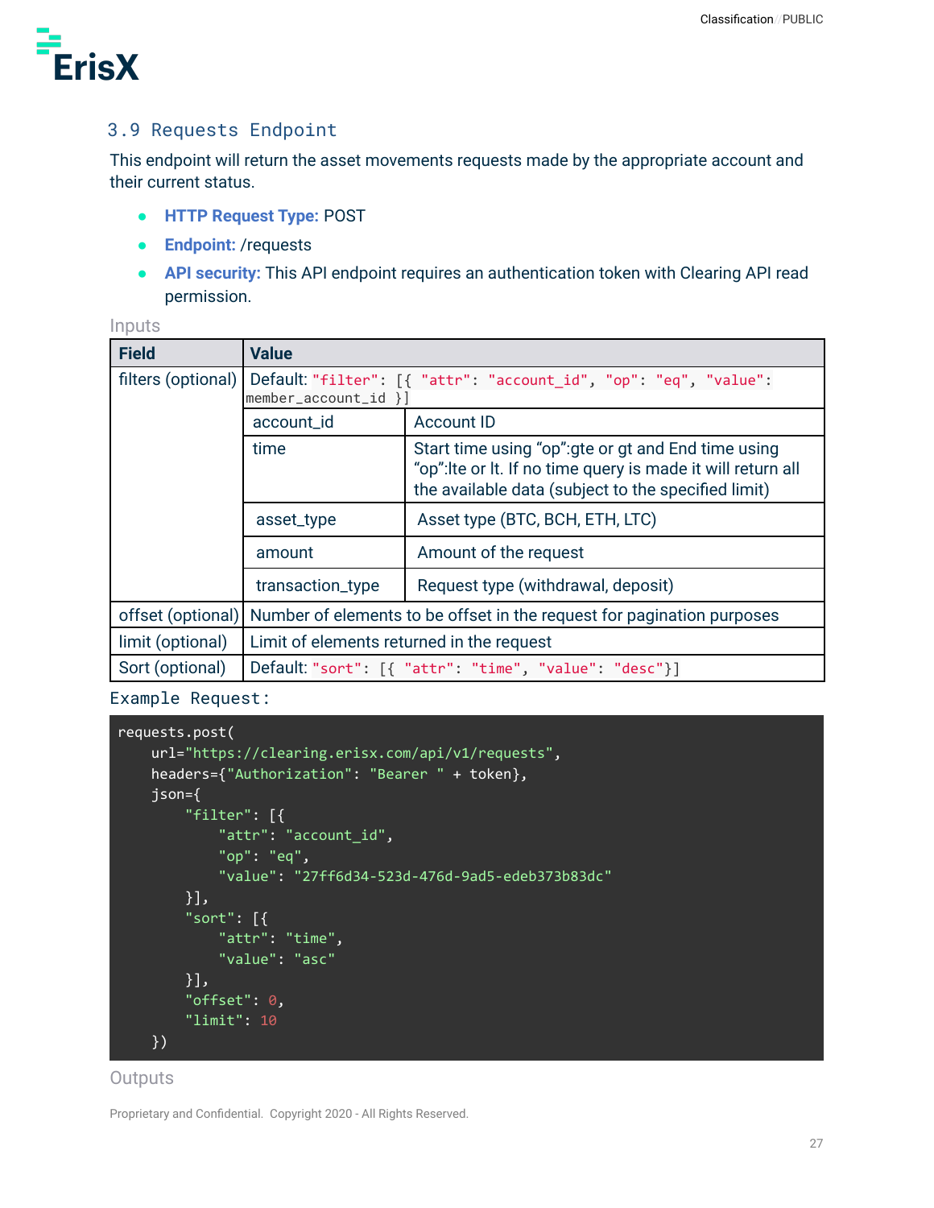### 3.9 Requests Endpoint

This endpoint will return the asset movements requests made by the appropriate account and their current status.

- **HTTP Request Type:** POST
- **Endpoint:** /requests
- **API security:** This API endpoint requires an authentication token with Clearing API read permission.

Inputs

| Field | Value | |
|---|---|---|
| filters (optional) | Default: `"filter": [{ "attr": "account_id", "op": "eq", "value": member_account_id }]` | |
| | account_id | Account ID |
| | time | Start time using "op":gte or gt and End time using "op":lte or lt. If no time query is made it will return all the available data (subject to the specified limit) |
| | asset_type | Asset type (BTC, BCH, ETH, LTC) |
| | amount | Amount of the request |
| | transaction_type | Request type (withdrawal, deposit) |
| offset (optional) | Number of elements to be offset in the request for pagination purposes | |
| limit (optional) | Limit of elements returned in the request | |
| Sort (optional) | Default: `"sort": [{ "attr": "time", "value": "desc"}]` | |

Example Request:

```
requests.post(
    url="https://clearing.erisx.com/api/v1/requests",
    headers={"Authorization": "Bearer " + token},
    json={
        "filter": [{
            "attr": "account_id",
            "op": "eq",
            "value": "27ff6d34-523d-476d-9ad5-edeb373b83dc"
        }],
        "sort": [{
            "attr": "time",
            "value": "asc"
        }],
        "offset": 0,
        "limit": 10
    })
```

Outputs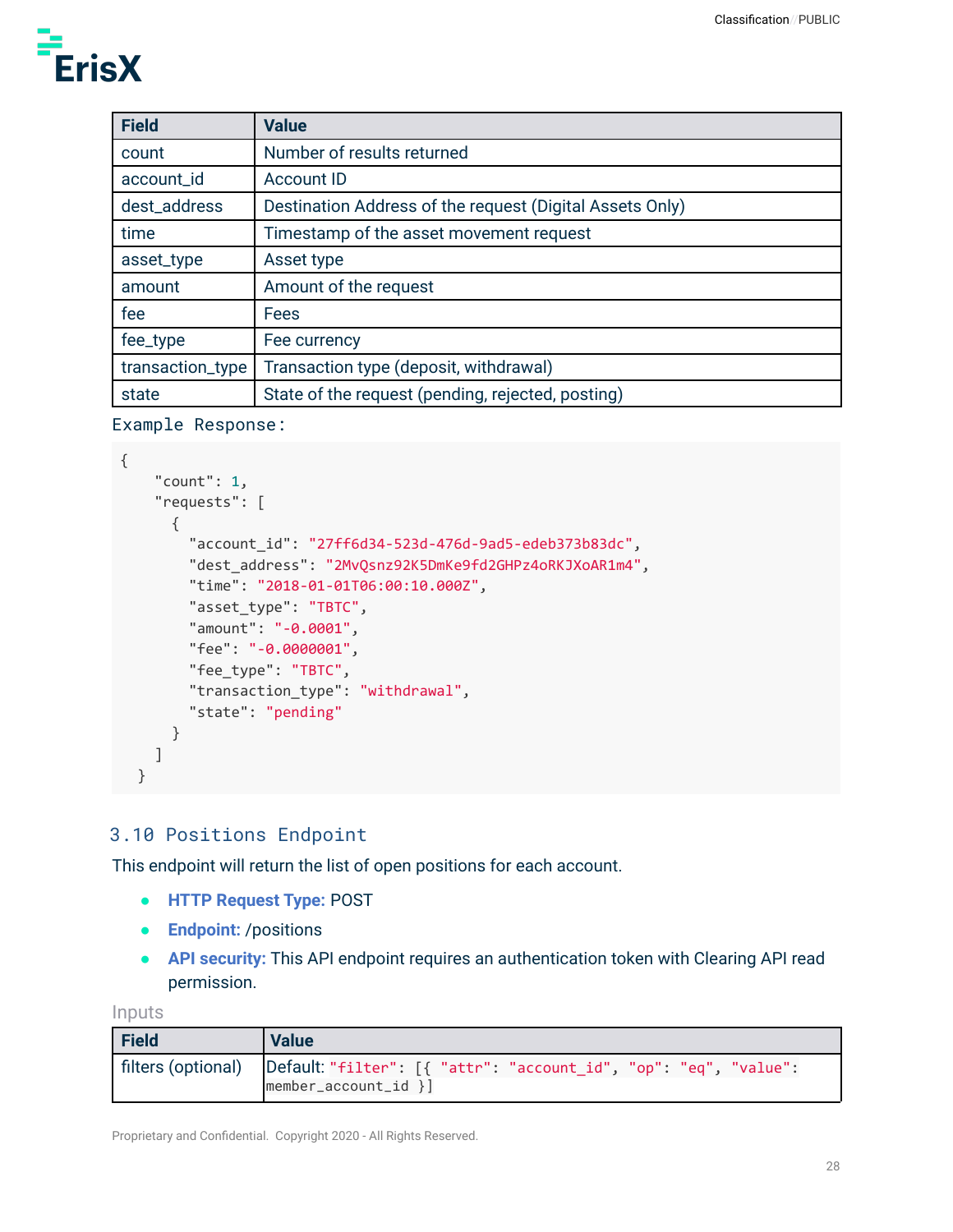| Field | Value |
|---|---|
| count | Number of results returned |
| account_id | Account ID |
| dest_address | Destination Address of the request (Digital Assets Only) |
| time | Timestamp of the asset movement request |
| asset_type | Asset type |
| amount | Amount of the request |
| fee | Fees |
| fee_type | Fee currency |
| transaction_type | Transaction type (deposit, withdrawal) |
| state | State of the request (pending, rejected, posting) |

Example Response:

```
{
    "count": 1,
    "requests": [
      {
        "account_id": "27ff6d34-523d-476d-9ad5-edeb373b83dc",
        "dest_address": "2MvQsnz92K5DmKe9fd2GHPz4oRKJXoAR1m4",
        "time": "2018-01-01T06:00:10.000Z",
        "asset_type": "TBTC",
        "amount": "-0.0001",
        "fee": "-0.0000001",
        "fee_type": "TBTC",
        "transaction_type": "withdrawal",
        "state": "pending"
      }
    ]
  }
```

## 3.10 Positions Endpoint

This endpoint will return the list of open positions for each account.

- **HTTP Request Type:** POST
- **Endpoint:** /positions
- **API security:** This API endpoint requires an authentication token with Clearing API read permission.

Inputs

| Field | Value |
|---|---|
| filters (optional) | Default: `"filter": [{ "attr": "account_id", "op": "eq", "value": member_account_id }]` |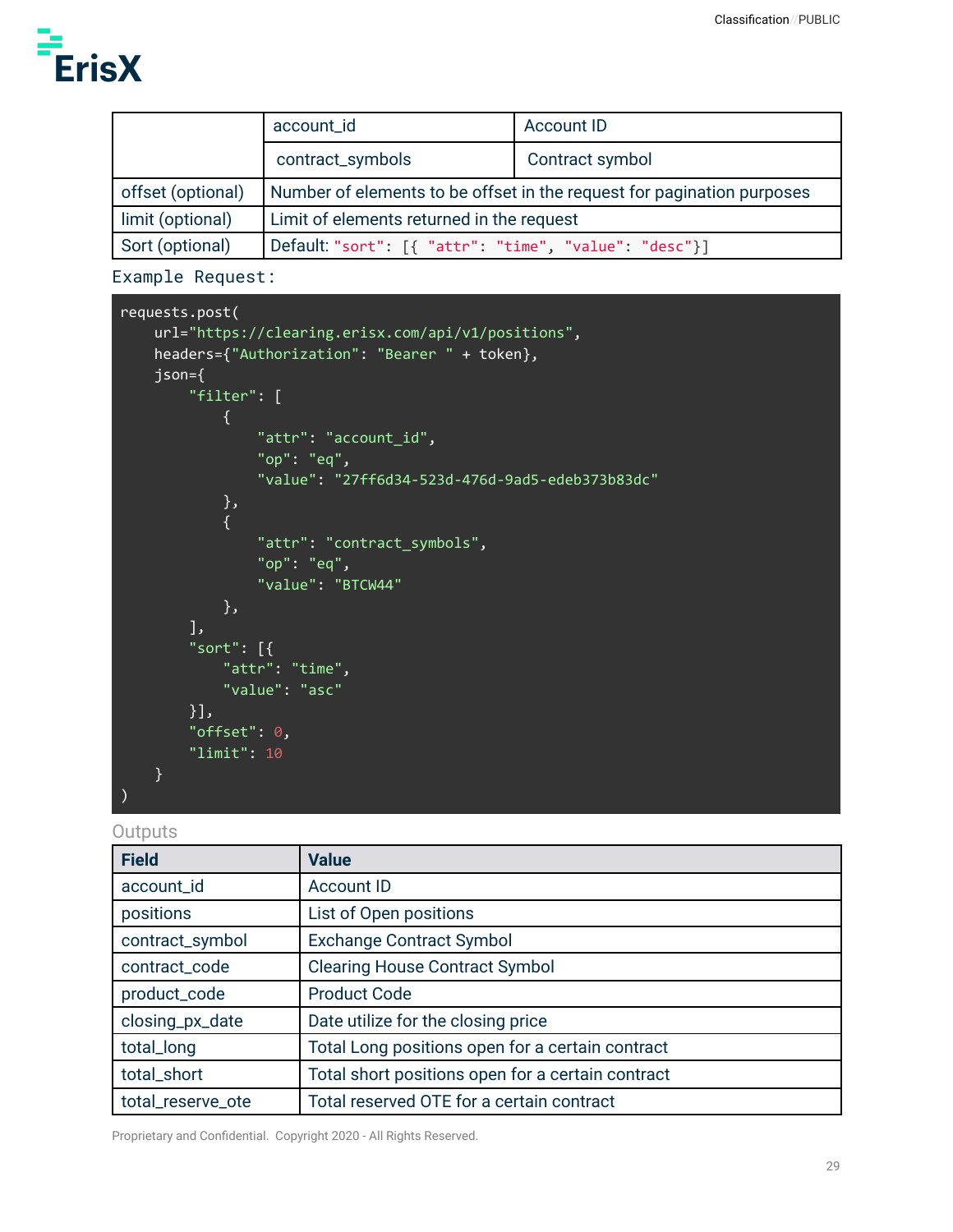| | | |
|---|---|---|
| | account_id | Account ID |
| | contract_symbols | Contract symbol |
| offset (optional) | Number of elements to be offset in the request for pagination purposes | |
| limit (optional) | Limit of elements returned in the request | |
| Sort (optional) | Default: "sort": [{ "attr": "time", "value": "desc"}] | |

Example Request:

```
requests.post(
    url="https://clearing.erisx.com/api/v1/positions",
    headers={"Authorization": "Bearer " + token},
    json={
        "filter": [
            {
                "attr": "account_id",
                "op": "eq",
                "value": "27ff6d34-523d-476d-9ad5-edeb373b83dc"
            },
            {
                "attr": "contract_symbols",
                "op": "eq",
                "value": "BTCW44"
            },
        ],
        "sort": [{
            "attr": "time",
            "value": "asc"
        }],
        "offset": 0,
        "limit": 10
    }
)
```

Outputs

| Field | Value |
|---|---|
| account_id | Account ID |
| positions | List of Open positions |
| contract_symbol | Exchange Contract Symbol |
| contract_code | Clearing House Contract Symbol |
| product_code | Product Code |
| closing_px_date | Date utilize for the closing price |
| total_long | Total Long positions open for a certain contract |
| total_short | Total short positions open for a certain contract |
| total_reserve_ote | Total reserved OTE for a certain contract |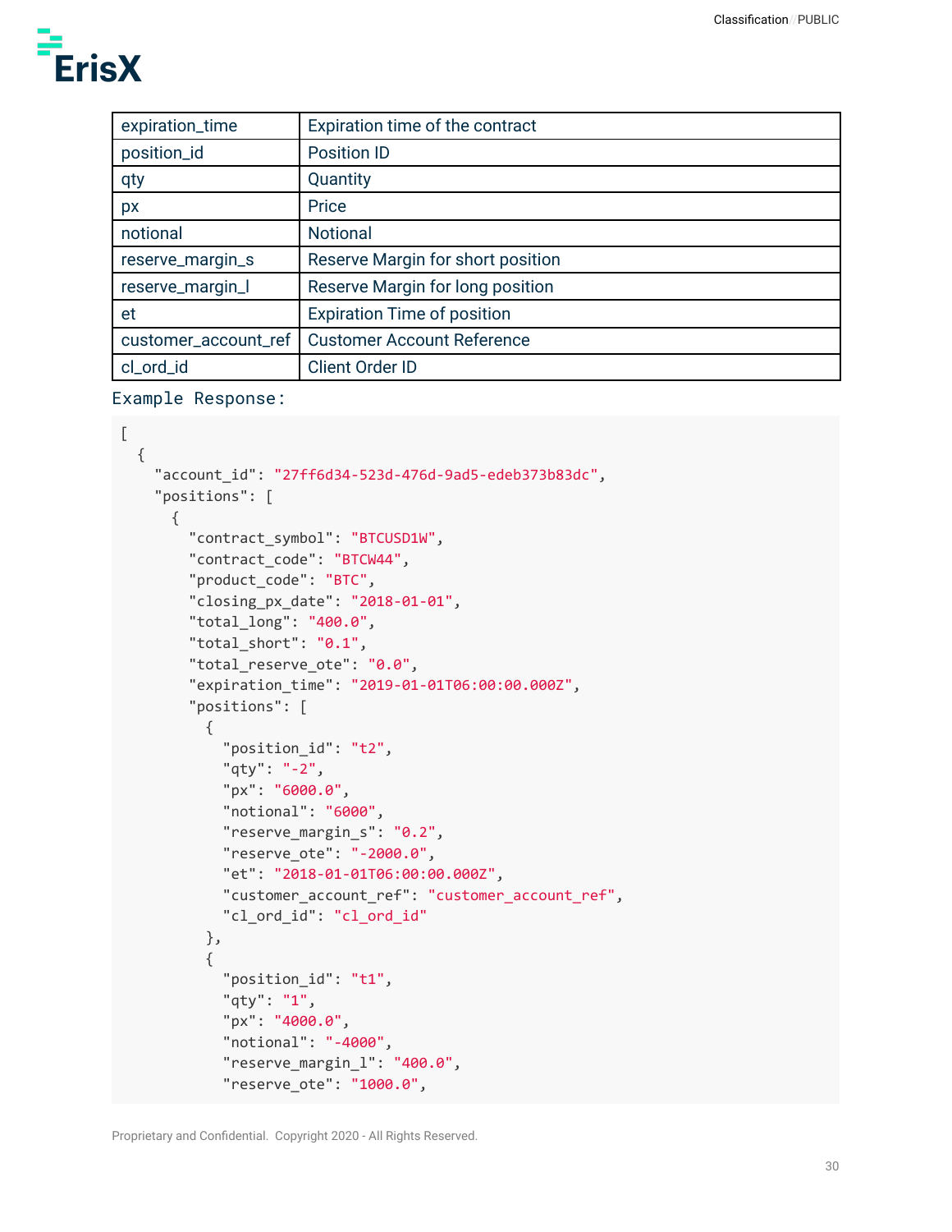| expiration_time | Expiration time of the contract |
|---|---|
| position_id | Position ID |
| qty | Quantity |
| px | Price |
| notional | Notional |
| reserve_margin_s | Reserve Margin for short position |
| reserve_margin_l | Reserve Margin for long position |
| et | Expiration Time of position |
| customer_account_ref | Customer Account Reference |
| cl_ord_id | Client Order ID |

Example Response:

```
[
  {
    "account_id": "27ff6d34-523d-476d-9ad5-edeb373b83dc",
    "positions": [
      {
        "contract_symbol": "BTCUSD1W",
        "contract_code": "BTCW44",
        "product_code": "BTC",
        "closing_px_date": "2018-01-01",
        "total_long": "400.0",
        "total_short": "0.1",
        "total_reserve_ote": "0.0",
        "expiration_time": "2019-01-01T06:00:00.000Z",
        "positions": [
          {
            "position_id": "t2",
            "qty": "-2",
            "px": "6000.0",
            "notional": "6000",
            "reserve_margin_s": "0.2",
            "reserve_ote": "-2000.0",
            "et": "2018-01-01T06:00:00.000Z",
            "customer_account_ref": "customer_account_ref",
            "cl_ord_id": "cl_ord_id"
          },
          {
            "position_id": "t1",
            "qty": "1",
            "px": "4000.0",
            "notional": "-4000",
            "reserve_margin_l": "400.0",
            "reserve_ote": "1000.0",
```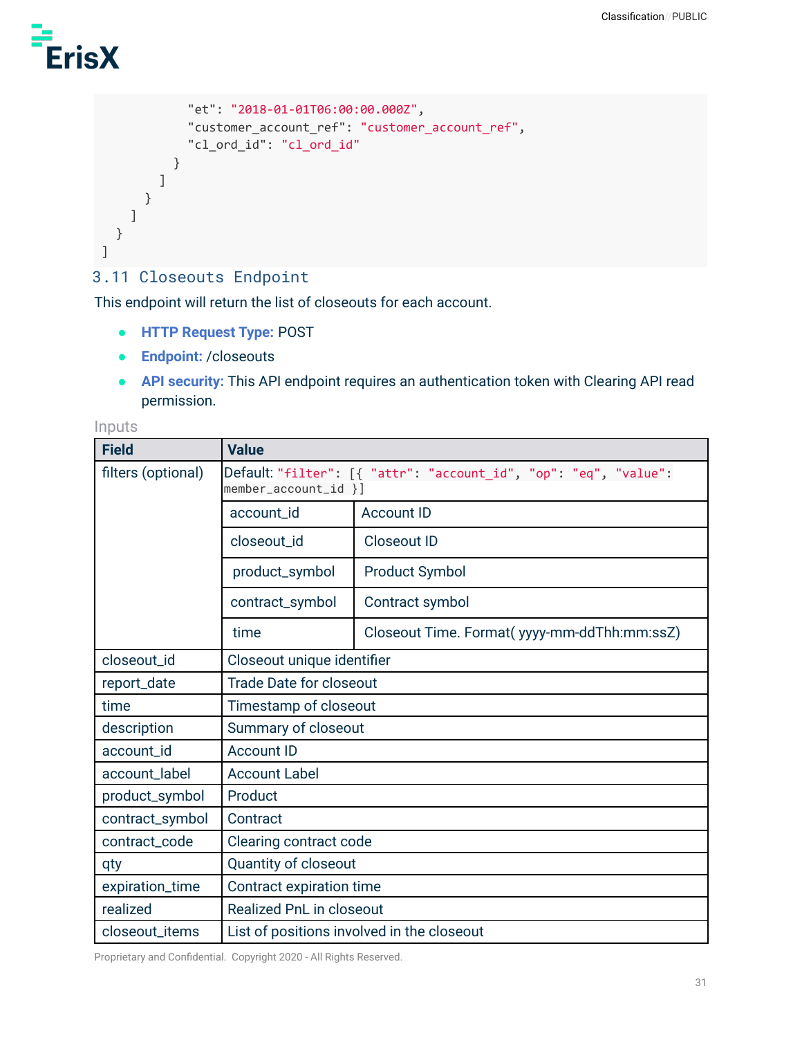```
            "et": "2018-01-01T06:00:00.000Z",
            "customer_account_ref": "customer_account_ref",
            "cl_ord_id": "cl_ord_id"
          }
        ]
      }
    ]
  }
]
```

## 3.11 Closeouts Endpoint

This endpoint will return the list of closeouts for each account.

- **HTTP Request Type:** POST
- **Endpoint:** /closeouts
- **API security:** This API endpoint requires an authentication token with Clearing API read permission.

### Inputs

| Field | Value | |
|---|---|---|
| filters (optional) | Default: `"filter": [{ "attr": "account_id", "op": "eq", "value": member_account_id }]` | |
| | account_id | Account ID |
| | closeout_id | Closeout ID |
| | product_symbol | Product Symbol |
| | contract_symbol | Contract symbol |
| | time | Closeout Time. Format( yyyy-mm-ddThh:mm:ssZ) |
| closeout_id | Closeout unique identifier | |
| report_date | Trade Date for closeout | |
| time | Timestamp of closeout | |
| description | Summary of closeout | |
| account_id | Account ID | |
| account_label | Account Label | |
| product_symbol | Product | |
| contract_symbol | Contract | |
| contract_code | Clearing contract code | |
| qty | Quantity of closeout | |
| expiration_time | Contract expiration time | |
| realized | Realized PnL in closeout | |
| closeout_items | List of positions involved in the closeout | |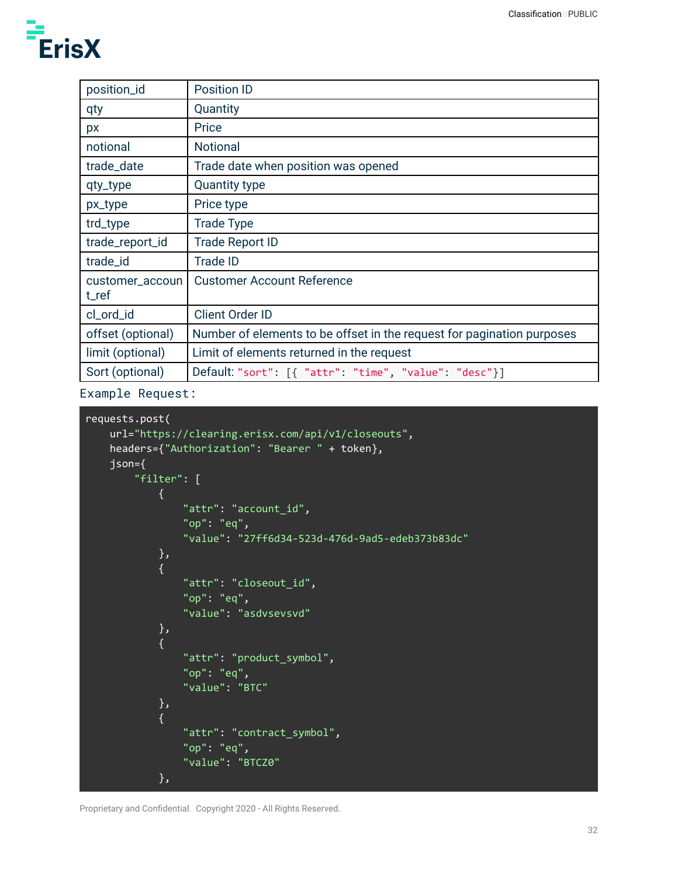| | |
|---|---|
| position_id | Position ID |
| qty | Quantity |
| px | Price |
| notional | Notional |
| trade_date | Trade date when position was opened |
| qty_type | Quantity type |
| px_type | Price type |
| trd_type | Trade Type |
| trade_report_id | Trade Report ID |
| trade_id | Trade ID |
| customer_account_ref | Customer Account Reference |
| cl_ord_id | Client Order ID |
| offset (optional) | Number of elements to be offset in the request for pagination purposes |
| limit (optional) | Limit of elements returned in the request |
| Sort (optional) | Default: `"sort": [{ "attr": "time", "value": "desc"}]` |

Example Request:

```
requests.post(
    url="https://clearing.erisx.com/api/v1/closeouts",
    headers={"Authorization": "Bearer " + token},
    json={
        "filter": [
            {
                "attr": "account_id",
                "op": "eq",
                "value": "27ff6d34-523d-476d-9ad5-edeb373b83dc"
            },
            {
                "attr": "closeout_id",
                "op": "eq",
                "value": "asdvsevsvd"
            },
            {
                "attr": "product_symbol",
                "op": "eq",
                "value": "BTC"
            },
            {
                "attr": "contract_symbol",
                "op": "eq",
                "value": "BTCZ0"
            },
```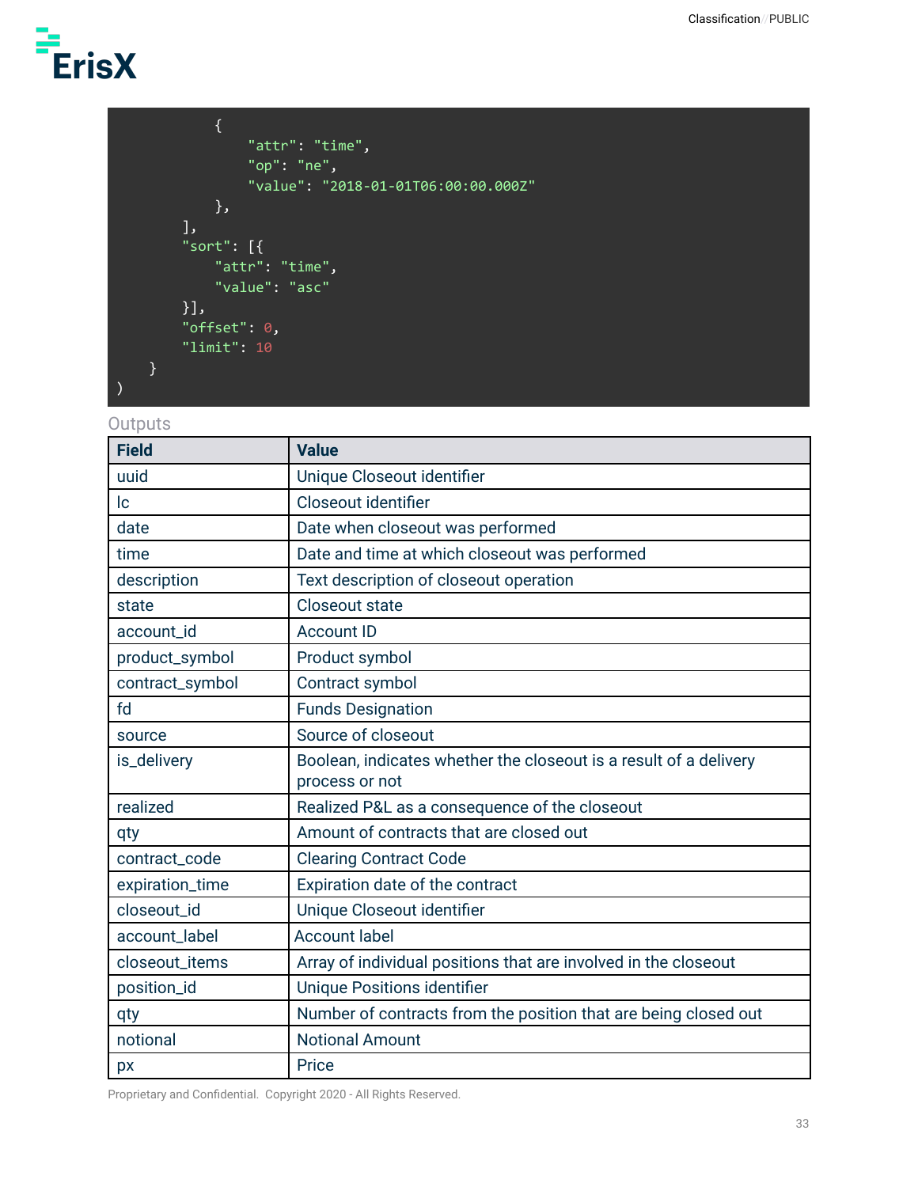```
            {
                "attr": "time",
                "op": "ne",
                "value": "2018-01-01T06:00:00.000Z"
            },
        ],
        "sort": [{
            "attr": "time",
            "value": "asc"
        }],
        "offset": 0,
        "limit": 10
    }
)
```

Outputs

| Field | Value |
|---|---|
| uuid | Unique Closeout identifier |
| lc | Closeout identifier |
| date | Date when closeout was performed |
| time | Date and time at which closeout was performed |
| description | Text description of closeout operation |
| state | Closeout state |
| account_id | Account ID |
| product_symbol | Product symbol |
| contract_symbol | Contract symbol |
| fd | Funds Designation |
| source | Source of closeout |
| is_delivery | Boolean, indicates whether the closeout is a result of a delivery process or not |
| realized | Realized P&L as a consequence of the closeout |
| qty | Amount of contracts that are closed out |
| contract_code | Clearing Contract Code |
| expiration_time | Expiration date of the contract |
| closeout_id | Unique Closeout identifier |
| account_label | Account label |
| closeout_items | Array of individual positions that are involved in the closeout |
| position_id | Unique Positions identifier |
| qty | Number of contracts from the position that are being closed out |
| notional | Notional Amount |
| px | Price |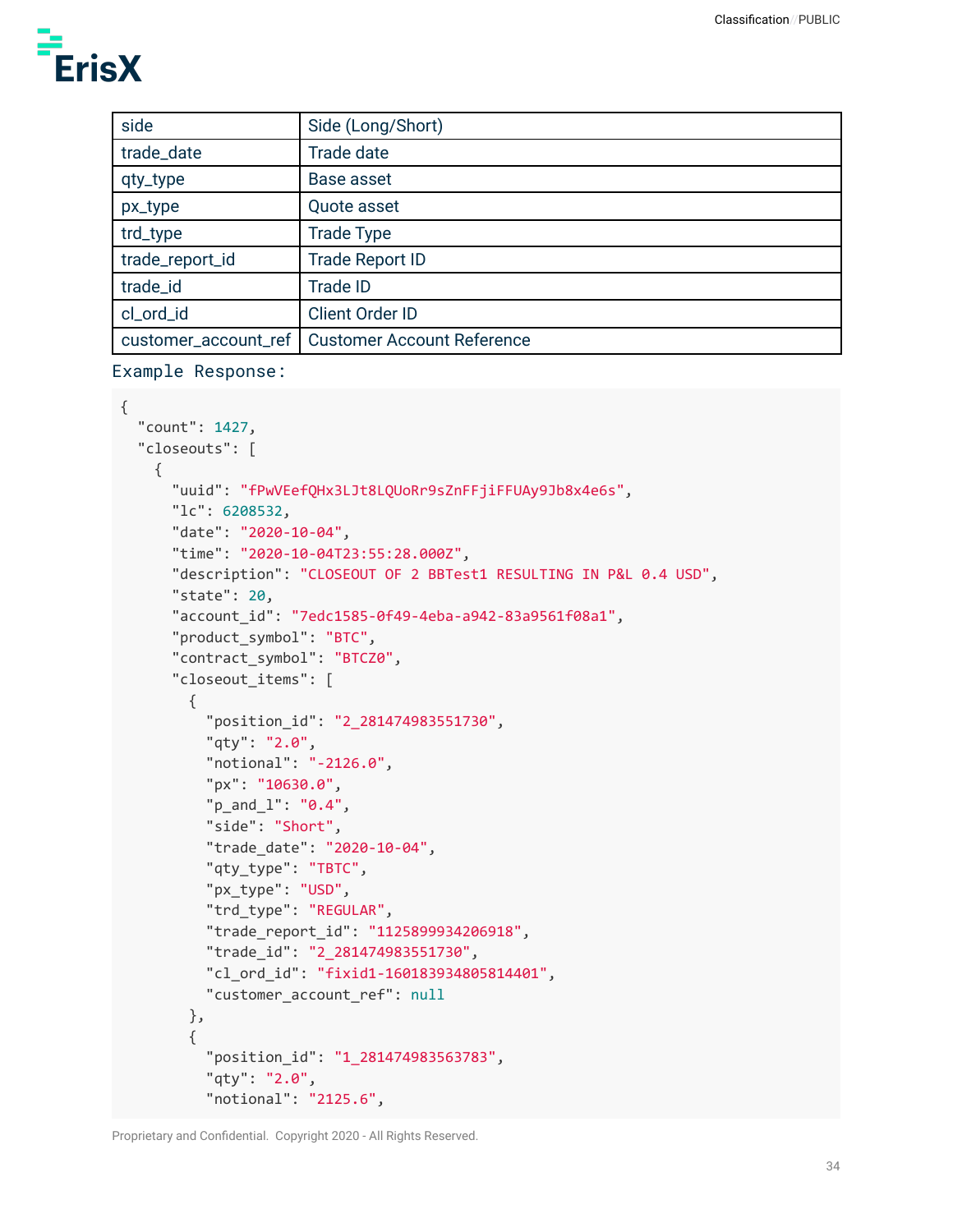| side | Side (Long/Short) |
|---|---|
| trade_date | Trade date |
| qty_type | Base asset |
| px_type | Quote asset |
| trd_type | Trade Type |
| trade_report_id | Trade Report ID |
| trade_id | Trade ID |
| cl_ord_id | Client Order ID |
| customer_account_ref | Customer Account Reference |

Example Response:

```
{
  "count": 1427,
  "closeouts": [
    {
      "uuid": "fPwVEefQHx3LJt8LQUoRr9sZnFFjiFFUAy9Jb8x4e6s",
      "lc": 6208532,
      "date": "2020-10-04",
      "time": "2020-10-04T23:55:28.000Z",
      "description": "CLOSEOUT OF 2 BBTest1 RESULTING IN P&L 0.4 USD",
      "state": 20,
      "account_id": "7edc1585-0f49-4eba-a942-83a9561f08a1",
      "product_symbol": "BTC",
      "contract_symbol": "BTCZ0",
      "closeout_items": [
        {
          "position_id": "2_281474983551730",
          "qty": "2.0",
          "notional": "-2126.0",
          "px": "10630.0",
          "p_and_l": "0.4",
          "side": "Short",
          "trade_date": "2020-10-04",
          "qty_type": "TBTC",
          "px_type": "USD",
          "trd_type": "REGULAR",
          "trade_report_id": "1125899934206918",
          "trade_id": "2_281474983551730",
          "cl_ord_id": "fixid1-160183934805814401",
          "customer_account_ref": null
        },
        {
          "position_id": "1_281474983563783",
          "qty": "2.0",
          "notional": "2125.6",
```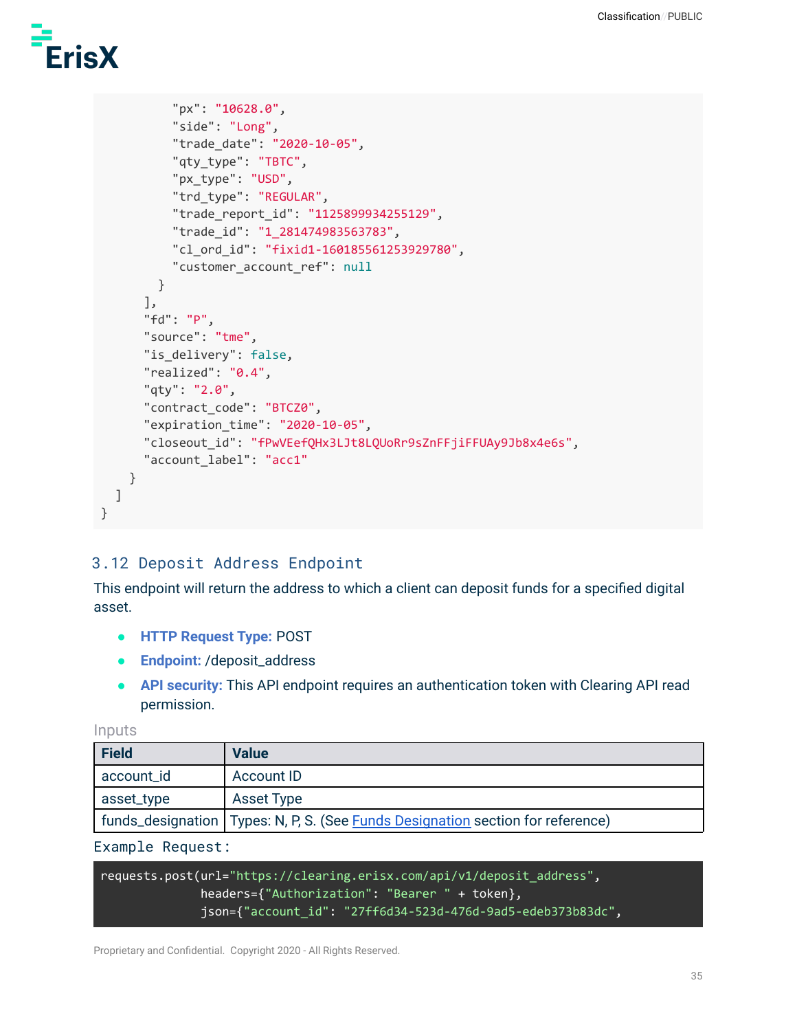```
            "px": "10628.0",
            "side": "Long",
            "trade_date": "2020-10-05",
            "qty_type": "TBTC",
            "px_type": "USD",
            "trd_type": "REGULAR",
            "trade_report_id": "1125899934255129",
            "trade_id": "1_281474983563783",
            "cl_ord_id": "fixid1-160185561253929780",
            "customer_account_ref": null
          }
        ],
        "fd": "P",
        "source": "tme",
        "is_delivery": false,
        "realized": "0.4",
        "qty": "2.0",
        "contract_code": "BTCZ0",
        "expiration_time": "2020-10-05",
        "closeout_id": "fPwVEefQHx3LJt8LQUoRr9sZnFFjiFFUAy9Jb8x4e6s",
        "account_label": "acc1"
      }
    ]
}
```

## 3.12 Deposit Address Endpoint

This endpoint will return the address to which a client can deposit funds for a specified digital asset.

- **HTTP Request Type:** POST
- **Endpoint:** /deposit_address
- **API security:** This API endpoint requires an authentication token with Clearing API read permission.

Inputs

| Field | Value |
|---|---|
| account_id | Account ID |
| asset_type | Asset Type |
| funds_designation | Types: N, P, S. (See Funds Designation section for reference) |

Example Request:

```
requests.post(url="https://clearing.erisx.com/api/v1/deposit_address",
              headers={"Authorization": "Bearer " + token},
              json={"account_id": "27ff6d34-523d-476d-9ad5-edeb373b83dc",
```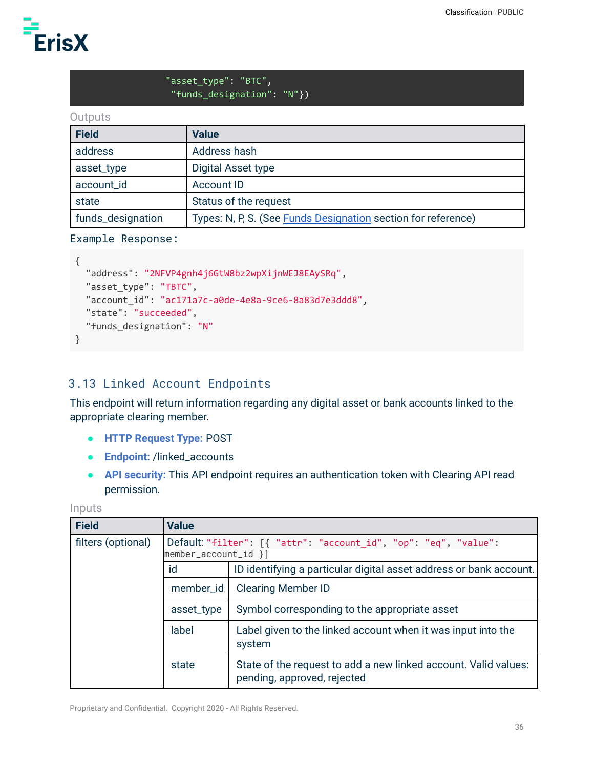```
                "asset_type": "BTC",
                 "funds_designation": "N"})
```

Outputs

| Field | Value |
|---|---|
| address | Address hash |
| asset_type | Digital Asset type |
| account_id | Account ID |
| state | Status of the request |
| funds_designation | Types: N, P, S. (See Funds Designation section for reference) |

Example Response:

```
{
  "address": "2NFVP4gnh4j6GtW8bz2wpXijnWEJ8EAySRq",
  "asset_type": "TBTC",
  "account_id": "ac171a7c-a0de-4e8a-9ce6-8a83d7e3ddd8",
  "state": "succeeded",
  "funds_designation": "N"
}
```

## 3.13 Linked Account Endpoints

This endpoint will return information regarding any digital asset or bank accounts linked to the appropriate clearing member.

- **HTTP Request Type:** POST
- **Endpoint:** /linked_accounts
- **API security:** This API endpoint requires an authentication token with Clearing API read permission.

Inputs

| Field | Value | |
|---|---|---|
| filters (optional) | Default: `"filter": [{ "attr": "account_id", "op": "eq", "value": member_account_id }]` | |
| | id | ID identifying a particular digital asset address or bank account. |
| | member_id | Clearing Member ID |
| | asset_type | Symbol corresponding to the appropriate asset |
| | label | Label given to the linked account when it was input into the system |
| | state | State of the request to add a new linked account. Valid values: pending, approved, rejected |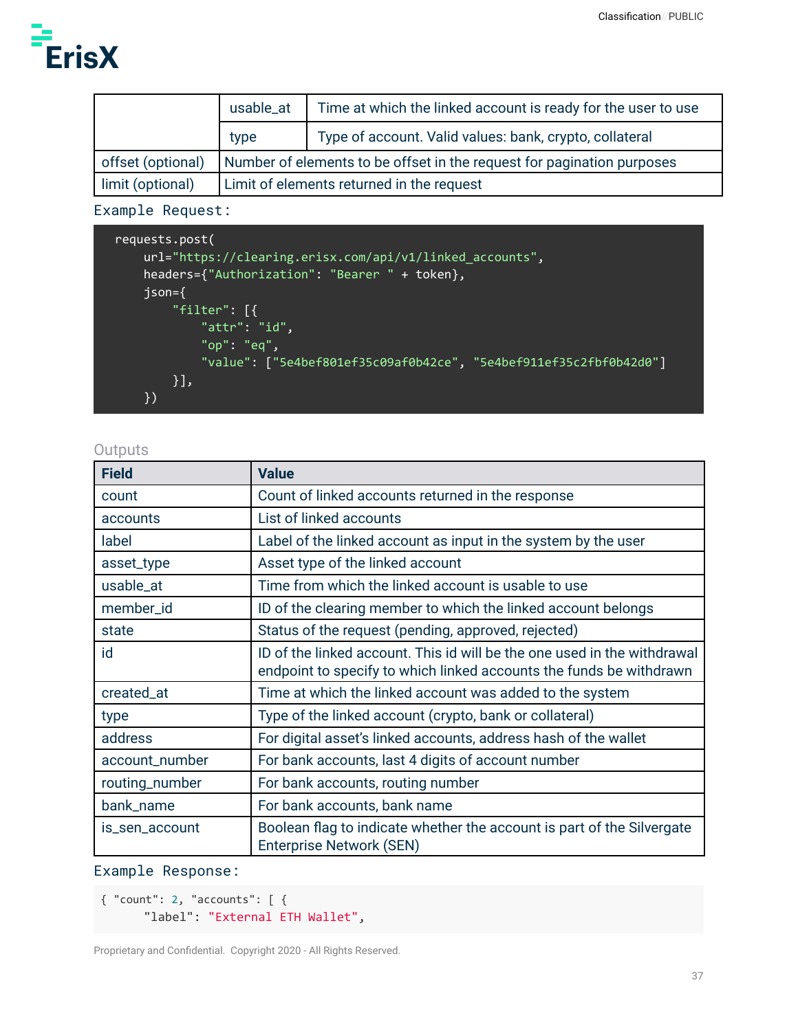| | | |
|---|---|---|
| | usable_at | Time at which the linked account is ready for the user to use |
| | type | Type of account. Valid values: bank, crypto, collateral |
| offset (optional) | Number of elements to be offset in the request for pagination purposes | |
| limit (optional) | Limit of elements returned in the request | |

Example Request:

```
requests.post(
    url="https://clearing.erisx.com/api/v1/linked_accounts",
    headers={"Authorization": "Bearer " + token},
    json={
        "filter": [{
            "attr": "id",
            "op": "eq",
            "value": ["5e4bef801ef35c09af0b42ce", "5e4bef911ef35c2fbf0b42d0"]
        }],
    })
```

### Outputs

| Field | Value |
|---|---|
| count | Count of linked accounts returned in the response |
| accounts | List of linked accounts |
| label | Label of the linked account as input in the system by the user |
| asset_type | Asset type of the linked account |
| usable_at | Time from which the linked account is usable to use |
| member_id | ID of the clearing member to which the linked account belongs |
| state | Status of the request (pending, approved, rejected) |
| id | ID of the linked account. This id will be the one used in the withdrawal endpoint to specify to which linked accounts the funds be withdrawn |
| created_at | Time at which the linked account was added to the system |
| type | Type of the linked account (crypto, bank or collateral) |
| address | For digital asset's linked accounts, address hash of the wallet |
| account_number | For bank accounts, last 4 digits of account number |
| routing_number | For bank accounts, routing number |
| bank_name | For bank accounts, bank name |
| is_sen_account | Boolean flag to indicate whether the account is part of the Silvergate Enterprise Network (SEN) |

Example Response:

```
{ "count": 2, "accounts": [ {
      "label": "External ETH Wallet",
```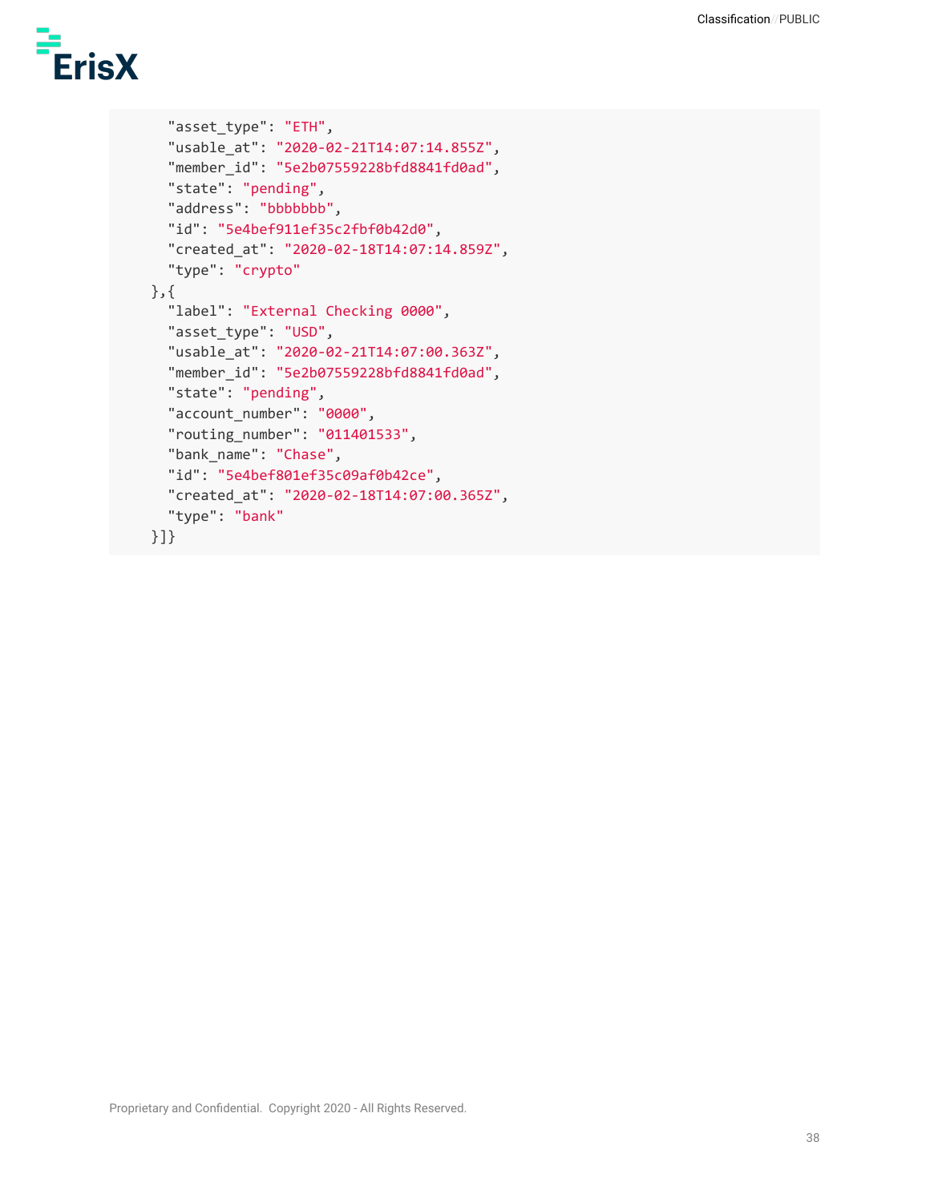```
      "asset_type": "ETH",
      "usable_at": "2020-02-21T14:07:14.855Z",
      "member_id": "5e2b07559228bfd8841fd0ad",
      "state": "pending",
      "address": "bbbbbbb",
      "id": "5e4bef911ef35c2fbf0b42d0",
      "created_at": "2020-02-18T14:07:14.859Z",
      "type": "crypto"
    },{
      "label": "External Checking 0000",
      "asset_type": "USD",
      "usable_at": "2020-02-21T14:07:00.363Z",
      "member_id": "5e2b07559228bfd8841fd0ad",
      "state": "pending",
      "account_number": "0000",
      "routing_number": "011401533",
      "bank_name": "Chase",
      "id": "5e4bef801ef35c09af0b42ce",
      "created_at": "2020-02-18T14:07:00.365Z",
      "type": "bank"
    }]}
```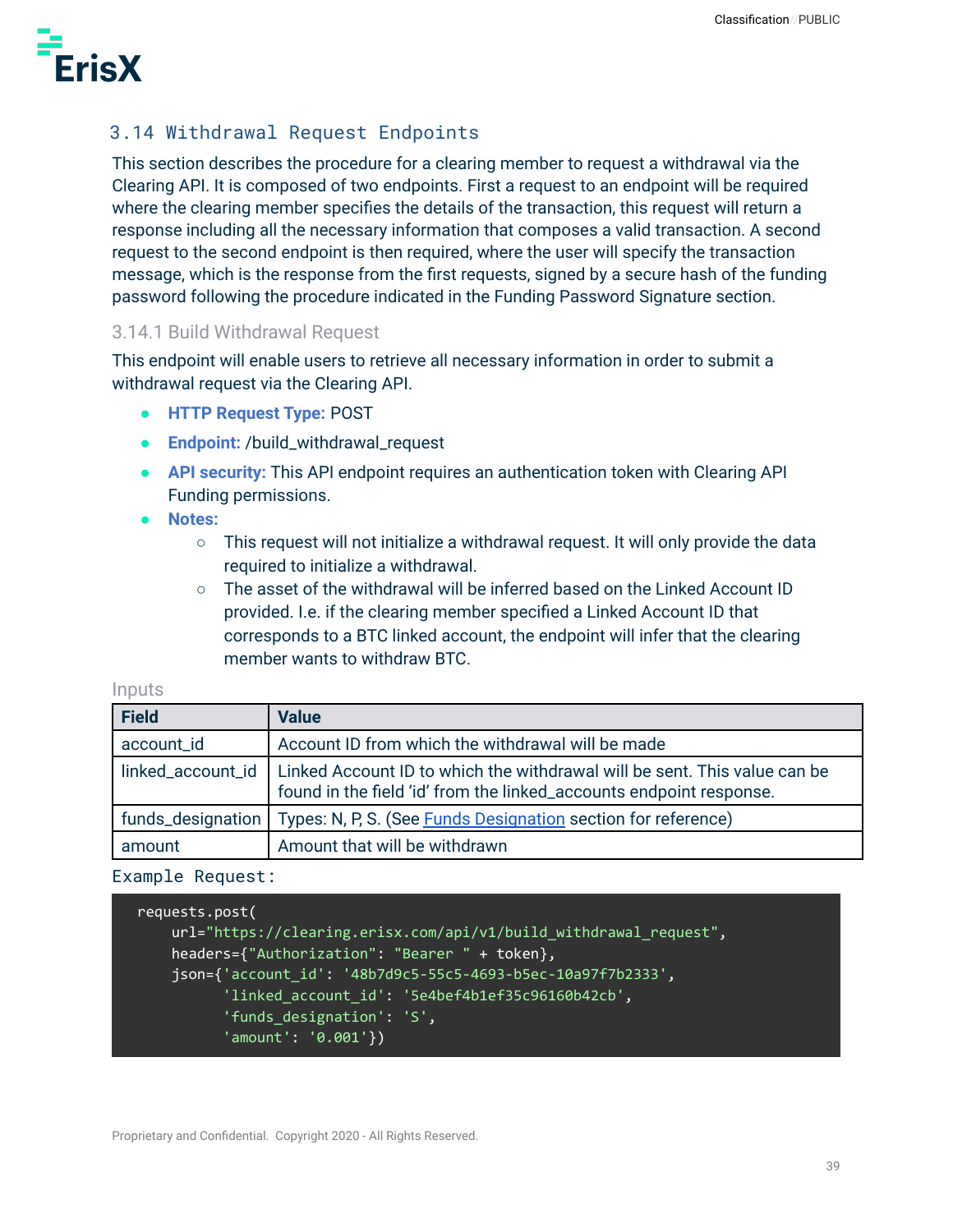## 3.14 Withdrawal Request Endpoints

This section describes the procedure for a clearing member to request a withdrawal via the Clearing API. It is composed of two endpoints. First a request to an endpoint will be required where the clearing member specifies the details of the transaction, this request will return a response including all the necessary information that composes a valid transaction. A second request to the second endpoint is then required, where the user will specify the transaction message, which is the response from the first requests, signed by a secure hash of the funding password following the procedure indicated in the Funding Password Signature section.

### 3.14.1 Build Withdrawal Request

This endpoint will enable users to retrieve all necessary information in order to submit a withdrawal request via the Clearing API.

- **HTTP Request Type:** POST
- **Endpoint:** /build_withdrawal_request
- **API security:** This API endpoint requires an authentication token with Clearing API Funding permissions.
- **Notes:**
  - This request will not initialize a withdrawal request. It will only provide the data required to initialize a withdrawal.
  - The asset of the withdrawal will be inferred based on the Linked Account ID provided. I.e. if the clearing member specified a Linked Account ID that corresponds to a BTC linked account, the endpoint will infer that the clearing member wants to withdraw BTC.

#### Inputs

| Field | Value |
|---|---|
| account_id | Account ID from which the withdrawal will be made |
| linked_account_id | Linked Account ID to which the withdrawal will be sent. This value can be found in the field 'id' from the linked_accounts endpoint response. |
| funds_designation | Types: N, P, S. (See Funds Designation section for reference) |
| amount | Amount that will be withdrawn |

Example Request:

```
requests.post(
    url="https://clearing.erisx.com/api/v1/build_withdrawal_request",
    headers={"Authorization": "Bearer " + token},
    json={'account_id': '48b7d9c5-55c5-4693-b5ec-10a97f7b2333',
          'linked_account_id': '5e4bef4b1ef35c96160b42cb',
          'funds_designation': 'S',
          'amount': '0.001'})
```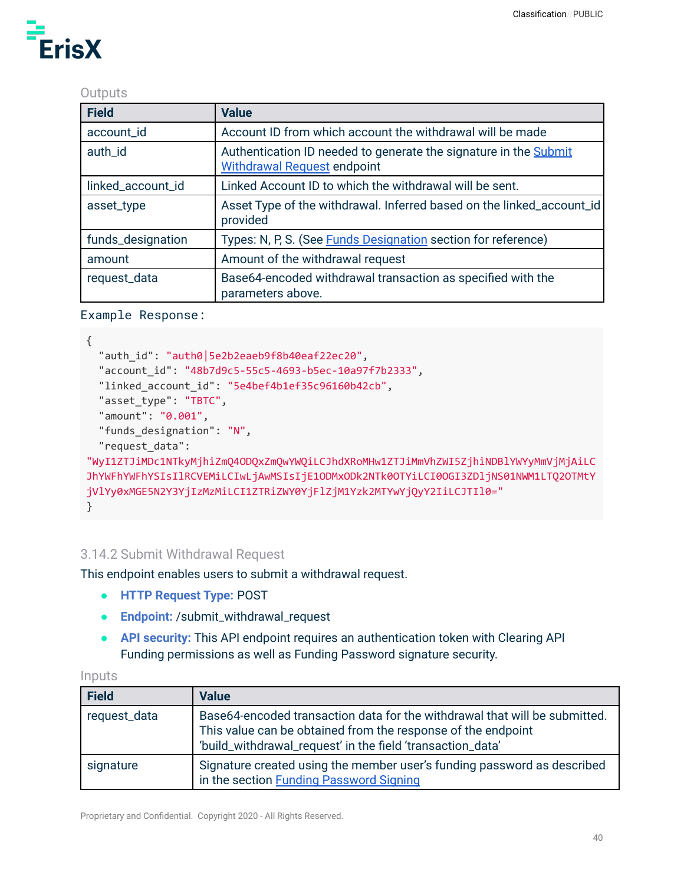Outputs

| Field | Value |
|---|---|
| account_id | Account ID from which account the withdrawal will be made |
| auth_id | Authentication ID needed to generate the signature in the Submit Withdrawal Request endpoint |
| linked_account_id | Linked Account ID to which the withdrawal will be sent. |
| asset_type | Asset Type of the withdrawal. Inferred based on the linked_account_id provided |
| funds_designation | Types: N, P, S. (See Funds Designation section for reference) |
| amount | Amount of the withdrawal request |
| request_data | Base64-encoded withdrawal transaction as specified with the parameters above. |

Example Response:

```
{
  "auth_id": "auth0|5e2b2eaeb9f8b40eaf22ec20",
  "account_id": "48b7d9c5-55c5-4693-b5ec-10a97f7b2333",
  "linked_account_id": "5e4bef4b1ef35c96160b42cb",
  "asset_type": "TBTC",
  "amount": "0.001",
  "funds_designation": "N",
  "request_data":
"WyI1ZTJiMDc1NTkyMjhiZmQ4ODQxZmQwYWQiLCJhdXRoMHw1ZTJiMmVhZWI5ZjhiNDBlYWYyMmVjMjAiLCJhYWFhYWFhYSIsIlRCVEMiLCIwLjAwMSIsIjE1ODMxODk2NTk0OTYiLCI0OGI3ZDljNS01NWM1LTQ2OTMtYjVlYy0xMGE5N2Y3YjIzMzMiLCI1ZTRiZWY0YjFlZjM1Yzk2MTYwYjQyY2IiLCJTIl0="
}
```

### 3.14.2 Submit Withdrawal Request

This endpoint enables users to submit a withdrawal request.

- **HTTP Request Type:** POST
- **Endpoint:** /submit_withdrawal_request
- **API security:** This API endpoint requires an authentication token with Clearing API Funding permissions as well as Funding Password signature security.

Inputs

| Field | Value |
|---|---|
| request_data | Base64-encoded transaction data for the withdrawal that will be submitted. This value can be obtained from the response of the endpoint 'build_withdrawal_request' in the field 'transaction_data' |
| signature | Signature created using the member user's funding password as described in the section Funding Password Signing |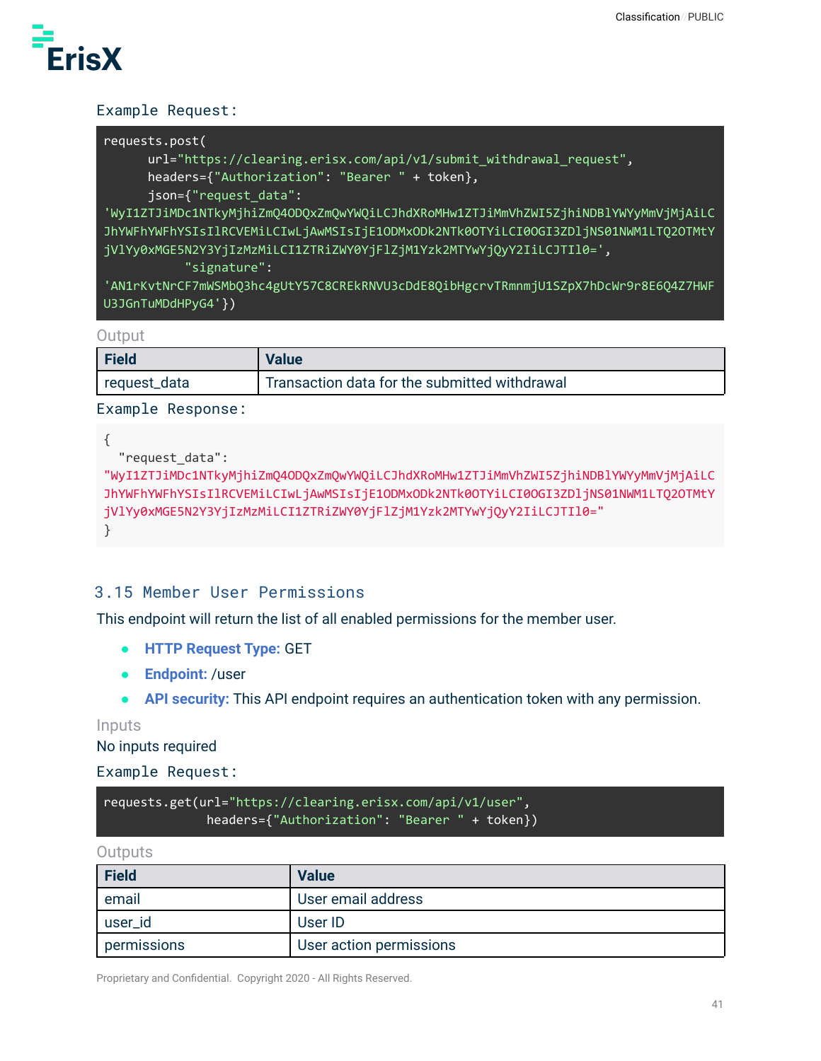Example Request:

```
requests.post(
      url="https://clearing.erisx.com/api/v1/submit_withdrawal_request",
      headers={"Authorization": "Bearer " + token},
      json={"request_data":
'WyI1ZTJiMDc1NTkyMjhiZmQ4ODQxZmQwYWQiLCJhdXRoMHw1ZTJiMmVhZWI5ZjhiNDBlYWYyMmVjMjAiLCJhYWFhYWFhYSIsIlRCVEMiLCIwLjAwMSIsIjE1ODMxODk2NTk0OTYiLCI0OGI3ZDljNS01NWM1LTQ2OTMtYjVlYy0xMGE5N2Y3YjIzMzMiLCI1ZTRiZWY0YjFlZjM1Yzk2MTYwYjQyY2IiLCJTIl0=',
           "signature":
'AN1rKvtNrCF7mWSMbQ3hc4gUtY57C8CREkRNVU3cDdE8QibHgcrvTRmnmjU1SZpX7hDcWr9r8E6Q4Z7HWFU3JGnTuMDdHPyG4'})
```

Output

| Field | Value |
| --- | --- |
| request_data | Transaction data for the submitted withdrawal |

Example Response:

```
{
  "request_data":
"WyI1ZTJiMDc1NTkyMjhiZmQ4ODQxZmQwYWQiLCJhdXRoMHw1ZTJiMmVhZWI5ZjhiNDBlYWYyMmVjMjAiLCJhYWFhYWFhYSIsIlRCVEMiLCIwLjAwMSIsIjE1ODMxODk2NTk0OTYiLCI0OGI3ZDljNS01NWM1LTQ2OTMtYjVlYy0xMGE5N2Y3YjIzMzMiLCI1ZTRiZWY0YjFlZjM1Yzk2MTYwYjQyY2IiLCJTIl0="
}
```

## 3.15 Member User Permissions

This endpoint will return the list of all enabled permissions for the member user.

- **HTTP Request Type:** GET
- **Endpoint:** /user
- **API security:** This API endpoint requires an authentication token with any permission.

Inputs

No inputs required

Example Request:

```
requests.get(url="https://clearing.erisx.com/api/v1/user",
             headers={"Authorization": "Bearer " + token})
```

Outputs

| Field | Value |
| --- | --- |
| email | User email address |
| user_id | User ID |
| permissions | User action permissions |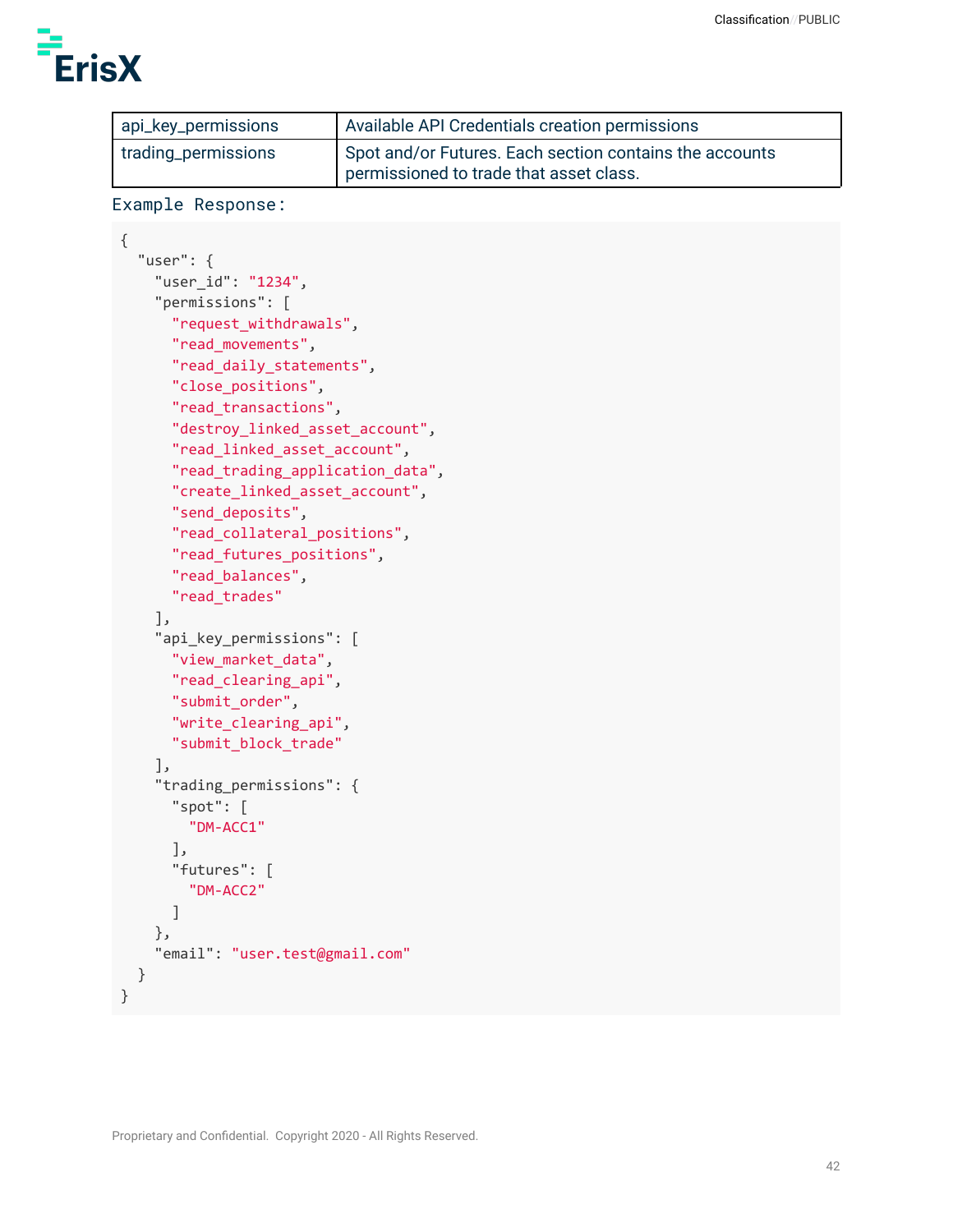| api_key_permissions | Available API Credentials creation permissions |
|---|---|
| trading_permissions | Spot and/or Futures. Each section contains the accounts permissioned to trade that asset class. |

Example Response:

```
{
  "user": {
    "user_id": "1234",
    "permissions": [
      "request_withdrawals",
      "read_movements",
      "read_daily_statements",
      "close_positions",
      "read_transactions",
      "destroy_linked_asset_account",
      "read_linked_asset_account",
      "read_trading_application_data",
      "create_linked_asset_account",
      "send_deposits",
      "read_collateral_positions",
      "read_futures_positions",
      "read_balances",
      "read_trades"
    ],
    "api_key_permissions": [
      "view_market_data",
      "read_clearing_api",
      "submit_order",
      "write_clearing_api",
      "submit_block_trade"
    ],
    "trading_permissions": {
      "spot": [
        "DM-ACC1"
      ],
      "futures": [
        "DM-ACC2"
      ]
    },
    "email": "user.test@gmail.com"
  }
}
```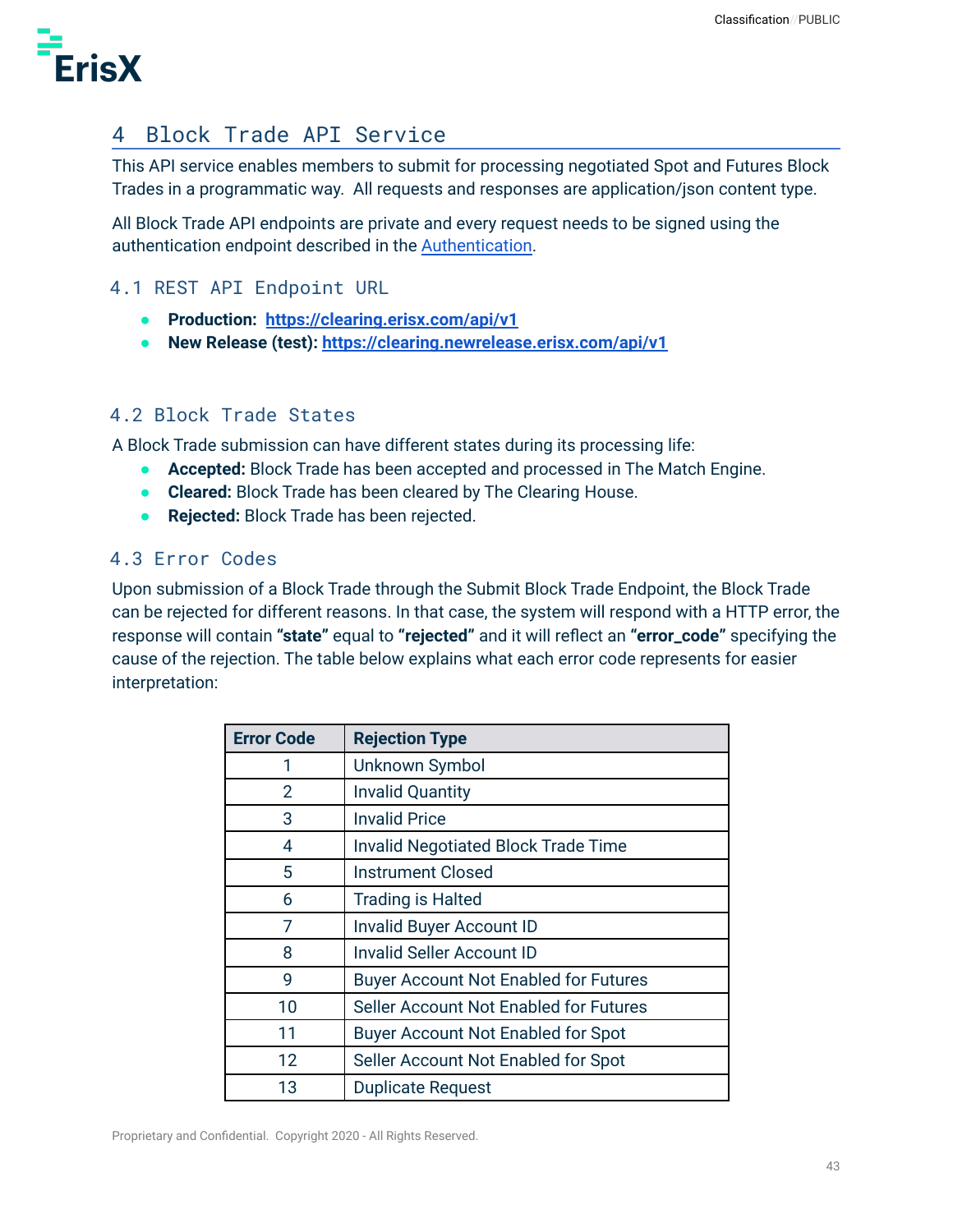# 4 Block Trade API Service

This API service enables members to submit for processing negotiated Spot and Futures Block Trades in a programmatic way. All requests and responses are application/json content type.

All Block Trade API endpoints are private and every request needs to be signed using the authentication endpoint described in the Authentication.

## 4.1 REST API Endpoint URL

- **Production: https://clearing.erisx.com/api/v1**
- **New Release (test): https://clearing.newrelease.erisx.com/api/v1**

## 4.2 Block Trade States

A Block Trade submission can have different states during its processing life:

- **Accepted:** Block Trade has been accepted and processed in The Match Engine.
- **Cleared:** Block Trade has been cleared by The Clearing House.
- **Rejected:** Block Trade has been rejected.

## 4.3 Error Codes

Upon submission of a Block Trade through the Submit Block Trade Endpoint, the Block Trade can be rejected for different reasons. In that case, the system will respond with a HTTP error, the response will contain **"state"** equal to **"rejected"** and it will reflect an **"error_code"** specifying the cause of the rejection. The table below explains what each error code represents for easier interpretation:

| Error Code | Rejection Type |
|---|---|
| 1 | Unknown Symbol |
| 2 | Invalid Quantity |
| 3 | Invalid Price |
| 4 | Invalid Negotiated Block Trade Time |
| 5 | Instrument Closed |
| 6 | Trading is Halted |
| 7 | Invalid Buyer Account ID |
| 8 | Invalid Seller Account ID |
| 9 | Buyer Account Not Enabled for Futures |
| 10 | Seller Account Not Enabled for Futures |
| 11 | Buyer Account Not Enabled for Spot |
| 12 | Seller Account Not Enabled for Spot |
| 13 | Duplicate Request |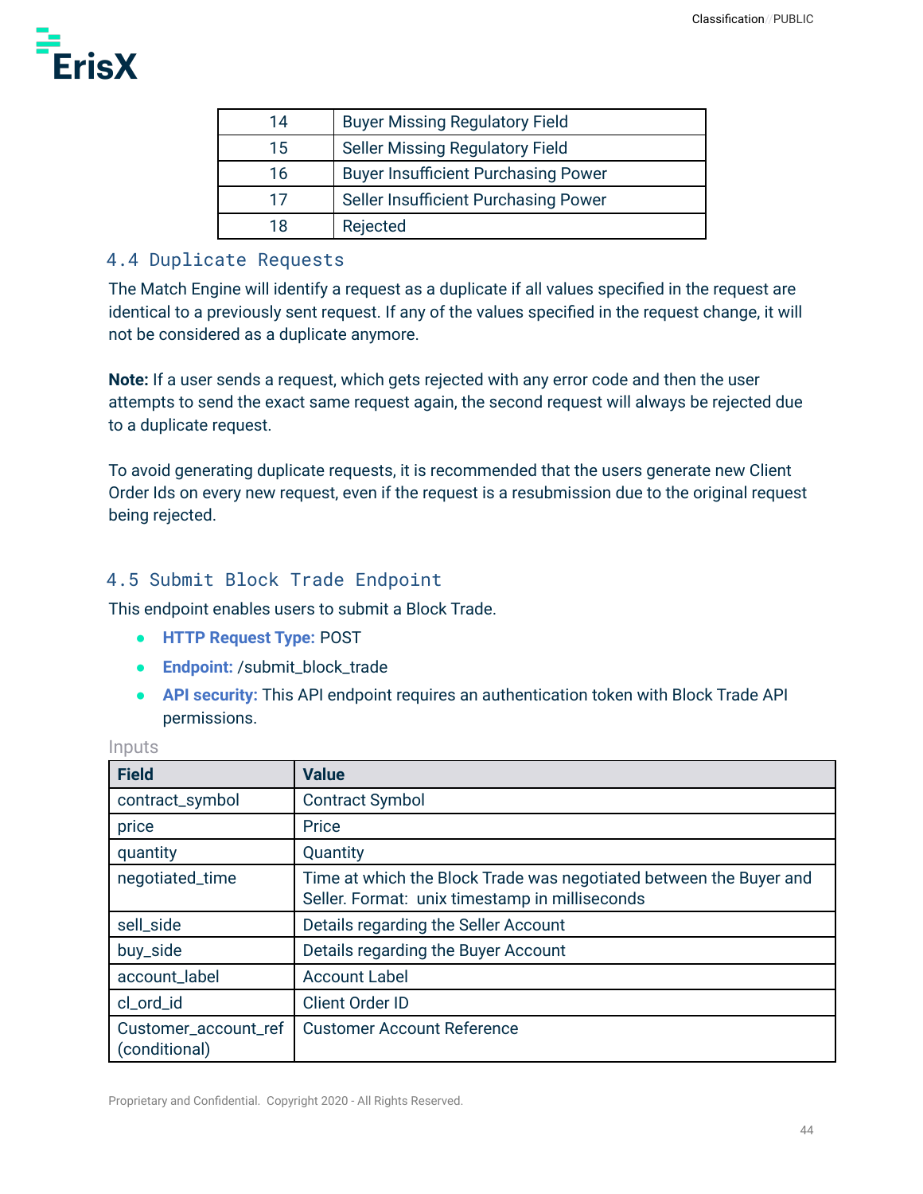| 14 | Buyer Missing Regulatory Field |
|---|---|
| 15 | Seller Missing Regulatory Field |
| 16 | Buyer Insufficient Purchasing Power |
| 17 | Seller Insufficient Purchasing Power |
| 18 | Rejected |

### 4.4 Duplicate Requests

The Match Engine will identify a request as a duplicate if all values specified in the request are identical to a previously sent request. If any of the values specified in the request change, it will not be considered as a duplicate anymore.

**Note:** If a user sends a request, which gets rejected with any error code and then the user attempts to send the exact same request again, the second request will always be rejected due to a duplicate request.

To avoid generating duplicate requests, it is recommended that the users generate new Client Order Ids on every new request, even if the request is a resubmission due to the original request being rejected.

### 4.5 Submit Block Trade Endpoint

This endpoint enables users to submit a Block Trade.

- **HTTP Request Type:** POST
- **Endpoint:** /submit_block_trade
- **API security:** This API endpoint requires an authentication token with Block Trade API permissions.

Inputs

| Field | Value |
|---|---|
| contract_symbol | Contract Symbol |
| price | Price |
| quantity | Quantity |
| negotiated_time | Time at which the Block Trade was negotiated between the Buyer and Seller. Format: unix timestamp in milliseconds |
| sell_side | Details regarding the Seller Account |
| buy_side | Details regarding the Buyer Account |
| account_label | Account Label |
| cl_ord_id | Client Order ID |
| Customer_account_ref (conditional) | Customer Account Reference |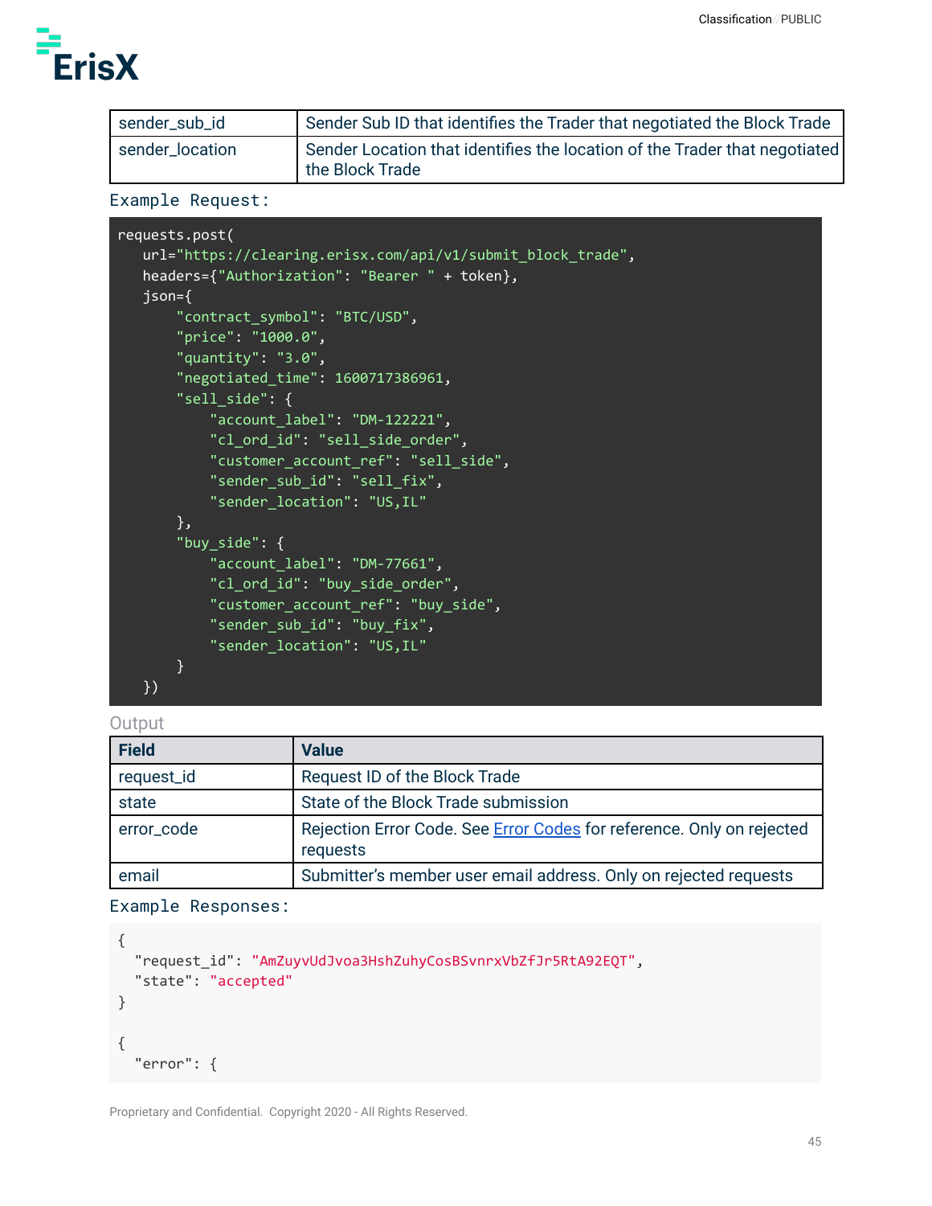| sender_sub_id | Sender Sub ID that identifies the Trader that negotiated the Block Trade |
| --- | --- |
| sender_location | Sender Location that identifies the location of the Trader that negotiated the Block Trade |

Example Request:

```
requests.post(
   url="https://clearing.erisx.com/api/v1/submit_block_trade",
   headers={"Authorization": "Bearer " + token},
   json={
       "contract_symbol": "BTC/USD",
       "price": "1000.0",
       "quantity": "3.0",
       "negotiated_time": 1600717386961,
       "sell_side": {
           "account_label": "DM-122221",
           "cl_ord_id": "sell_side_order",
           "customer_account_ref": "sell_side",
           "sender_sub_id": "sell_fix",
           "sender_location": "US,IL"
       },
       "buy_side": {
           "account_label": "DM-77661",
           "cl_ord_id": "buy_side_order",
           "customer_account_ref": "buy_side",
           "sender_sub_id": "buy_fix",
           "sender_location": "US,IL"
       }
   })
```

Output

| Field | Value |
| --- | --- |
| request_id | Request ID of the Block Trade |
| state | State of the Block Trade submission |
| error_code | Rejection Error Code. See Error Codes for reference. Only on rejected requests |
| email | Submitter's member user email address. Only on rejected requests |

Example Responses:

```
{
  "request_id": "AmZuyvUdJvoa3HshZuhyCosBSvnrxVbZfJr5RtA92EQT",
  "state": "accepted"
}

{
  "error": {
```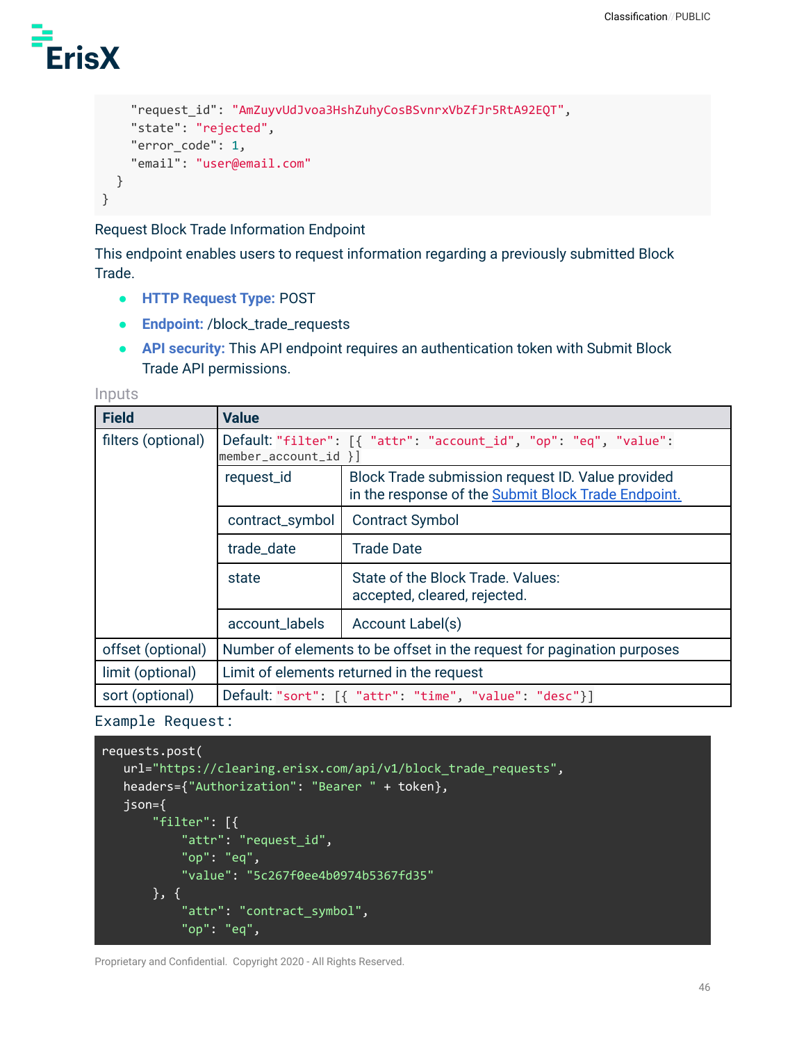```
    "request_id": "AmZuyvUdJvoa3HshZuhyCosBSvnrxVbZfJr5RtA92EQT",
    "state": "rejected",
    "error_code": 1,
    "email": "user@email.com"
  }
}
```

Request Block Trade Information Endpoint

This endpoint enables users to request information regarding a previously submitted Block Trade.

- **HTTP Request Type:** POST
- **Endpoint:** /block_trade_requests
- **API security:** This API endpoint requires an authentication token with Submit Block Trade API permissions.

Inputs

| Field | Value | |
|---|---|---|
| filters (optional) | Default: `"filter": [{ "attr": "account_id", "op": "eq", "value": member_account_id }]` | |
| | request_id | Block Trade submission request ID. Value provided in the response of the Submit Block Trade Endpoint. |
| | contract_symbol | Contract Symbol |
| | trade_date | Trade Date |
| | state | State of the Block Trade. Values: accepted, cleared, rejected. |
| | account_labels | Account Label(s) |
| offset (optional) | Number of elements to be offset in the request for pagination purposes | |
| limit (optional) | Limit of elements returned in the request | |
| sort (optional) | Default: `"sort": [{ "attr": "time", "value": "desc"}]` | |

Example Request:

```
requests.post(
   url="https://clearing.erisx.com/api/v1/block_trade_requests",
   headers={"Authorization": "Bearer " + token},
   json={
       "filter": [{
           "attr": "request_id",
           "op": "eq",
           "value": "5c267f0ee4b0974b5367fd35"
       }, {
           "attr": "contract_symbol",
           "op": "eq",
```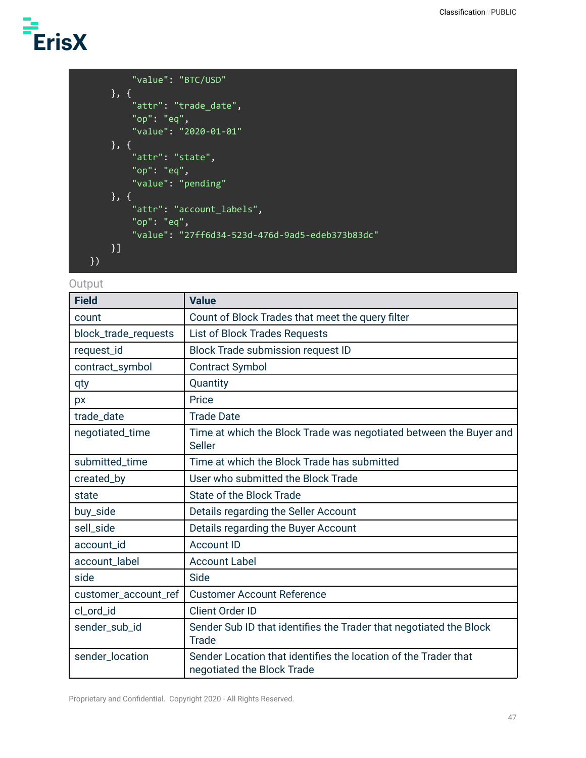```
            "value": "BTC/USD"
        }, {
            "attr": "trade_date",
            "op": "eq",
            "value": "2020-01-01"
        }, {
            "attr": "state",
            "op": "eq",
            "value": "pending"
        }, {
            "attr": "account_labels",
            "op": "eq",
            "value": "27ff6d34-523d-476d-9ad5-edeb373b83dc"
        }]
    })
```

Output

| Field | Value |
|---|---|
| count | Count of Block Trades that meet the query filter |
| block_trade_requests | List of Block Trades Requests |
| request_id | Block Trade submission request ID |
| contract_symbol | Contract Symbol |
| qty | Quantity |
| px | Price |
| trade_date | Trade Date |
| negotiated_time | Time at which the Block Trade was negotiated between the Buyer and Seller |
| submitted_time | Time at which the Block Trade has submitted |
| created_by | User who submitted the Block Trade |
| state | State of the Block Trade |
| buy_side | Details regarding the Seller Account |
| sell_side | Details regarding the Buyer Account |
| account_id | Account ID |
| account_label | Account Label |
| side | Side |
| customer_account_ref | Customer Account Reference |
| cl_ord_id | Client Order ID |
| sender_sub_id | Sender Sub ID that identifies the Trader that negotiated the Block Trade |
| sender_location | Sender Location that identifies the location of the Trader that negotiated the Block Trade |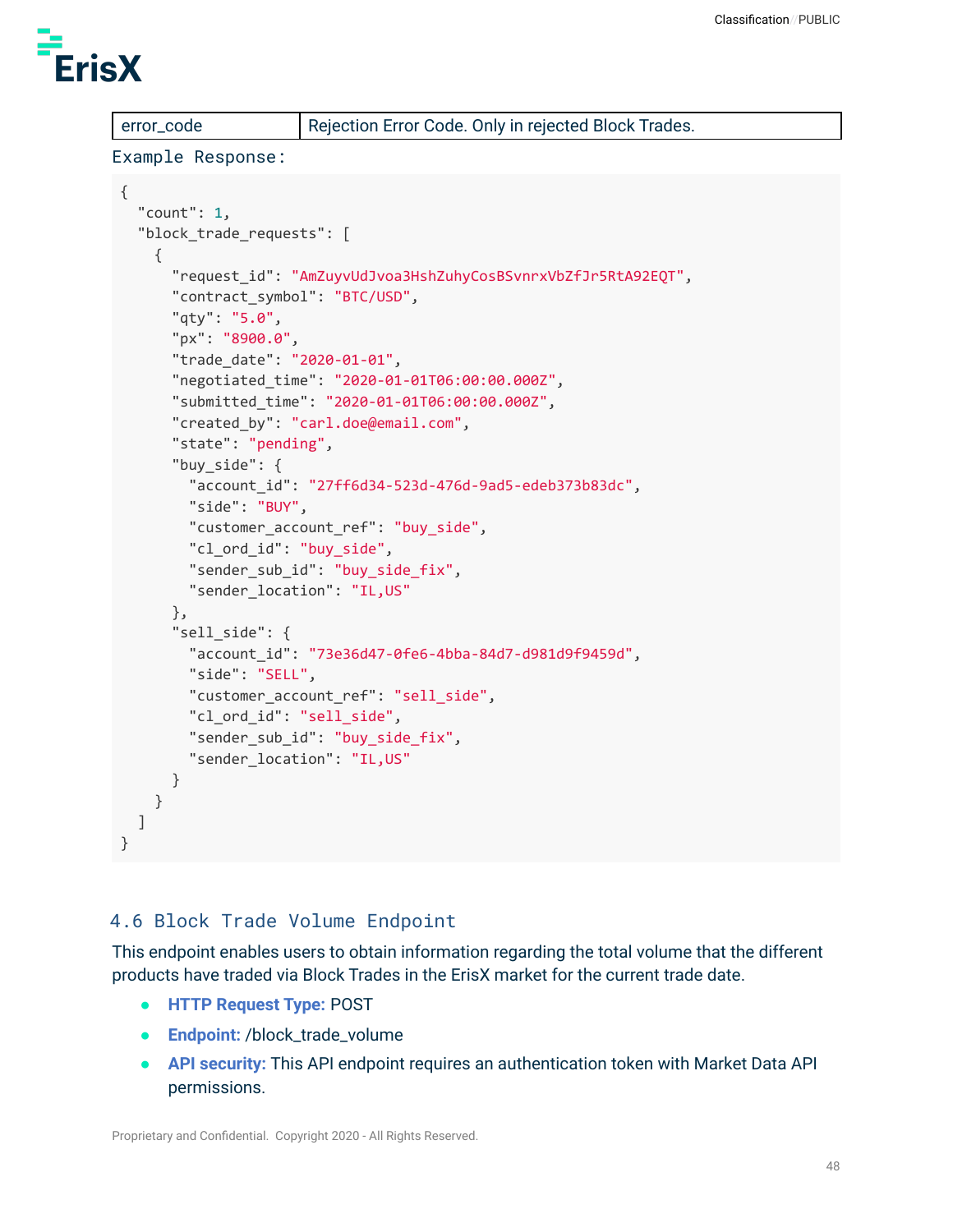| error_code | Rejection Error Code. Only in rejected Block Trades. |
|---|---|

Example Response:

```
{
  "count": 1,
  "block_trade_requests": [
    {
      "request_id": "AmZuyvUdJvoa3HshZuhyCosBSvnrxVbZfJr5RtA92EQT",
      "contract_symbol": "BTC/USD",
      "qty": "5.0",
      "px": "8900.0",
      "trade_date": "2020-01-01",
      "negotiated_time": "2020-01-01T06:00:00.000Z",
      "submitted_time": "2020-01-01T06:00:00.000Z",
      "created_by": "carl.doe@email.com",
      "state": "pending",
      "buy_side": {
        "account_id": "27ff6d34-523d-476d-9ad5-edeb373b83dc",
        "side": "BUY",
        "customer_account_ref": "buy_side",
        "cl_ord_id": "buy_side",
        "sender_sub_id": "buy_side_fix",
        "sender_location": "IL,US"
      },
      "sell_side": {
        "account_id": "73e36d47-0fe6-4bba-84d7-d981d9f9459d",
        "side": "SELL",
        "customer_account_ref": "sell_side",
        "cl_ord_id": "sell_side",
        "sender_sub_id": "buy_side_fix",
        "sender_location": "IL,US"
      }
    }
  ]
}
```

## 4.6 Block Trade Volume Endpoint

This endpoint enables users to obtain information regarding the total volume that the different products have traded via Block Trades in the ErisX market for the current trade date.

- **HTTP Request Type:** POST
- **Endpoint:** /block_trade_volume
- **API security:** This API endpoint requires an authentication token with Market Data API permissions.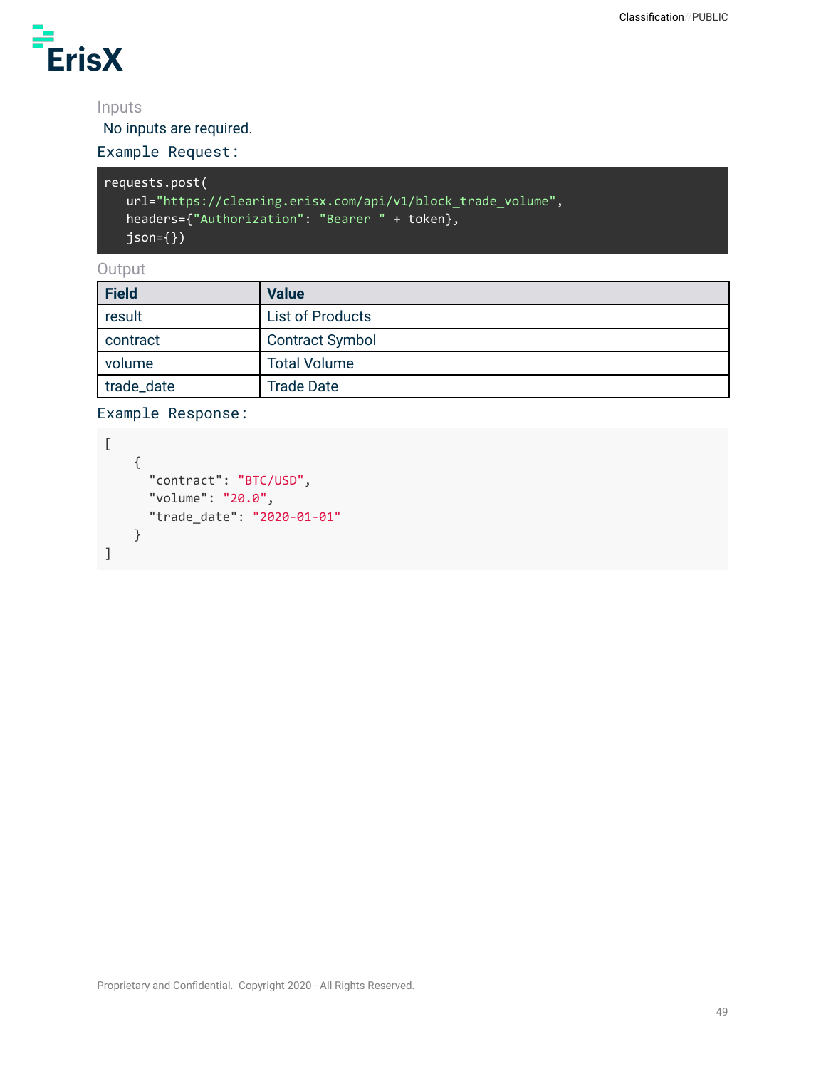### Inputs

No inputs are required.

Example Request:

```
requests.post(
   url="https://clearing.erisx.com/api/v1/block_trade_volume",
   headers={"Authorization": "Bearer " + token},
   json={})
```

### Output

| Field | Value |
| --- | --- |
| result | List of Products |
| contract | Contract Symbol |
| volume | Total Volume |
| trade_date | Trade Date |

Example Response:

```
[
    {
      "contract": "BTC/USD",
      "volume": "20.0",
      "trade_date": "2020-01-01"
    }
]
```

Proprietary and Confidential. Copyright 2020 - All Rights Reserved.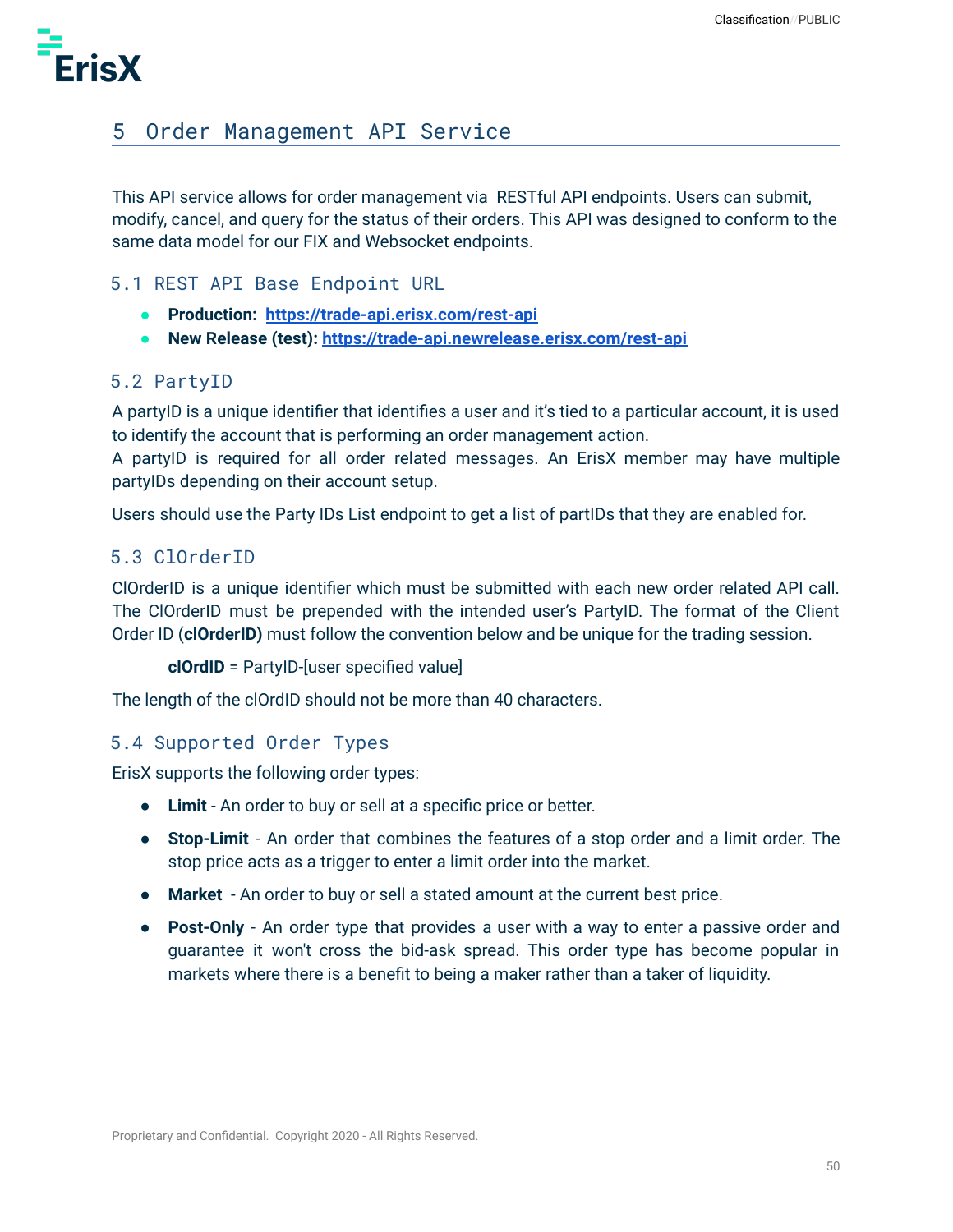# 5 Order Management API Service

This API service allows for order management via RESTful API endpoints. Users can submit, modify, cancel, and query for the status of their orders. This API was designed to conform to the same data model for our FIX and Websocket endpoints.

## 5.1 REST API Base Endpoint URL

- **Production:** **https://trade-api.erisx.com/rest-api**
- **New Release (test):** **https://trade-api.newrelease.erisx.com/rest-api**

## 5.2 PartyID

A partyID is a unique identifier that identifies a user and it's tied to a particular account, it is used to identify the account that is performing an order management action.
A partyID is required for all order related messages. An ErisX member may have multiple partyIDs depending on their account setup.

Users should use the Party IDs List endpoint to get a list of partIDs that they are enabled for.

## 5.3 ClOrderID

ClOrderID is a unique identifier which must be submitted with each new order related API call. The ClOrderID must be prepended with the intended user's PartyID. The format of the Client Order ID (**clOrderID)** must follow the convention below and be unique for the trading session.

**clOrdID** = PartyID-[user specified value]

The length of the clOrdID should not be more than 40 characters.

## 5.4 Supported Order Types

ErisX supports the following order types:

- **Limit** - An order to buy or sell at a specific price or better.
- **Stop-Limit** - An order that combines the features of a stop order and a limit order. The stop price acts as a trigger to enter a limit order into the market.
- **Market** - An order to buy or sell a stated amount at the current best price.
- **Post-Only** - An order type that provides a user with a way to enter a passive order and guarantee it won't cross the bid-ask spread. This order type has become popular in markets where there is a benefit to being a maker rather than a taker of liquidity.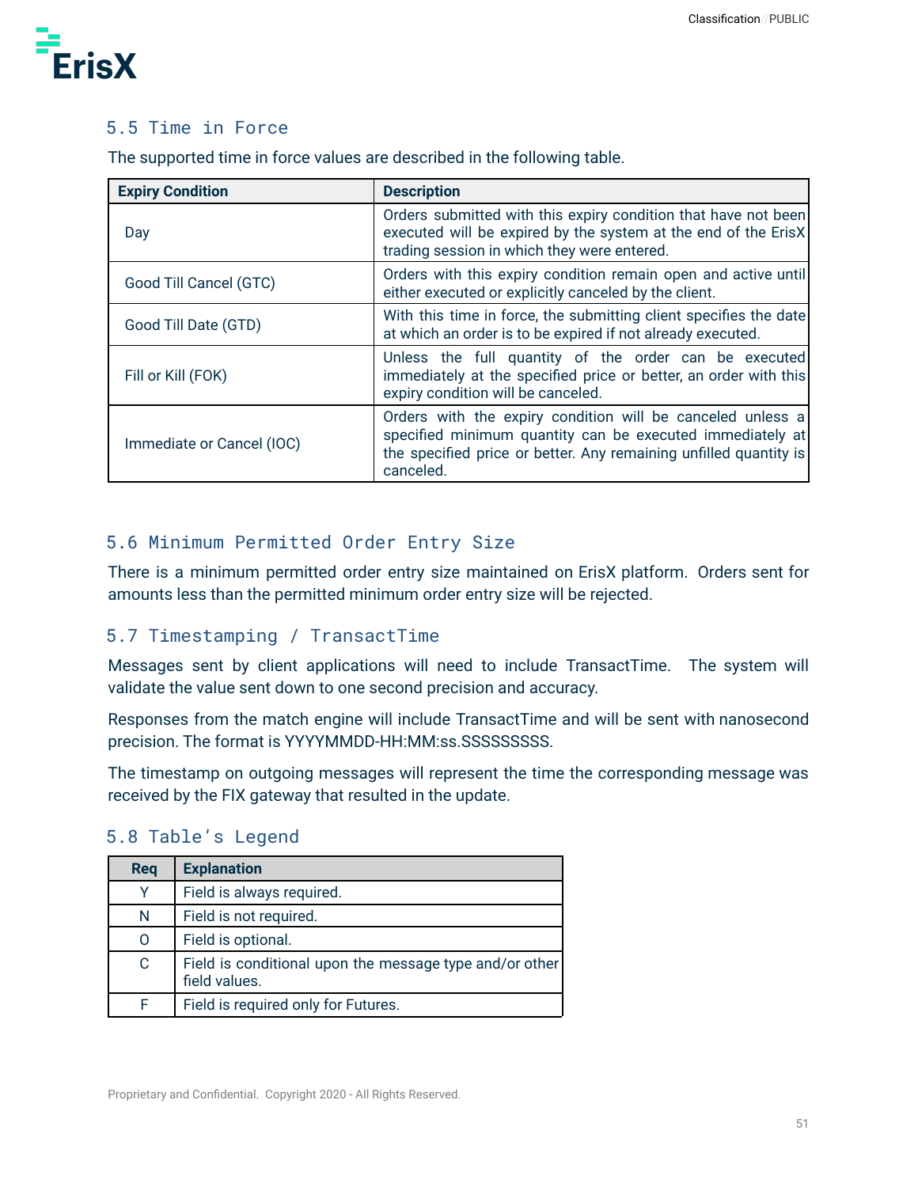## 5.5 Time in Force

The supported time in force values are described in the following table.

| Expiry Condition | Description |
| --- | --- |
| Day | Orders submitted with this expiry condition that have not been executed will be expired by the system at the end of the ErisX trading session in which they were entered. |
| Good Till Cancel (GTC) | Orders with this expiry condition remain open and active until either executed or explicitly canceled by the client. |
| Good Till Date (GTD) | With this time in force, the submitting client specifies the date at which an order is to be expired if not already executed. |
| Fill or Kill (FOK) | Unless the full quantity of the order can be executed immediately at the specified price or better, an order with this expiry condition will be canceled. |
| Immediate or Cancel (IOC) | Orders with the expiry condition will be canceled unless a specified minimum quantity can be executed immediately at the specified price or better. Any remaining unfilled quantity is canceled. |

## 5.6 Minimum Permitted Order Entry Size

There is a minimum permitted order entry size maintained on ErisX platform. Orders sent for amounts less than the permitted minimum order entry size will be rejected.

## 5.7 Timestamping / TransactTime

Messages sent by client applications will need to include TransactTime. The system will validate the value sent down to one second precision and accuracy.

Responses from the match engine will include TransactTime and will be sent with nanosecond precision. The format is YYYYMMDD-HH:MM:ss.SSSSSSSSS.

The timestamp on outgoing messages will represent the time the corresponding message was received by the FIX gateway that resulted in the update.

## 5.8 Table's Legend

| Req | Explanation |
| --- | --- |
| Y | Field is always required. |
| N | Field is not required. |
| O | Field is optional. |
| C | Field is conditional upon the message type and/or other field values. |
| F | Field is required only for Futures. |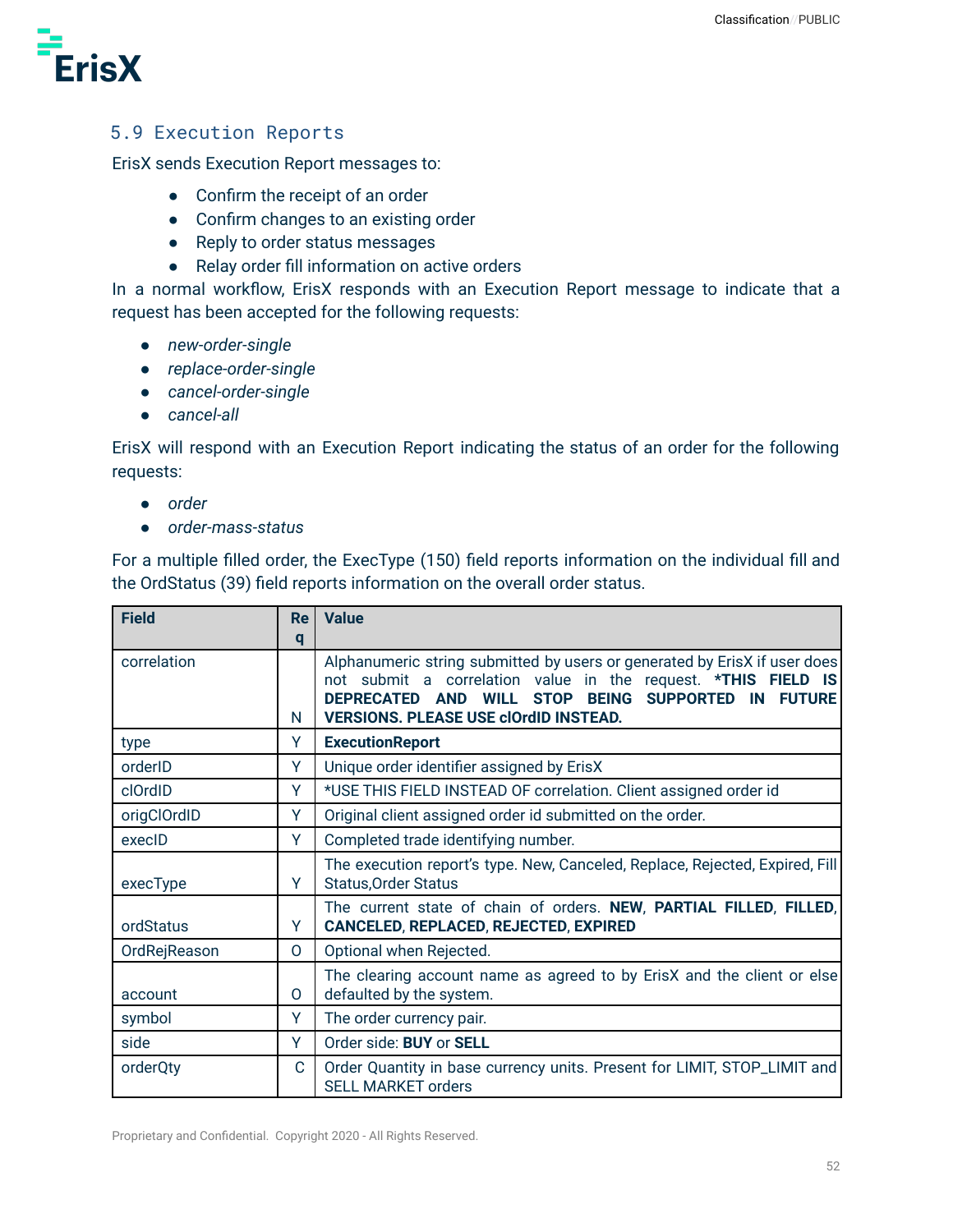## 5.9 Execution Reports

ErisX sends Execution Report messages to:

- Confirm the receipt of an order
- Confirm changes to an existing order
- Reply to order status messages
- Relay order fill information on active orders

In a normal workflow, ErisX responds with an Execution Report message to indicate that a request has been accepted for the following requests:

- *new-order-single*
- *replace-order-single*
- *cancel-order-single*
- *cancel-all*

ErisX will respond with an Execution Report indicating the status of an order for the following requests:

- *order*
- *order-mass-status*

For a multiple filled order, the ExecType (150) field reports information on the individual fill and the OrdStatus (39) field reports information on the overall order status.

| Field | Req | Value |
|---|---|---|
| correlation | N | Alphanumeric string submitted by users or generated by ErisX if user does not submit a correlation value in the request. ***THIS FIELD IS DEPRECATED AND WILL STOP BEING SUPPORTED IN FUTURE VERSIONS. PLEASE USE clOrdID INSTEAD.** |
| type | Y | **ExecutionReport** |
| orderID | Y | Unique order identifier assigned by ErisX |
| clOrdID | Y | *USE THIS FIELD INSTEAD OF correlation. Client assigned order id |
| origClOrdID | Y | Original client assigned order id submitted on the order. |
| execID | Y | Completed trade identifying number. |
| execType | Y | The execution report's type. New, Canceled, Replace, Rejected, Expired, Fill Status,Order Status |
| ordStatus | Y | The current state of chain of orders. **NEW**, **PARTIAL FILLED**, **FILLED**, **CANCELED**, **REPLACED**, **REJECTED**, **EXPIRED** |
| OrdRejReason | O | Optional when Rejected. |
| account | O | The clearing account name as agreed to by ErisX and the client or else defaulted by the system. |
| symbol | Y | The order currency pair. |
| side | Y | Order side: **BUY** or **SELL** |
| orderQty | C | Order Quantity in base currency units. Present for LIMIT, STOP_LIMIT and SELL MARKET orders |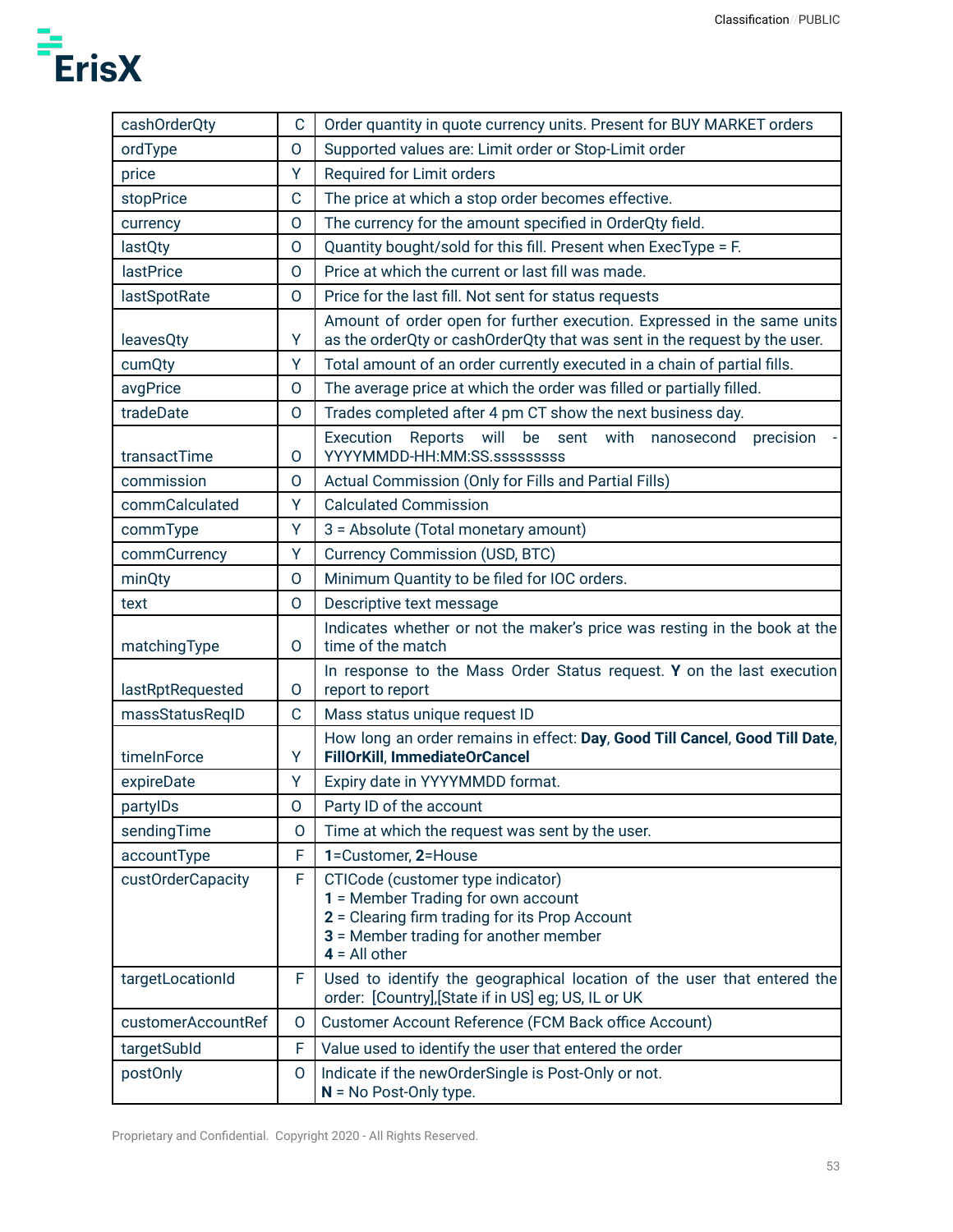| cashOrderQty | C | Order quantity in quote currency units. Present for BUY MARKET orders |
|---|---|---|
| ordType | O | Supported values are: Limit order or Stop-Limit order |
| price | Y | Required for Limit orders |
| stopPrice | C | The price at which a stop order becomes effective. |
| currency | O | The currency for the amount specified in OrderQty field. |
| lastQty | O | Quantity bought/sold for this fill. Present when ExecType = F. |
| lastPrice | O | Price at which the current or last fill was made. |
| lastSpotRate | O | Price for the last fill. Not sent for status requests |
| leavesQty | Y | Amount of order open for further execution. Expressed in the same units as the orderQty or cashOrderQty that was sent in the request by the user. |
| cumQty | Y | Total amount of an order currently executed in a chain of partial fills. |
| avgPrice | O | The average price at which the order was filled or partially filled. |
| tradeDate | O | Trades completed after 4 pm CT show the next business day. |
| transactTime | O | Execution Reports will be sent with nanosecond precision - YYYYMMDD-HH:MM:SS.sssssssss |
| commission | O | Actual Commission (Only for Fills and Partial Fills) |
| commCalculated | Y | Calculated Commission |
| commType | Y | 3 = Absolute (Total monetary amount) |
| commCurrency | Y | Currency Commission (USD, BTC) |
| minQty | O | Minimum Quantity to be filed for IOC orders. |
| text | O | Descriptive text message |
| matchingType | O | Indicates whether or not the maker's price was resting in the book at the time of the match |
| lastRptRequested | O | In response to the Mass Order Status request. **Y** on the last execution report to report |
| massStatusReqID | C | Mass status unique request ID |
| timeInForce | Y | How long an order remains in effect: **Day**, **Good Till Cancel**, **Good Till Date**, **FillOrKill**, **ImmediateOrCancel** |
| expireDate | Y | Expiry date in YYYYMMDD format. |
| partyIDs | O | Party ID of the account |
| sendingTime | O | Time at which the request was sent by the user. |
| accountType | F | **1**=Customer, **2**=House |
| custOrderCapacity | F | CTICode (customer type indicator)<br>**1** = Member Trading for own account<br>**2** = Clearing firm trading for its Prop Account<br>**3** = Member trading for another member<br>**4** = All other |
| targetLocationId | F | Used to identify the geographical location of the user that entered the order: [Country],[State if in US] eg; US, IL or UK |
| customerAccountRef | O | Customer Account Reference (FCM Back office Account) |
| targetSubId | F | Value used to identify the user that entered the order |
| postOnly | O | Indicate if the newOrderSingle is Post-Only or not.<br>**N** = No Post-Only type. |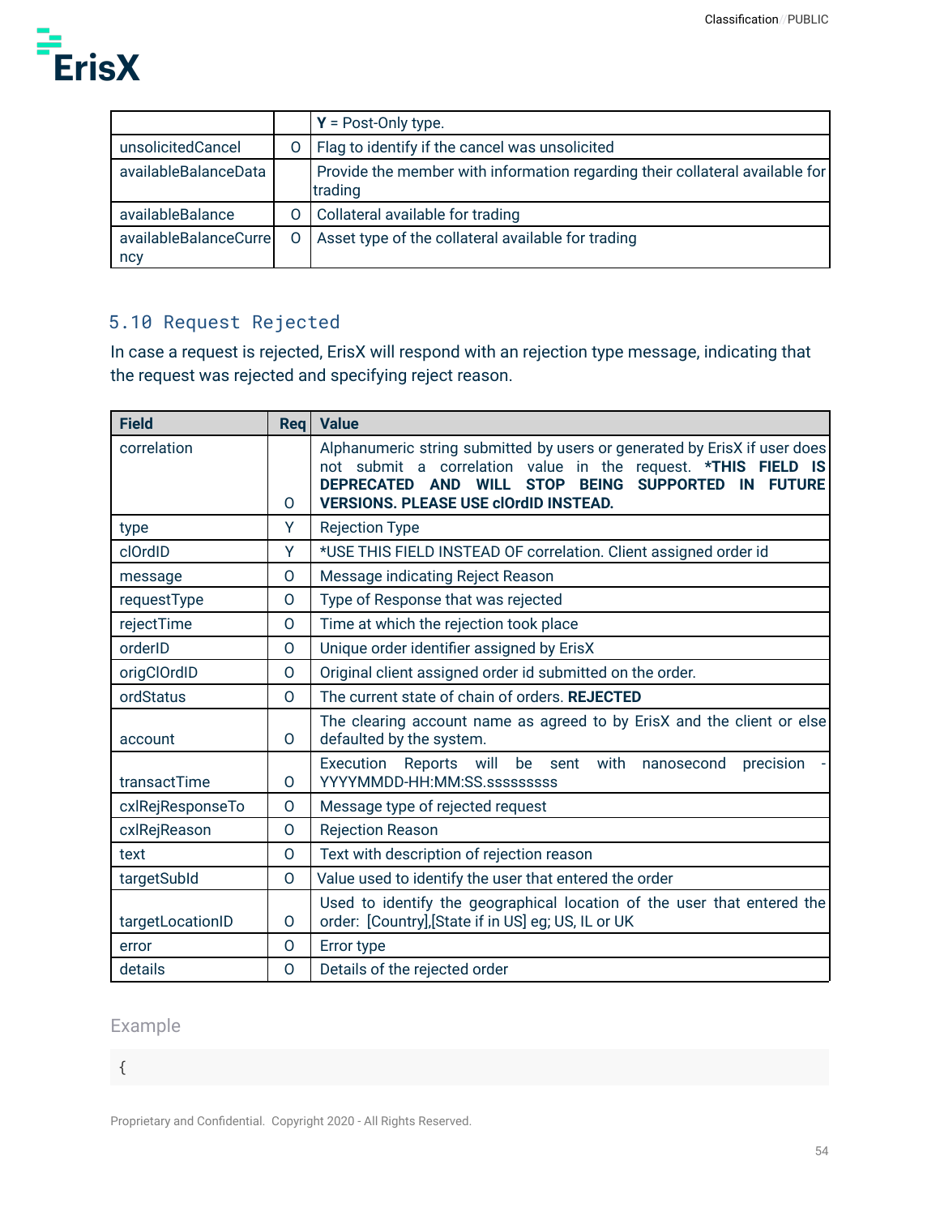| | | |
|---|---|---|
| | | **Y** = Post-Only type. |
| unsolicitedCancel | O | Flag to identify if the cancel was unsolicited |
| availableBalanceData | | Provide the member with information regarding their collateral available for trading |
| availableBalance | O | Collateral available for trading |
| availableBalanceCurrency | O | Asset type of the collateral available for trading |

## 5.10 Request Rejected

In case a request is rejected, ErisX will respond with an rejection type message, indicating that the request was rejected and specifying reject reason.

| Field | Req | Value |
|---|---|---|
| correlation | O | Alphanumeric string submitted by users or generated by ErisX if user does not submit a correlation value in the request. ***THIS FIELD IS DEPRECATED AND WILL STOP BEING SUPPORTED IN FUTURE VERSIONS. PLEASE USE clOrdID INSTEAD.** |
| type | Y | Rejection Type |
| clOrdID | Y | *USE THIS FIELD INSTEAD OF correlation. Client assigned order id |
| message | O | Message indicating Reject Reason |
| requestType | O | Type of Response that was rejected |
| rejectTime | O | Time at which the rejection took place |
| orderID | O | Unique order identifier assigned by ErisX |
| origClOrdID | O | Original client assigned order id submitted on the order. |
| ordStatus | O | The current state of chain of orders. **REJECTED** |
| account | O | The clearing account name as agreed to by ErisX and the client or else defaulted by the system. |
| transactTime | O | Execution Reports will be sent with nanosecond precision - YYYYMMDD-HH:MM:SS.sssssssss |
| cxlRejResponseTo | O | Message type of rejected request |
| cxlRejReason | O | Rejection Reason |
| text | O | Text with description of rejection reason |
| targetSubId | O | Value used to identify the user that entered the order |
| targetLocationID | O | Used to identify the geographical location of the user that entered the order: [Country],[State if in US] eg; US, IL or UK |
| error | O | Error type |
| details | O | Details of the rejected order |

Example

```
{
```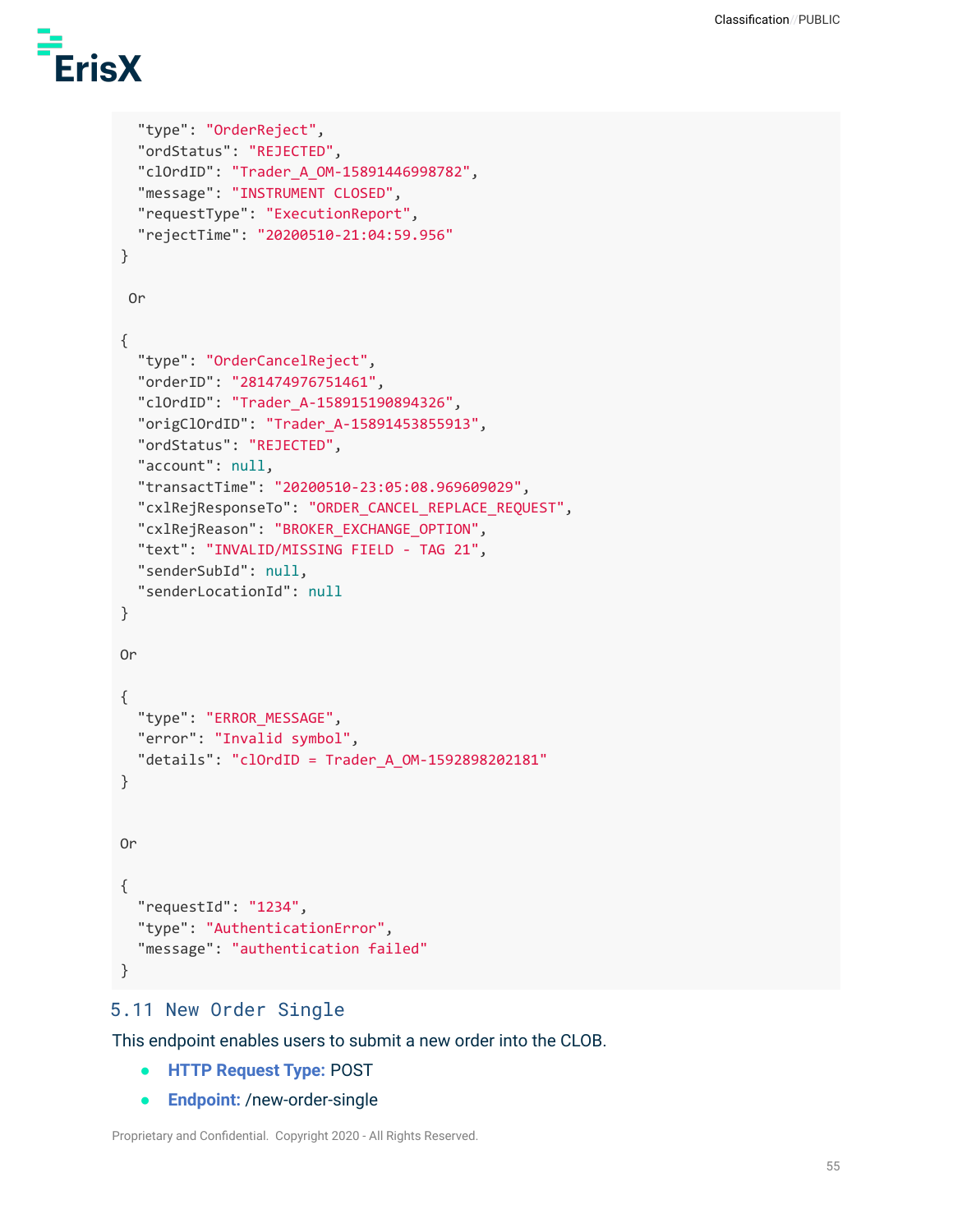```
  "type": "OrderReject",
  "ordStatus": "REJECTED",
  "clOrdID": "Trader_A_OM-15891446998782",
  "message": "INSTRUMENT CLOSED",
  "requestType": "ExecutionReport",
  "rejectTime": "20200510-21:04:59.956"
}

 Or

{
  "type": "OrderCancelReject",
  "orderID": "281474976751461",
  "clOrdID": "Trader_A-158915190894326",
  "origClOrdID": "Trader_A-15891453855913",
  "ordStatus": "REJECTED",
  "account": null,
  "transactTime": "20200510-23:05:08.969609029",
  "cxlRejResponseTo": "ORDER_CANCEL_REPLACE_REQUEST",
  "cxlRejReason": "BROKER_EXCHANGE_OPTION",
  "text": "INVALID/MISSING FIELD - TAG 21",
  "senderSubId": null,
  "senderLocationId": null
}

Or

{
  "type": "ERROR_MESSAGE",
  "error": "Invalid symbol",
  "details": "clOrdID = Trader_A_OM-1592898202181"
}


Or

{
  "requestId": "1234",
  "type": "AuthenticationError",
  "message": "authentication failed"
}
```

## 5.11 New Order Single

This endpoint enables users to submit a new order into the CLOB.

- **HTTP Request Type:** POST
- **Endpoint:** /new-order-single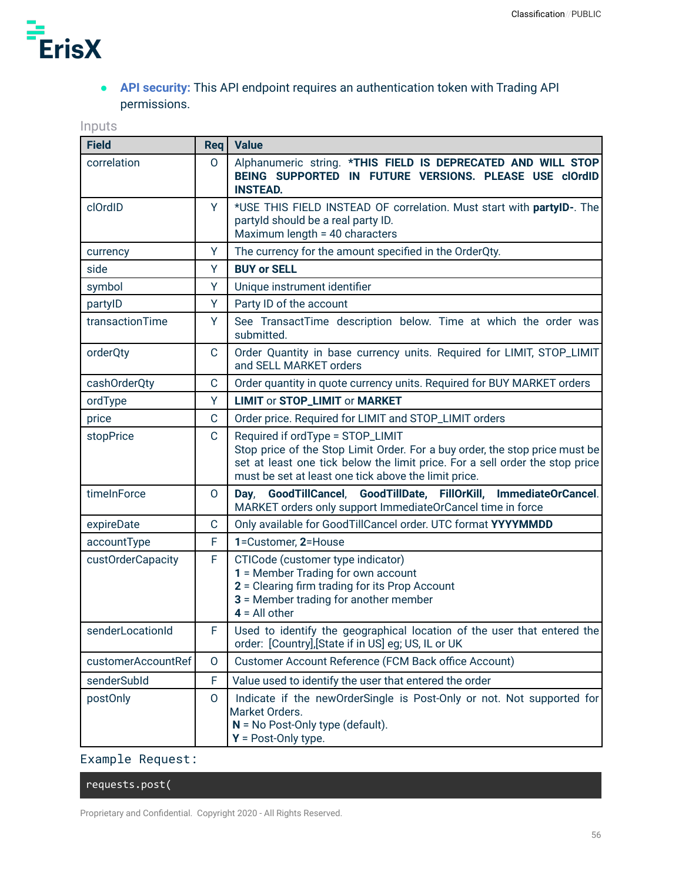- **API security:** This API endpoint requires an authentication token with Trading API permissions.

Inputs

| Field | Req | Value |
|---|---|---|
| correlation | O | Alphanumeric string. ***THIS FIELD IS DEPRECATED AND WILL STOP BEING SUPPORTED IN FUTURE VERSIONS. PLEASE USE clOrdID INSTEAD.** |
| clOrdID | Y | *USE THIS FIELD INSTEAD OF correlation. Must start with **partyID-**. The partyId should be a real party ID.<br>Maximum length = 40 characters |
| currency | Y | The currency for the amount specified in the OrderQty. |
| side | Y | **BUY or SELL** |
| symbol | Y | Unique instrument identifier |
| partyID | Y | Party ID of the account |
| transactionTime | Y | See TransactTime description below. Time at which the order was submitted. |
| orderQty | C | Order Quantity in base currency units. Required for LIMIT, STOP_LIMIT and SELL MARKET orders |
| cashOrderQty | C | Order quantity in quote currency units. Required for BUY MARKET orders |
| ordType | Y | **LIMIT** or **STOP_LIMIT** or **MARKET** |
| price | C | Order price. Required for LIMIT and STOP_LIMIT orders |
| stopPrice | C | Required if ordType = STOP_LIMIT<br>Stop price of the Stop Limit Order. For a buy order, the stop price must be set at least one tick below the limit price. For a sell order the stop price must be set at least one tick above the limit price. |
| timeInForce | O | **Day**, **GoodTillCancel**, **GoodTillDate**, **FillOrKill**, **ImmediateOrCancel**. MARKET orders only support ImmediateOrCancel time in force |
| expireDate | C | Only available for GoodTillCancel order. UTC format **YYYYMMDD** |
| accountType | F | **1**=Customer, **2**=House |
| custOrderCapacity | F | CTICode (customer type indicator)<br>**1** = Member Trading for own account<br>**2** = Clearing firm trading for its Prop Account<br>**3** = Member trading for another member<br>**4** = All other |
| senderLocationId | F | Used to identify the geographical location of the user that entered the order: [Country],[State if in US] eg; US, IL or UK |
| customerAccountRef | O | Customer Account Reference (FCM Back office Account) |
| senderSubId | F | Value used to identify the user that entered the order |
| postOnly | O | Indicate if the newOrderSingle is Post-Only or not. Not supported for Market Orders.<br>**N** = No Post-Only type (default).<br>**Y** = Post-Only type. |

Example Request:

```
requests.post(
```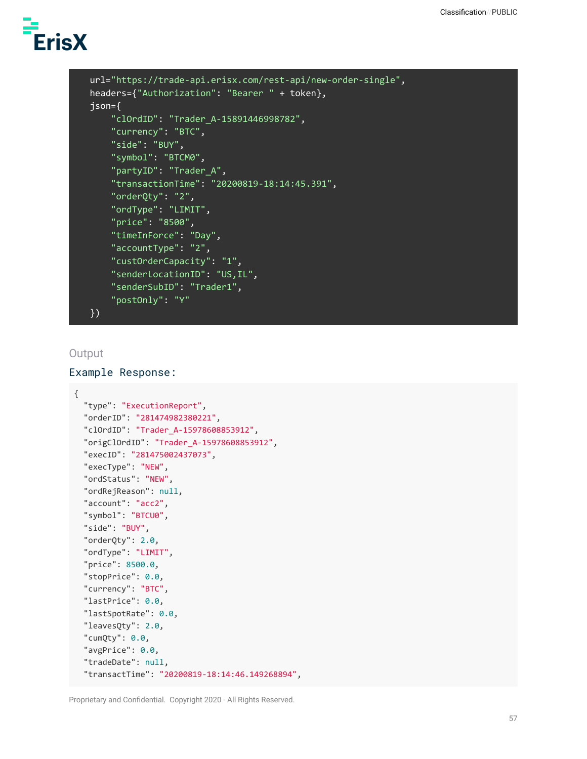```
    url="https://trade-api.erisx.com/rest-api/new-order-single",
    headers={"Authorization": "Bearer " + token},
    json={
        "clOrdID": "Trader_A-15891446998782",
        "currency": "BTC",
        "side": "BUY",
        "symbol": "BTCM0",
        "partyID": "Trader_A",
        "transactionTime": "20200819-18:14:45.391",
        "orderQty": "2",
        "ordType": "LIMIT",
        "price": "8500",
        "timeInForce": "Day",
        "accountType": "2",
        "custOrderCapacity": "1",
        "senderLocationID": "US,IL",
        "senderSubID": "Trader1",
        "postOnly": "Y"
    })
```

### Output

#### Example Response:

```
{
  "type": "ExecutionReport",
  "orderID": "281474982380221",
  "clOrdID": "Trader_A-15978608853912",
  "origClOrdID": "Trader_A-15978608853912",
  "execID": "281475002437073",
  "execType": "NEW",
  "ordStatus": "NEW",
  "ordRejReason": null,
  "account": "acc2",
  "symbol": "BTCU0",
  "side": "BUY",
  "orderQty": 2.0,
  "ordType": "LIMIT",
  "price": 8500.0,
  "stopPrice": 0.0,
  "currency": "BTC",
  "lastPrice": 0.0,
  "lastSpotRate": 0.0,
  "leavesQty": 2.0,
  "cumQty": 0.0,
  "avgPrice": 0.0,
  "tradeDate": null,
  "transactTime": "20200819-18:14:46.149268894",
```

Proprietary and Confidential. Copyright 2020 - All Rights Reserved.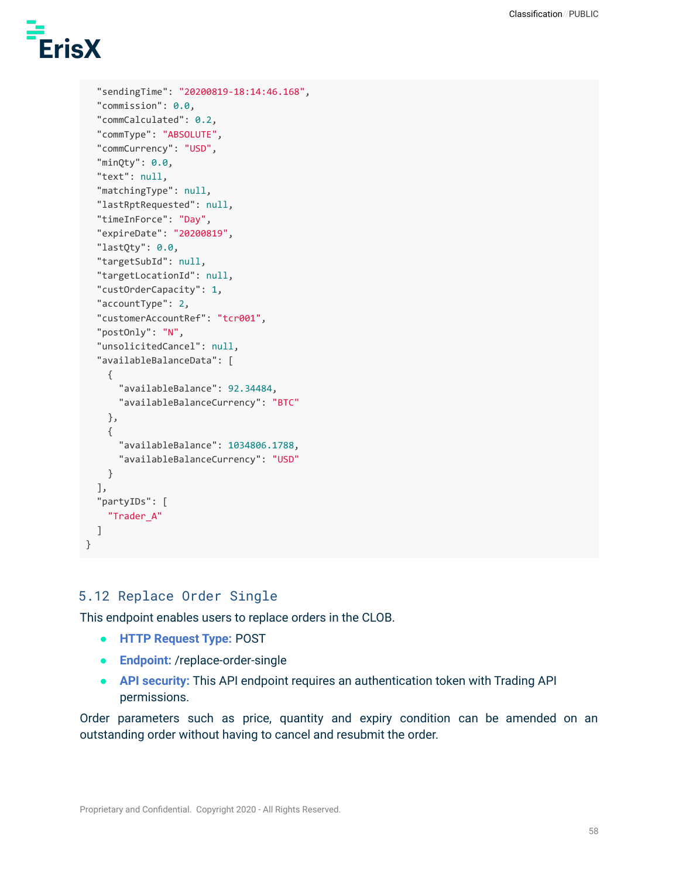```
  "sendingTime": "20200819-18:14:46.168",
  "commission": 0.0,
  "commCalculated": 0.2,
  "commType": "ABSOLUTE",
  "commCurrency": "USD",
  "minQty": 0.0,
  "text": null,
  "matchingType": null,
  "lastRptRequested": null,
  "timeInForce": "Day",
  "expireDate": "20200819",
  "lastQty": 0.0,
  "targetSubId": null,
  "targetLocationId": null,
  "custOrderCapacity": 1,
  "accountType": 2,
  "customerAccountRef": "tcr001",
  "postOnly": "N",
  "unsolicitedCancel": null,
  "availableBalanceData": [
    {
      "availableBalance": 92.34484,
      "availableBalanceCurrency": "BTC"
    },
    {
      "availableBalance": 1034806.1788,
      "availableBalanceCurrency": "USD"
    }
  ],
  "partyIDs": [
    "Trader_A"
  ]
}
```

## 5.12 Replace Order Single

This endpoint enables users to replace orders in the CLOB.

- **HTTP Request Type:** POST
- **Endpoint:** /replace-order-single
- **API security:** This API endpoint requires an authentication token with Trading API permissions.

Order parameters such as price, quantity and expiry condition can be amended on an outstanding order without having to cancel and resubmit the order.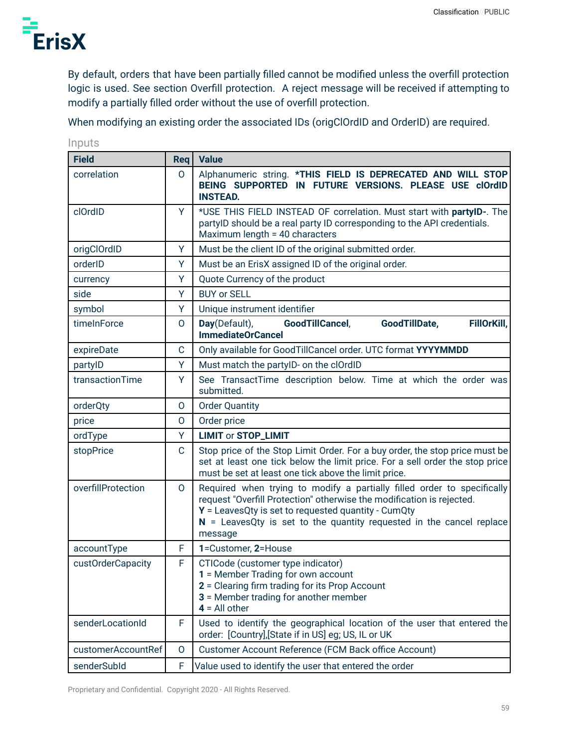By default, orders that have been partially filled cannot be modified unless the overfill protection logic is used. See section Overfill protection. A reject message will be received if attempting to modify a partially filled order without the use of overfill protection.

When modifying an existing order the associated IDs (origClOrdID and OrderID) are required.

### Inputs

| Field | Req | Value |
|---|---|---|
| correlation | O | Alphanumeric string. ***THIS FIELD IS DEPRECATED AND WILL STOP BEING SUPPORTED IN FUTURE VERSIONS. PLEASE USE clOrdID INSTEAD.** |
| clOrdID | Y | *USE THIS FIELD INSTEAD OF correlation. Must start with **partyID-**. The partyID should be a real party ID corresponding to the API credentials. Maximum length = 40 characters |
| origClOrdID | Y | Must be the client ID of the original submitted order. |
| orderID | Y | Must be an ErisX assigned ID of the original order. |
| currency | Y | Quote Currency of the product |
| side | Y | BUY or SELL |
| symbol | Y | Unique instrument identifier |
| timeInForce | O | **Day**(Default), **GoodTillCancel**, **GoodTillDate**, **FillOrKill**, **ImmediateOrCancel** |
| expireDate | C | Only available for GoodTillCancel order. UTC format **YYYYMMDD** |
| partyID | Y | Must match the partyID- on the clOrdID |
| transactionTime | Y | See TransactTime description below. Time at which the order was submitted. |
| orderQty | O | Order Quantity |
| price | O | Order price |
| ordType | Y | **LIMIT** or **STOP_LIMIT** |
| stopPrice | C | Stop price of the Stop Limit Order. For a buy order, the stop price must be set at least one tick below the limit price. For a sell order the stop price must be set at least one tick above the limit price. |
| overfillProtection | O | Required when trying to modify a partially filled order to specifically request "Overfill Protection" otherwise the modification is rejected.<br>**Y** = LeavesQty is set to requested quantity - CumQty<br>**N** = LeavesQty is set to the quantity requested in the cancel replace message |
| accountType | F | **1**=Customer, **2**=House |
| custOrderCapacity | F | CTICode (customer type indicator)<br>**1** = Member Trading for own account<br>**2** = Clearing firm trading for its Prop Account<br>**3** = Member trading for another member<br>**4** = All other |
| senderLocationId | F | Used to identify the geographical location of the user that entered the order: [Country],[State if in US] eg; US, IL or UK |
| customerAccountRef | O | Customer Account Reference (FCM Back office Account) |
| senderSubId | F | Value used to identify the user that entered the order |

Proprietary and Confidential. Copyright 2020 - All Rights Reserved.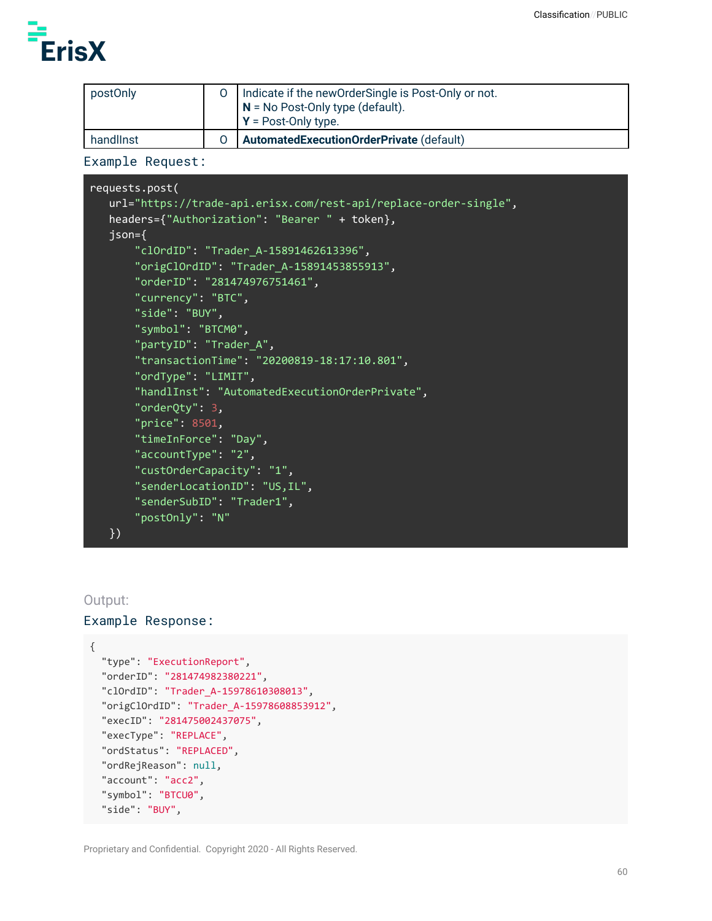| postOnly | O | Indicate if the newOrderSingle is Post-Only or not.<br>**N** = No Post-Only type (default).<br>**Y** = Post-Only type. |
|---|---|---|
| handlInst | O | **AutomatedExecutionOrderPrivate** (default) |

Example Request:

```
requests.post(
   url="https://trade-api.erisx.com/rest-api/replace-order-single",
   headers={"Authorization": "Bearer " + token},
   json={
       "clOrdID": "Trader_A-15891462613396",
       "origClOrdID": "Trader_A-15891453855913",
       "orderID": "281474976751461",
       "currency": "BTC",
       "side": "BUY",
       "symbol": "BTCM0",
       "partyID": "Trader_A",
       "transactionTime": "20200819-18:17:10.801",
       "ordType": "LIMIT",
       "handlInst": "AutomatedExecutionOrderPrivate",
       "orderQty": 3,
       "price": 8501,
       "timeInForce": "Day",
       "accountType": "2",
       "custOrderCapacity": "1",
       "senderLocationID": "US,IL",
       "senderSubID": "Trader1",
       "postOnly": "N"
   })
```

Output:

Example Response:

```
{
  "type": "ExecutionReport",
  "orderID": "281474982380221",
  "clOrdID": "Trader_A-15978610308013",
  "origClOrdID": "Trader_A-15978608853912",
  "execID": "281475002437075",
  "execType": "REPLACE",
  "ordStatus": "REPLACED",
  "ordRejReason": null,
  "account": "acc2",
  "symbol": "BTCU0",
  "side": "BUY",
```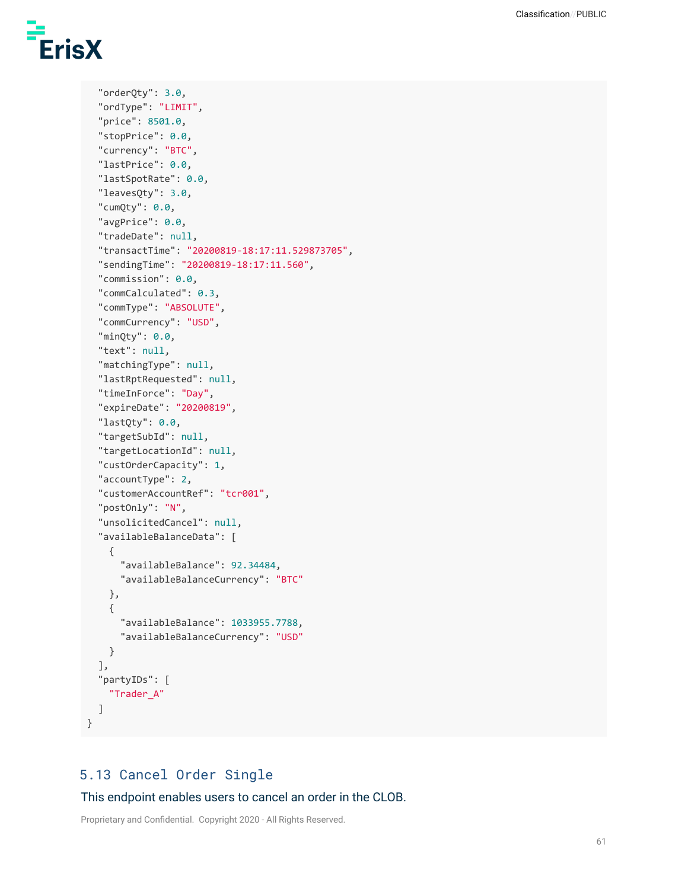```
  "orderQty": 3.0,
  "ordType": "LIMIT",
  "price": 8501.0,
  "stopPrice": 0.0,
  "currency": "BTC",
  "lastPrice": 0.0,
  "lastSpotRate": 0.0,
  "leavesQty": 3.0,
  "cumQty": 0.0,
  "avgPrice": 0.0,
  "tradeDate": null,
  "transactTime": "20200819-18:17:11.529873705",
  "sendingTime": "20200819-18:17:11.560",
  "commission": 0.0,
  "commCalculated": 0.3,
  "commType": "ABSOLUTE",
  "commCurrency": "USD",
  "minQty": 0.0,
  "text": null,
  "matchingType": null,
  "lastRptRequested": null,
  "timeInForce": "Day",
  "expireDate": "20200819",
  "lastQty": 0.0,
  "targetSubId": null,
  "targetLocationId": null,
  "custOrderCapacity": 1,
  "accountType": 2,
  "customerAccountRef": "tcr001",
  "postOnly": "N",
  "unsolicitedCancel": null,
  "availableBalanceData": [
    {
      "availableBalance": 92.34484,
      "availableBalanceCurrency": "BTC"
    },
    {
      "availableBalance": 1033955.7788,
      "availableBalanceCurrency": "USD"
    }
  ],
  "partyIDs": [
    "Trader_A"
  ]
}
```

## 5.13 Cancel Order Single

This endpoint enables users to cancel an order in the CLOB.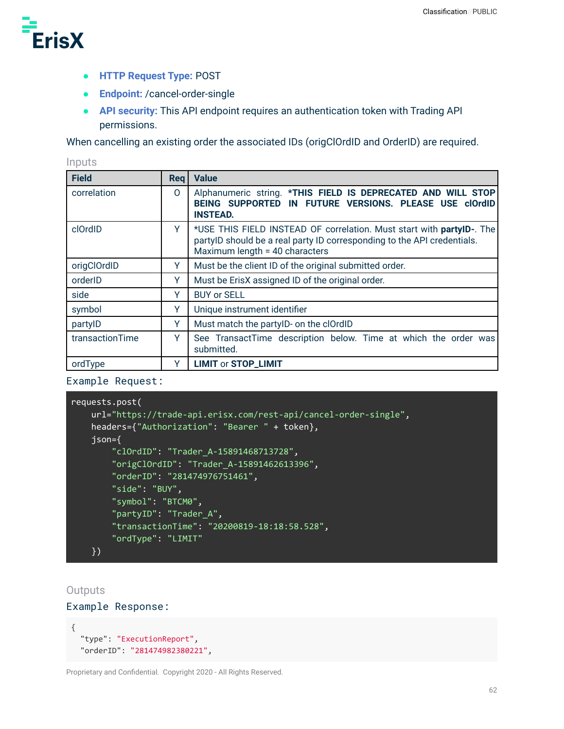- **HTTP Request Type:** POST
- **Endpoint:** /cancel-order-single
- **API security:** This API endpoint requires an authentication token with Trading API permissions.

When cancelling an existing order the associated IDs (origClOrdID and OrderID) are required.

### Inputs

| Field | Req | Value |
|---|---|---|
| correlation | O | Alphanumeric string. ***THIS FIELD IS DEPRECATED AND WILL STOP BEING SUPPORTED IN FUTURE VERSIONS. PLEASE USE clOrdID INSTEAD.** |
| clOrdID | Y | *USE THIS FIELD INSTEAD OF correlation. Must start with **partyID-**. The partyID should be a real party ID corresponding to the API credentials. Maximum length = 40 characters |
| origClOrdID | Y | Must be the client ID of the original submitted order. |
| orderID | Y | Must be ErisX assigned ID of the original order. |
| side | Y | BUY or SELL |
| symbol | Y | Unique instrument identifier |
| partyID | Y | Must match the partyID- on the clOrdID |
| transactionTime | Y | See TransactTime description below. Time at which the order was submitted. |
| ordType | Y | **LIMIT** or **STOP_LIMIT** |

Example Request:

```
requests.post(
    url="https://trade-api.erisx.com/rest-api/cancel-order-single",
    headers={"Authorization": "Bearer " + token},
    json={
        "clOrdID": "Trader_A-15891468713728",
        "origClOrdID": "Trader_A-15891462613396",
        "orderID": "281474976751461",
        "side": "BUY",
        "symbol": "BTCM0",
        "partyID": "Trader_A",
        "transactionTime": "20200819-18:18:58.528",
        "ordType": "LIMIT"
    })
```

### Outputs

Example Response:

```
{
  "type": "ExecutionReport",
  "orderID": "281474982380221",
```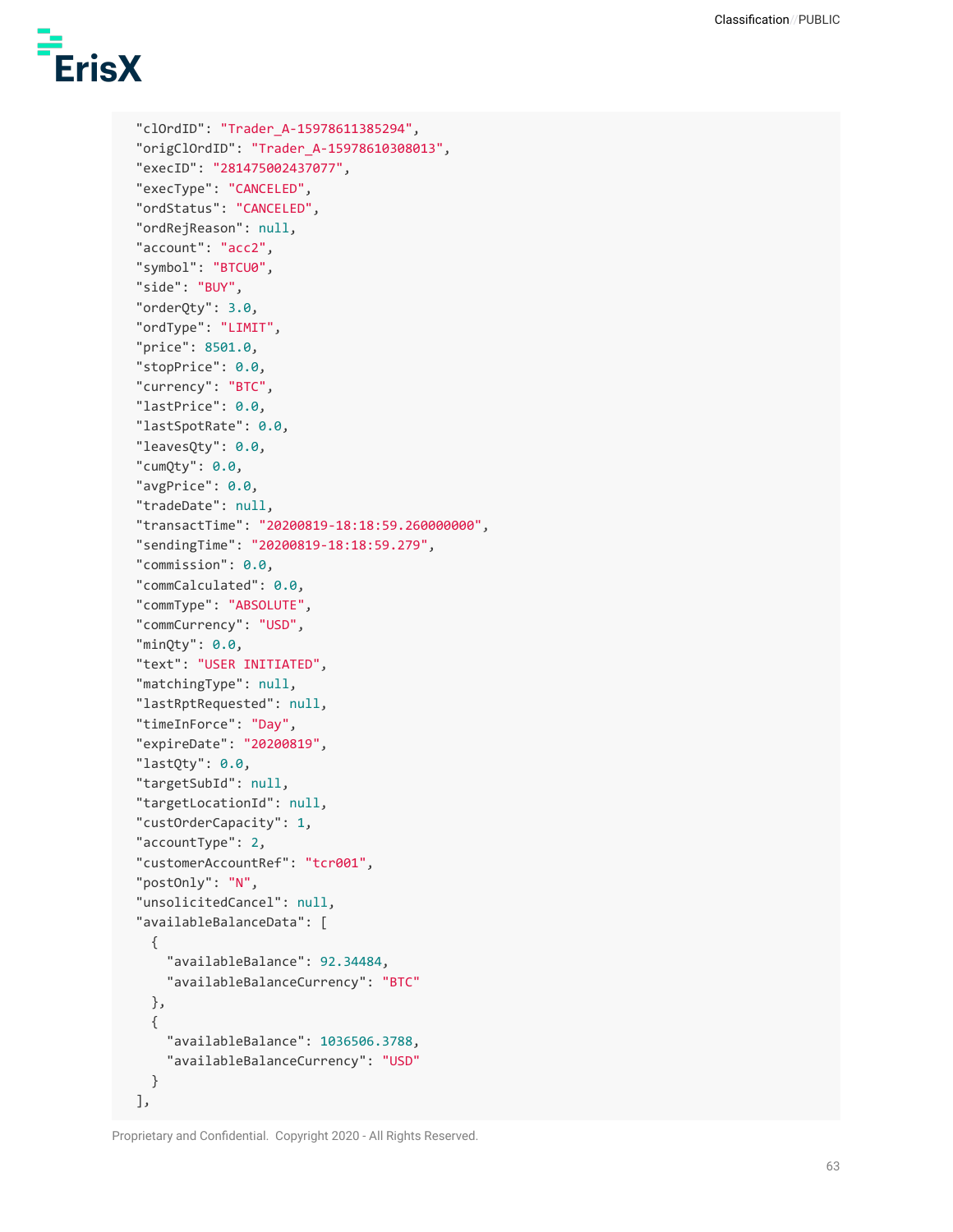```
"clOrdID": "Trader_A-15978611385294",
"origClOrdID": "Trader_A-15978610308013",
"execID": "281475002437077",
"execType": "CANCELED",
"ordStatus": "CANCELED",
"ordRejReason": null,
"account": "acc2",
"symbol": "BTCU0",
"side": "BUY",
"orderQty": 3.0,
"ordType": "LIMIT",
"price": 8501.0,
"stopPrice": 0.0,
"currency": "BTC",
"lastPrice": 0.0,
"lastSpotRate": 0.0,
"leavesQty": 0.0,
"cumQty": 0.0,
"avgPrice": 0.0,
"tradeDate": null,
"transactTime": "20200819-18:18:59.260000000",
"sendingTime": "20200819-18:18:59.279",
"commission": 0.0,
"commCalculated": 0.0,
"commType": "ABSOLUTE",
"commCurrency": "USD",
"minQty": 0.0,
"text": "USER INITIATED",
"matchingType": null,
"lastRptRequested": null,
"timeInForce": "Day",
"expireDate": "20200819",
"lastQty": 0.0,
"targetSubId": null,
"targetLocationId": null,
"custOrderCapacity": 1,
"accountType": 2,
"customerAccountRef": "tcr001",
"postOnly": "N",
"unsolicitedCancel": null,
"availableBalanceData": [
  {
    "availableBalance": 92.34484,
    "availableBalanceCurrency": "BTC"
  },
  {
    "availableBalance": 1036506.3788,
    "availableBalanceCurrency": "USD"
  }
],
```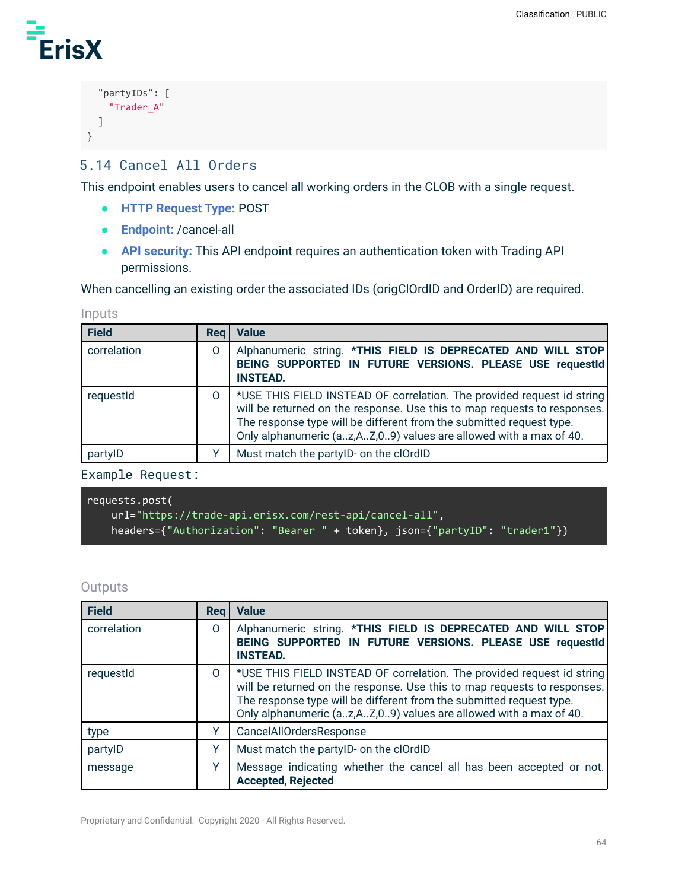```
  "partyIDs": [
    "Trader_A"
  ]
}
```

## 5.14 Cancel All Orders

This endpoint enables users to cancel all working orders in the CLOB with a single request.

- **HTTP Request Type:** POST
- **Endpoint:** /cancel-all
- **API security:** This API endpoint requires an authentication token with Trading API permissions.

When cancelling an existing order the associated IDs (origClOrdID and OrderID) are required.

### Inputs

| Field | Req | Value |
|---|---|---|
| correlation | O | Alphanumeric string. ***THIS FIELD IS DEPRECATED AND WILL STOP BEING SUPPORTED IN FUTURE VERSIONS. PLEASE USE requestId INSTEAD.** |
| requestId | O | *USE THIS FIELD INSTEAD OF correlation. The provided request id string will be returned on the response. Use this to map requests to responses. The response type will be different from the submitted request type. Only alphanumeric (a..z,A..Z,0..9) values are allowed with a max of 40. |
| partyID | Y | Must match the partyID- on the clOrdID |

Example Request:

```
requests.post(
    url="https://trade-api.erisx.com/rest-api/cancel-all",
    headers={"Authorization": "Bearer " + token}, json={"partyID": "trader1"})
```

### Outputs

| Field | Req | Value |
|---|---|---|
| correlation | O | Alphanumeric string. ***THIS FIELD IS DEPRECATED AND WILL STOP BEING SUPPORTED IN FUTURE VERSIONS. PLEASE USE requestId INSTEAD.** |
| requestId | O | *USE THIS FIELD INSTEAD OF correlation. The provided request id string will be returned on the response. Use this to map requests to responses. The response type will be different from the submitted request type. Only alphanumeric (a..z,A..Z,0..9) values are allowed with a max of 40. |
| type | Y | CancelAllOrdersResponse |
| partyID | Y | Must match the partyID- on the clOrdID |
| message | Y | Message indicating whether the cancel all has been accepted or not. **Accepted**, **Rejected** |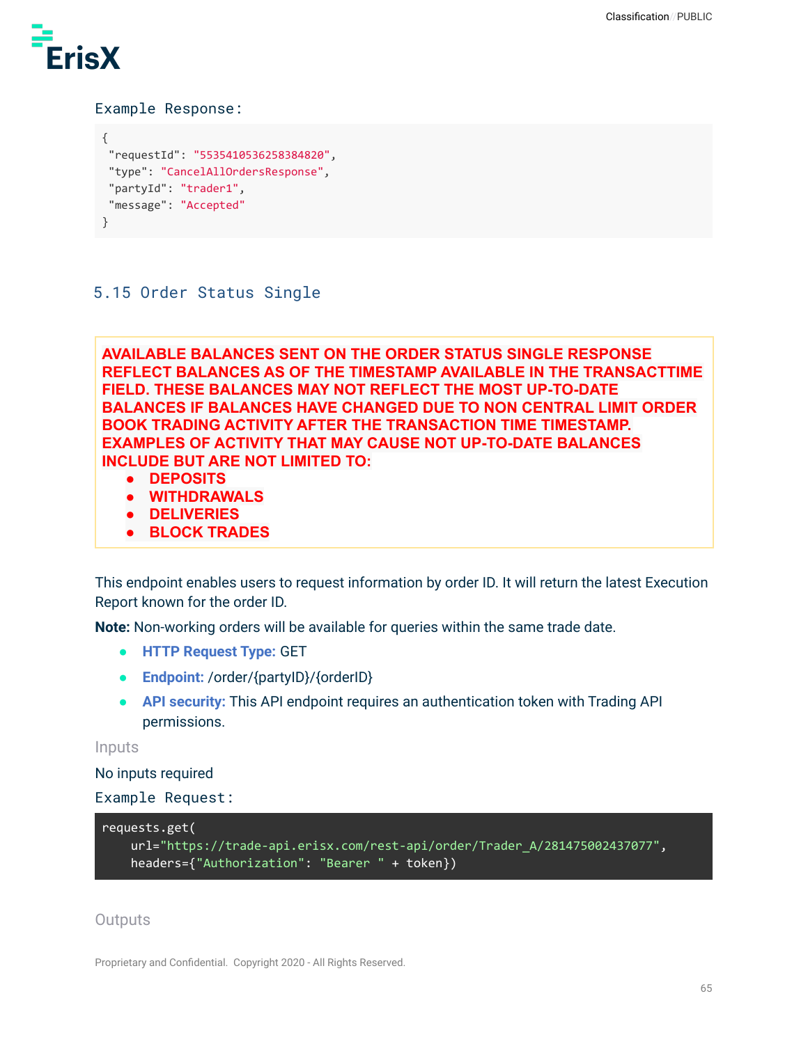Example Response:

```
{
 "requestId": "5535410536258384820",
 "type": "CancelAllOrdersResponse",
 "partyId": "trader1",
 "message": "Accepted"
}
```

## 5.15 Order Status Single

**AVAILABLE BALANCES SENT ON THE ORDER STATUS SINGLE RESPONSE REFLECT BALANCES AS OF THE TIMESTAMP AVAILABLE IN THE TRANSACTTIME FIELD. THESE BALANCES MAY NOT REFLECT THE MOST UP-TO-DATE BALANCES IF BALANCES HAVE CHANGED DUE TO NON CENTRAL LIMIT ORDER BOOK TRADING ACTIVITY AFTER THE TRANSACTION TIME TIMESTAMP. EXAMPLES OF ACTIVITY THAT MAY CAUSE NOT UP-TO-DATE BALANCES INCLUDE BUT ARE NOT LIMITED TO:**

- **DEPOSITS**
- **WITHDRAWALS**
- **DELIVERIES**
- **BLOCK TRADES**

This endpoint enables users to request information by order ID. It will return the latest Execution Report known for the order ID.

**Note:** Non-working orders will be available for queries within the same trade date.

- **HTTP Request Type:** GET
- **Endpoint:** /order/{partyID}/{orderID}
- **API security:** This API endpoint requires an authentication token with Trading API permissions.

### Inputs

No inputs required

Example Request:

```
requests.get(
    url="https://trade-api.erisx.com/rest-api/order/Trader_A/281475002437077",
    headers={"Authorization": "Bearer " + token})
```

### Outputs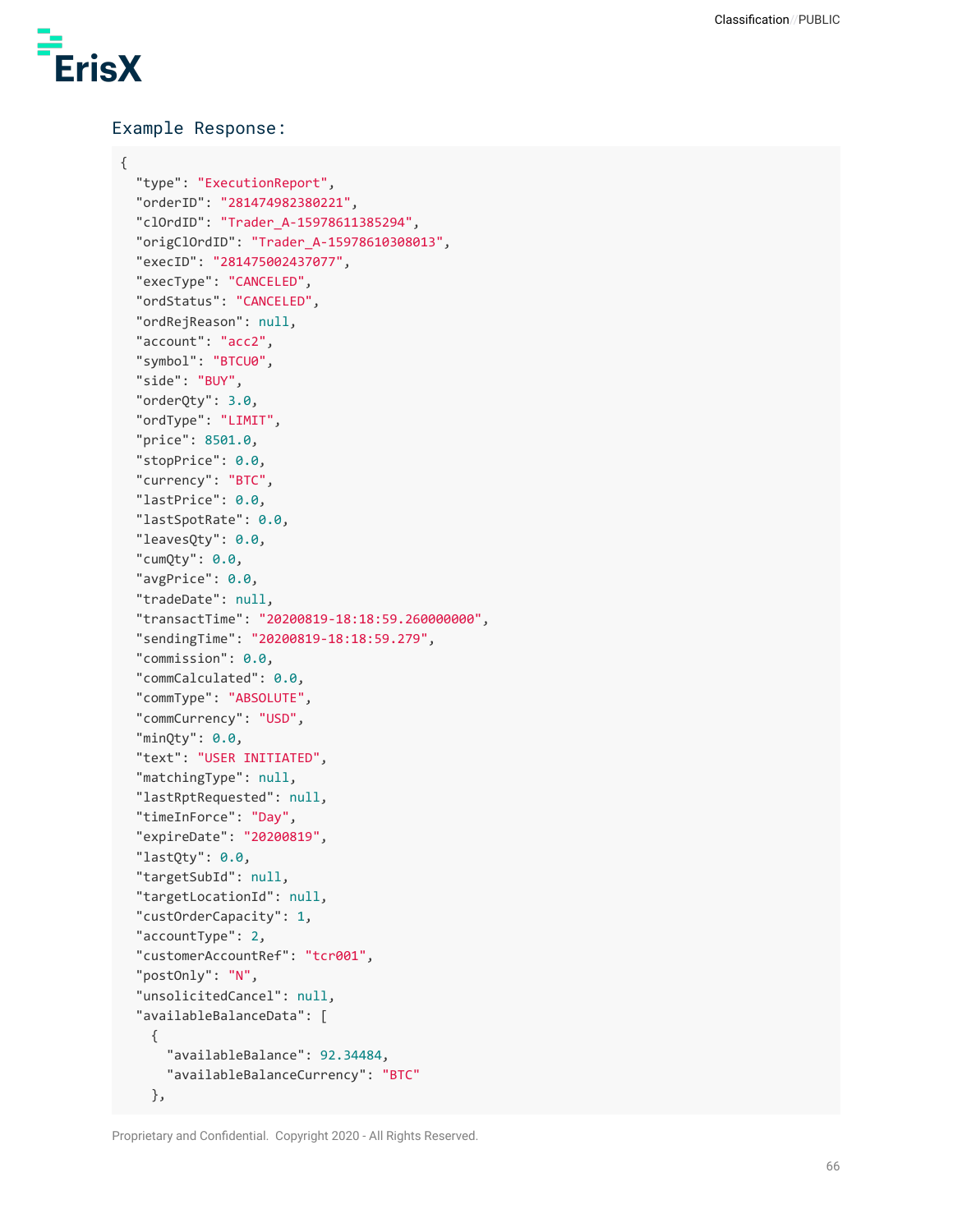Example Response:

```
{
  "type": "ExecutionReport",
  "orderID": "281474982380221",
  "clOrdID": "Trader_A-15978611385294",
  "origClOrdID": "Trader_A-15978610308013",
  "execID": "281475002437077",
  "execType": "CANCELED",
  "ordStatus": "CANCELED",
  "ordRejReason": null,
  "account": "acc2",
  "symbol": "BTCU0",
  "side": "BUY",
  "orderQty": 3.0,
  "ordType": "LIMIT",
  "price": 8501.0,
  "stopPrice": 0.0,
  "currency": "BTC",
  "lastPrice": 0.0,
  "lastSpotRate": 0.0,
  "leavesQty": 0.0,
  "cumQty": 0.0,
  "avgPrice": 0.0,
  "tradeDate": null,
  "transactTime": "20200819-18:18:59.260000000",
  "sendingTime": "20200819-18:18:59.279",
  "commission": 0.0,
  "commCalculated": 0.0,
  "commType": "ABSOLUTE",
  "commCurrency": "USD",
  "minQty": 0.0,
  "text": "USER INITIATED",
  "matchingType": null,
  "lastRptRequested": null,
  "timeInForce": "Day",
  "expireDate": "20200819",
  "lastQty": 0.0,
  "targetSubId": null,
  "targetLocationId": null,
  "custOrderCapacity": 1,
  "accountType": 2,
  "customerAccountRef": "tcr001",
  "postOnly": "N",
  "unsolicitedCancel": null,
  "availableBalanceData": [
    {
      "availableBalance": 92.34484,
      "availableBalanceCurrency": "BTC"
    },
```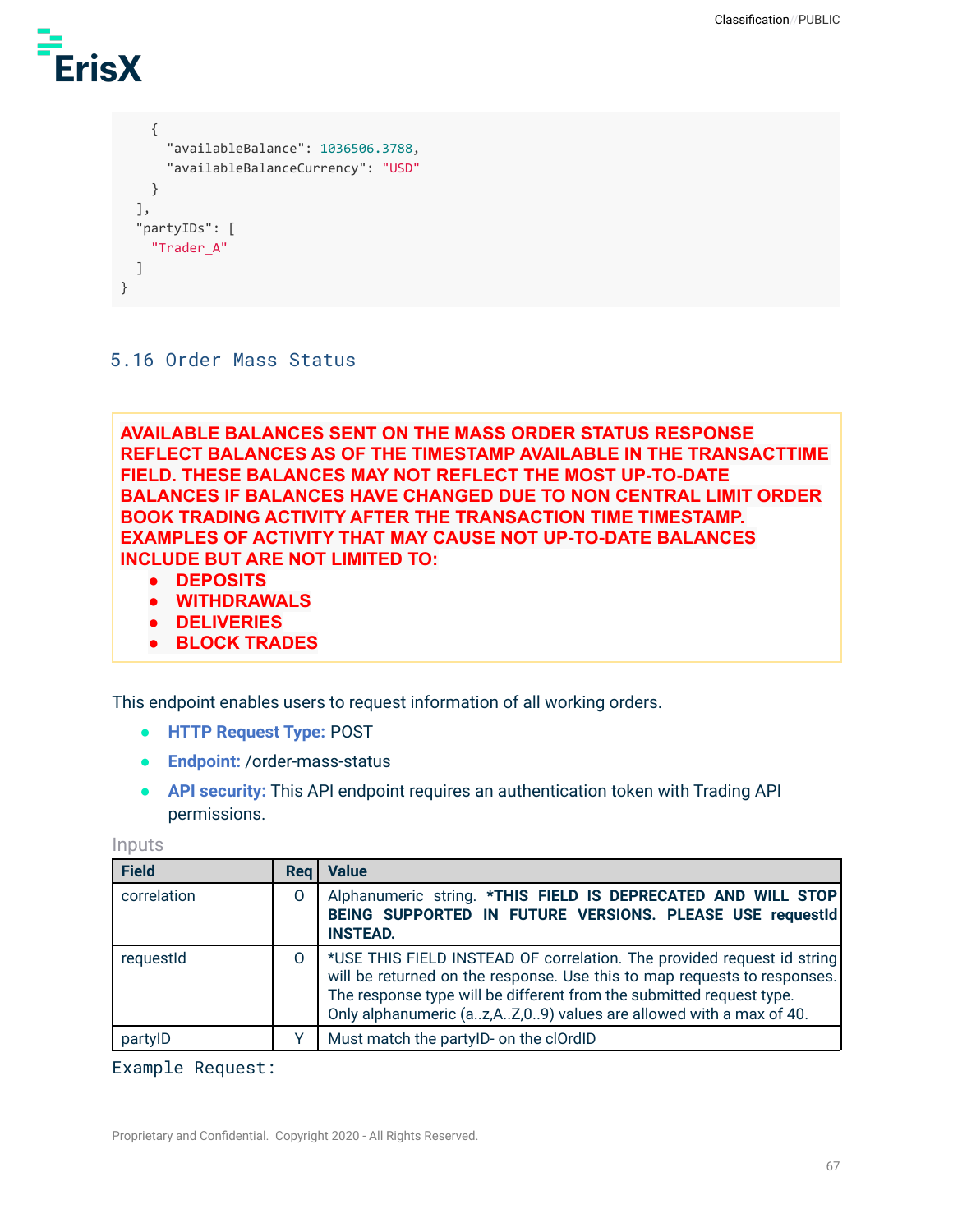```
    {
      "availableBalance": 1036506.3788,
      "availableBalanceCurrency": "USD"
    }
  ],
  "partyIDs": [
    "Trader_A"
  ]
}
```

## 5.16 Order Mass Status

**AVAILABLE BALANCES SENT ON THE MASS ORDER STATUS RESPONSE REFLECT BALANCES AS OF THE TIMESTAMP AVAILABLE IN THE TRANSACTTIME FIELD. THESE BALANCES MAY NOT REFLECT THE MOST UP-TO-DATE BALANCES IF BALANCES HAVE CHANGED DUE TO NON CENTRAL LIMIT ORDER BOOK TRADING ACTIVITY AFTER THE TRANSACTION TIME TIMESTAMP. EXAMPLES OF ACTIVITY THAT MAY CAUSE NOT UP-TO-DATE BALANCES INCLUDE BUT ARE NOT LIMITED TO:**

- **DEPOSITS**
- **WITHDRAWALS**
- **DELIVERIES**
- **BLOCK TRADES**

This endpoint enables users to request information of all working orders.

- **HTTP Request Type:** POST
- **Endpoint:** /order-mass-status
- **API security:** This API endpoint requires an authentication token with Trading API permissions.

Inputs

| Field | Req | Value |
|---|---|---|
| correlation | O | Alphanumeric string. **\*THIS FIELD IS DEPRECATED AND WILL STOP BEING SUPPORTED IN FUTURE VERSIONS. PLEASE USE requestId INSTEAD.** |
| requestId | O | *USE THIS FIELD INSTEAD OF correlation. The provided request id string will be returned on the response. Use this to map requests to responses. The response type will be different from the submitted request type. Only alphanumeric (a..z,A..Z,0..9) values are allowed with a max of 40. |
| partyID | Y | Must match the partyID- on the clOrdID |

Example Request: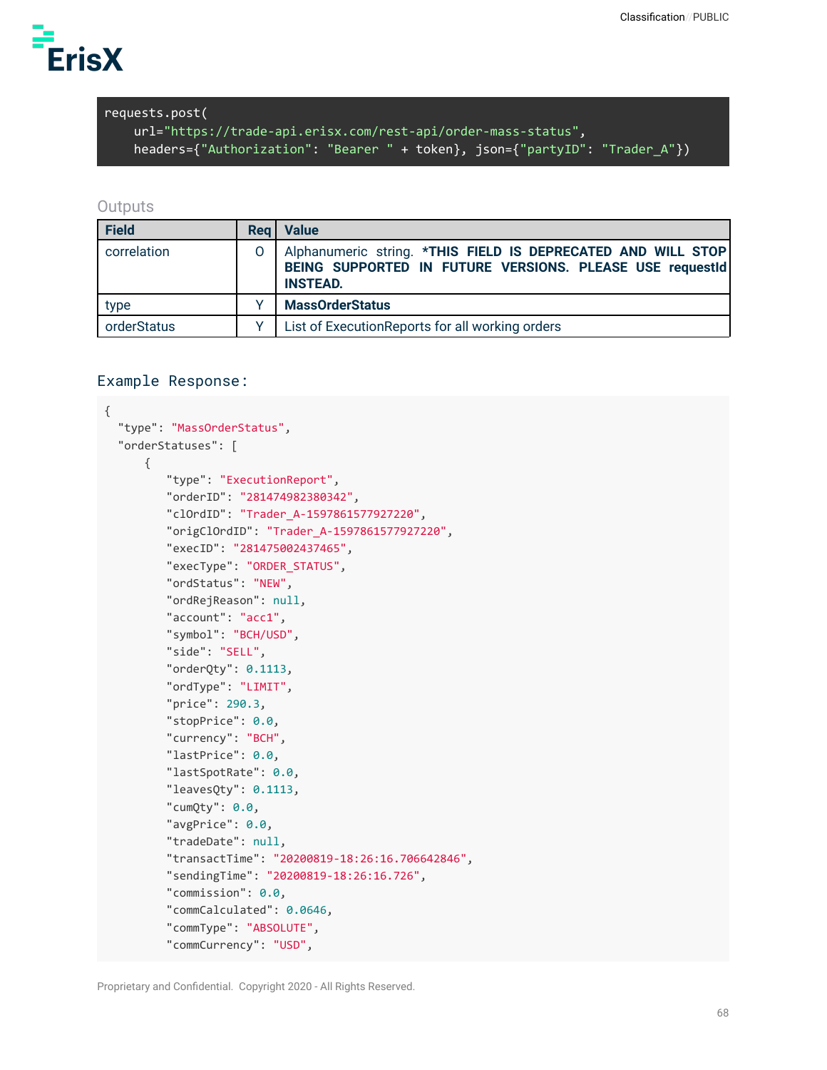```
requests.post(
    url="https://trade-api.erisx.com/rest-api/order-mass-status",
    headers={"Authorization": "Bearer " + token}, json={"partyID": "Trader_A"})
```

### Outputs

| Field | Req | Value |
|---|---|---|
| correlation | O | Alphanumeric string. ***THIS FIELD IS DEPRECATED AND WILL STOP BEING SUPPORTED IN FUTURE VERSIONS. PLEASE USE requestId INSTEAD.** |
| type | Y | **MassOrderStatus** |
| orderStatus | Y | List of ExecutionReports for all working orders |

### Example Response:

```
{
  "type": "MassOrderStatus",
  "orderStatuses": [
      {
          "type": "ExecutionReport",
          "orderID": "281474982380342",
          "clOrdID": "Trader_A-1597861577927220",
          "origClOrdID": "Trader_A-1597861577927220",
          "execID": "281475002437465",
          "execType": "ORDER_STATUS",
          "ordStatus": "NEW",
          "ordRejReason": null,
          "account": "acc1",
          "symbol": "BCH/USD",
          "side": "SELL",
          "orderQty": 0.1113,
          "ordType": "LIMIT",
          "price": 290.3,
          "stopPrice": 0.0,
          "currency": "BCH",
          "lastPrice": 0.0,
          "lastSpotRate": 0.0,
          "leavesQty": 0.1113,
          "cumQty": 0.0,
          "avgPrice": 0.0,
          "tradeDate": null,
          "transactTime": "20200819-18:26:16.706642846",
          "sendingTime": "20200819-18:26:16.726",
          "commission": 0.0,
          "commCalculated": 0.0646,
          "commType": "ABSOLUTE",
          "commCurrency": "USD",
```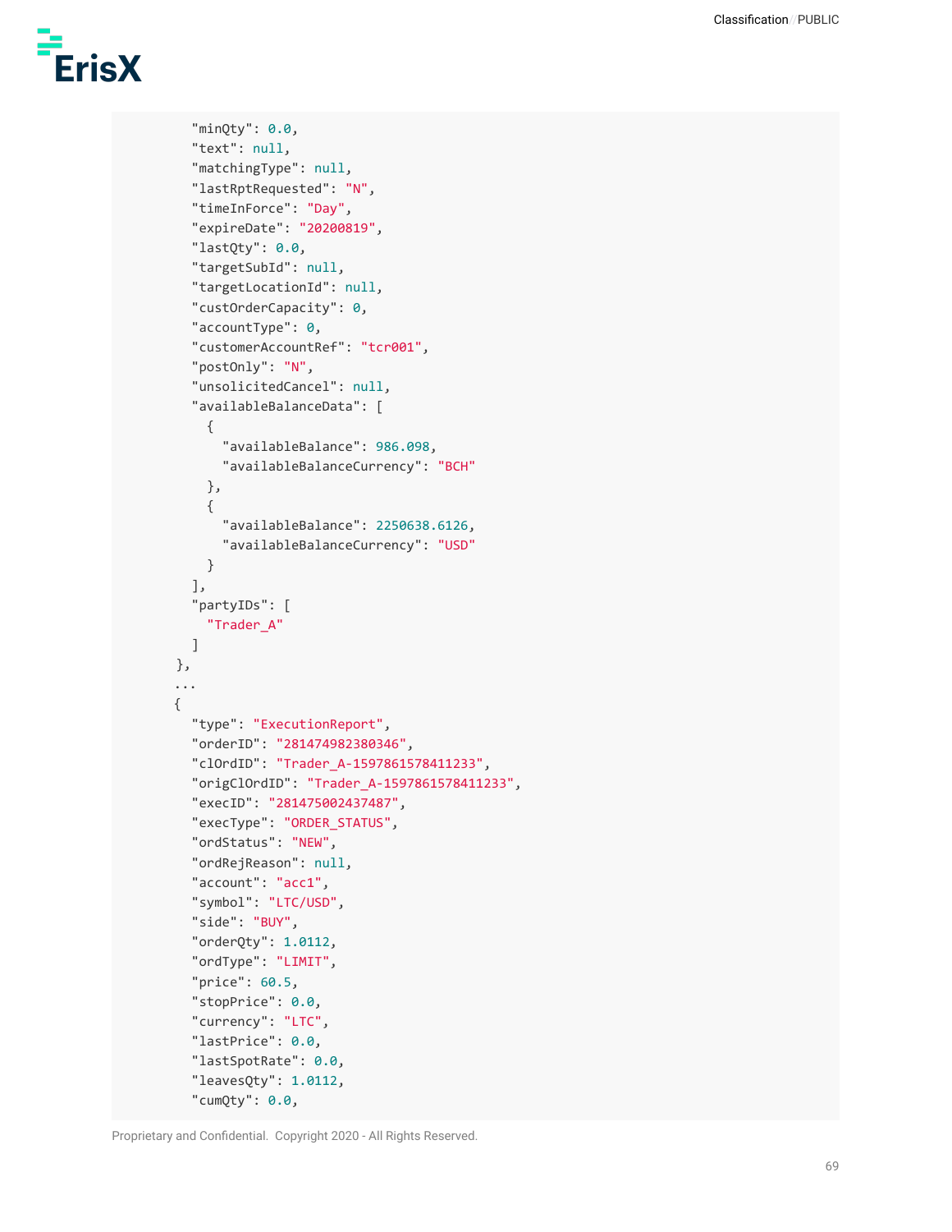```
      "minQty": 0.0,
      "text": null,
      "matchingType": null,
      "lastRptRequested": "N",
      "timeInForce": "Day",
      "expireDate": "20200819",
      "lastQty": 0.0,
      "targetSubId": null,
      "targetLocationId": null,
      "custOrderCapacity": 0,
      "accountType": 0,
      "customerAccountRef": "tcr001",
      "postOnly": "N",
      "unsolicitedCancel": null,
      "availableBalanceData": [
        {
          "availableBalance": 986.098,
          "availableBalanceCurrency": "BCH"
        },
        {
          "availableBalance": 2250638.6126,
          "availableBalanceCurrency": "USD"
        }
      ],
      "partyIDs": [
        "Trader_A"
      ]
    },
    ...
    {
      "type": "ExecutionReport",
      "orderID": "281474982380346",
      "clOrdID": "Trader_A-1597861578411233",
      "origClOrdID": "Trader_A-1597861578411233",
      "execID": "281475002437487",
      "execType": "ORDER_STATUS",
      "ordStatus": "NEW",
      "ordRejReason": null,
      "account": "acc1",
      "symbol": "LTC/USD",
      "side": "BUY",
      "orderQty": 1.0112,
      "ordType": "LIMIT",
      "price": 60.5,
      "stopPrice": 0.0,
      "currency": "LTC",
      "lastPrice": 0.0,
      "lastSpotRate": 0.0,
      "leavesQty": 1.0112,
      "cumQty": 0.0,
```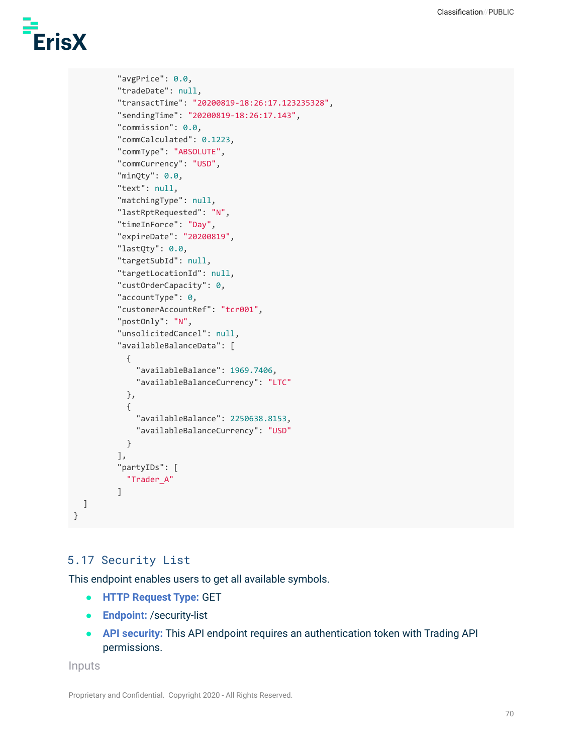```
        "avgPrice": 0.0,
        "tradeDate": null,
        "transactTime": "20200819-18:26:17.123235328",
        "sendingTime": "20200819-18:26:17.143",
        "commission": 0.0,
        "commCalculated": 0.1223,
        "commType": "ABSOLUTE",
        "commCurrency": "USD",
        "minQty": 0.0,
        "text": null,
        "matchingType": null,
        "lastRptRequested": "N",
        "timeInForce": "Day",
        "expireDate": "20200819",
        "lastQty": 0.0,
        "targetSubId": null,
        "targetLocationId": null,
        "custOrderCapacity": 0,
        "accountType": 0,
        "customerAccountRef": "tcr001",
        "postOnly": "N",
        "unsolicitedCancel": null,
        "availableBalanceData": [
          {
            "availableBalance": 1969.7406,
            "availableBalanceCurrency": "LTC"
          },
          {
            "availableBalance": 2250638.8153,
            "availableBalanceCurrency": "USD"
          }
        ],
        "partyIDs": [
          "Trader_A"
        ]
  ]
}
```

## 5.17 Security List

This endpoint enables users to get all available symbols.

- **HTTP Request Type:** GET
- **Endpoint:** /security-list
- **API security:** This API endpoint requires an authentication token with Trading API permissions.

Inputs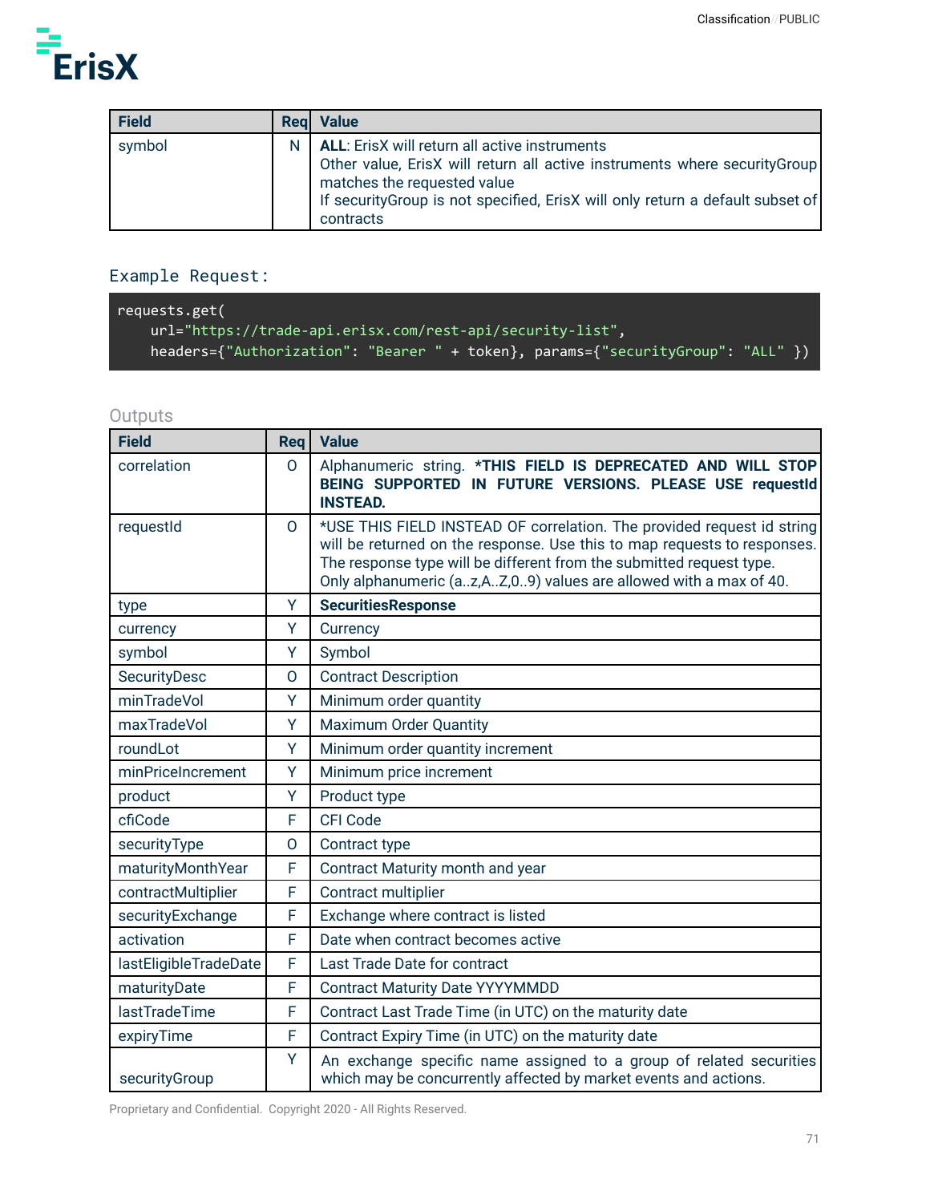| Field | Req | Value |
| --- | --- | --- |
| symbol | N | **ALL**: ErisX will return all active instruments<br>Other value, ErisX will return all active instruments where securityGroup matches the requested value<br>If securityGroup is not specified, ErisX will only return a default subset of contracts |

Example Request:

```
requests.get(
    url="https://trade-api.erisx.com/rest-api/security-list",
    headers={"Authorization": "Bearer " + token}, params={"securityGroup": "ALL" })
```

Outputs

| Field | Req | Value |
| --- | --- | --- |
| correlation | O | Alphanumeric string. ***THIS FIELD IS DEPRECATED AND WILL STOP BEING SUPPORTED IN FUTURE VERSIONS. PLEASE USE requestId INSTEAD.** |
| requestId | O | *USE THIS FIELD INSTEAD OF correlation. The provided request id string will be returned on the response. Use this to map requests to responses. The response type will be different from the submitted request type. Only alphanumeric (a..z,A..Z,0..9) values are allowed with a max of 40. |
| type | Y | **SecuritiesResponse** |
| currency | Y | Currency |
| symbol | Y | Symbol |
| SecurityDesc | O | Contract Description |
| minTradeVol | Y | Minimum order quantity |
| maxTradeVol | Y | Maximum Order Quantity |
| roundLot | Y | Minimum order quantity increment |
| minPriceIncrement | Y | Minimum price increment |
| product | Y | Product type |
| cfiCode | F | CFI Code |
| securityType | O | Contract type |
| maturityMonthYear | F | Contract Maturity month and year |
| contractMultiplier | F | Contract multiplier |
| securityExchange | F | Exchange where contract is listed |
| activation | F | Date when contract becomes active |
| lastEligibleTradeDate | F | Last Trade Date for contract |
| maturityDate | F | Contract Maturity Date YYYYMMDD |
| lastTradeTime | F | Contract Last Trade Time (in UTC) on the maturity date |
| expiryTime | F | Contract Expiry Time (in UTC) on the maturity date |
| securityGroup | Y | An exchange specific name assigned to a group of related securities which may be concurrently affected by market events and actions. |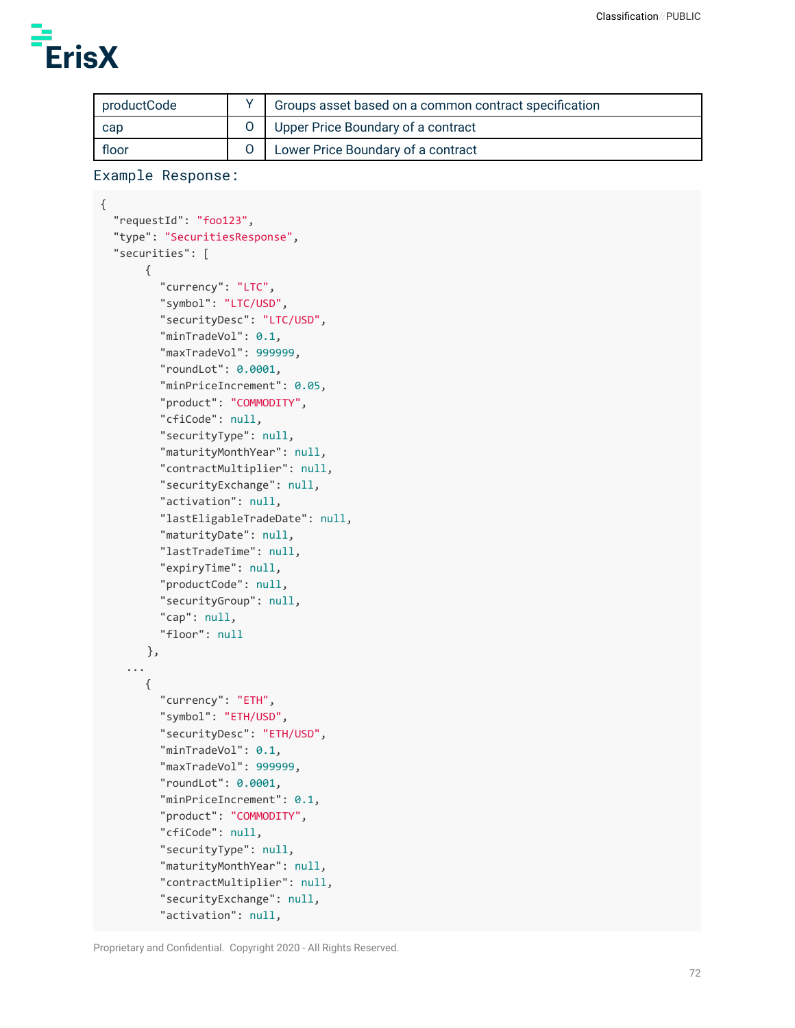| productCode | Y | Groups asset based on a common contract specification |
|---|---|---|
| cap | O | Upper Price Boundary of a contract |
| floor | O | Lower Price Boundary of a contract |

Example Response:

```
{
  "requestId": "foo123",
  "type": "SecuritiesResponse",
  "securities": [
       {
         "currency": "LTC",
         "symbol": "LTC/USD",
         "securityDesc": "LTC/USD",
         "minTradeVol": 0.1,
         "maxTradeVol": 999999,
         "roundLot": 0.0001,
         "minPriceIncrement": 0.05,
         "product": "COMMODITY",
         "cfiCode": null,
         "securityType": null,
         "maturityMonthYear": null,
         "contractMultiplier": null,
         "securityExchange": null,
         "activation": null,
         "lastEligableTradeDate": null,
         "maturityDate": null,
         "lastTradeTime": null,
         "expiryTime": null,
         "productCode": null,
         "securityGroup": null,
         "cap": null,
         "floor": null
       },
    ...
       {
         "currency": "ETH",
         "symbol": "ETH/USD",
         "securityDesc": "ETH/USD",
         "minTradeVol": 0.1,
         "maxTradeVol": 999999,
         "roundLot": 0.0001,
         "minPriceIncrement": 0.1,
         "product": "COMMODITY",
         "cfiCode": null,
         "securityType": null,
         "maturityMonthYear": null,
         "contractMultiplier": null,
         "securityExchange": null,
         "activation": null,
```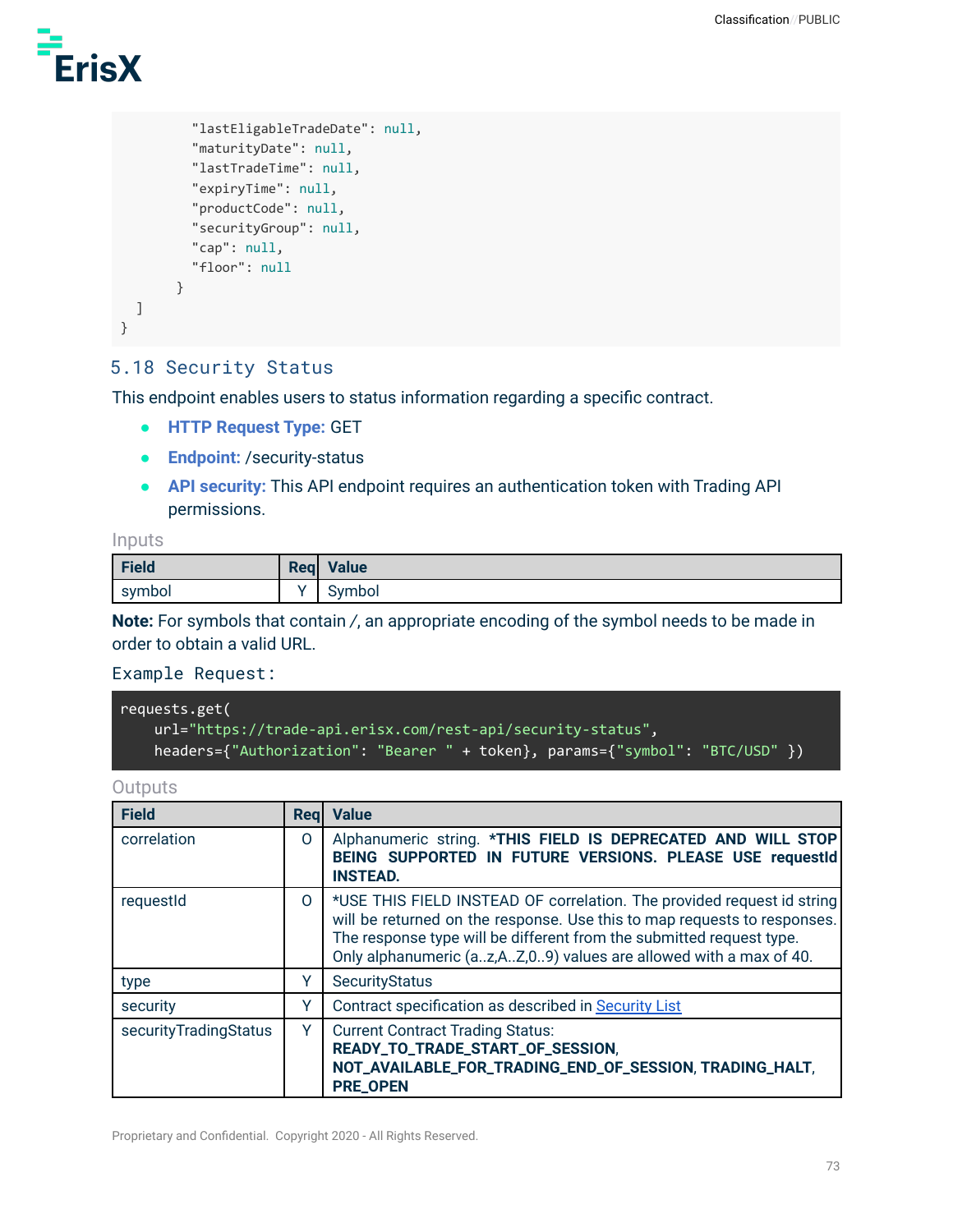```
        "lastEligableTradeDate": null,
        "maturityDate": null,
        "lastTradeTime": null,
        "expiryTime": null,
        "productCode": null,
        "securityGroup": null,
        "cap": null,
        "floor": null
      }
  ]
}
```

## 5.18 Security Status

This endpoint enables users to status information regarding a specific contract.

- **HTTP Request Type:** GET
- **Endpoint:** /security-status
- **API security:** This API endpoint requires an authentication token with Trading API permissions.

Inputs

| Field | Req | Value |
|---|---|---|
| symbol | Y | Symbol |

**Note:** For symbols that contain /, an appropriate encoding of the symbol needs to be made in order to obtain a valid URL.

Example Request:

```
requests.get(
    url="https://trade-api.erisx.com/rest-api/security-status",
    headers={"Authorization": "Bearer " + token}, params={"symbol": "BTC/USD" })
```

Outputs

| Field | Req | Value |
|---|---|---|
| correlation | O | Alphanumeric string. ***THIS FIELD IS DEPRECATED AND WILL STOP BEING SUPPORTED IN FUTURE VERSIONS. PLEASE USE requestId INSTEAD.** |
| requestId | O | *USE THIS FIELD INSTEAD OF correlation. The provided request id string will be returned on the response. Use this to map requests to responses. The response type will be different from the submitted request type. Only alphanumeric (a..z,A..Z,0..9) values are allowed with a max of 40. |
| type | Y | SecurityStatus |
| security | Y | Contract specification as described in Security List |
| securityTradingStatus | Y | Current Contract Trading Status: **READY_TO_TRADE_START_OF_SESSION**, **NOT_AVAILABLE_FOR_TRADING_END_OF_SESSION**, **TRADING_HALT**, **PRE_OPEN** |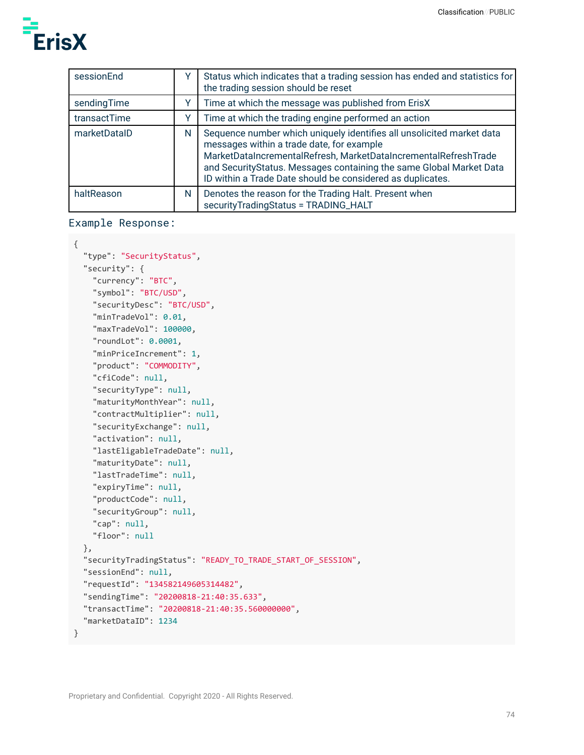| sessionEnd | Y | Status which indicates that a trading session has ended and statistics for the trading session should be reset |
|---|---|---|
| sendingTime | Y | Time at which the message was published from ErisX |
| transactTime | Y | Time at which the trading engine performed an action |
| marketDataID | N | Sequence number which uniquely identifies all unsolicited market data messages within a trade date, for example MarketDataIncrementalRefresh, MarketDataIncrementalRefreshTrade and SecurityStatus. Messages containing the same Global Market Data ID within a Trade Date should be considered as duplicates. |
| haltReason | N | Denotes the reason for the Trading Halt. Present when securityTradingStatus = TRADING_HALT |

Example Response:

```
{
  "type": "SecurityStatus",
  "security": {
    "currency": "BTC",
    "symbol": "BTC/USD",
    "securityDesc": "BTC/USD",
    "minTradeVol": 0.01,
    "maxTradeVol": 100000,
    "roundLot": 0.0001,
    "minPriceIncrement": 1,
    "product": "COMMODITY",
    "cfiCode": null,
    "securityType": null,
    "maturityMonthYear": null,
    "contractMultiplier": null,
    "securityExchange": null,
    "activation": null,
    "lastEligableTradeDate": null,
    "maturityDate": null,
    "lastTradeTime": null,
    "expiryTime": null,
    "productCode": null,
    "securityGroup": null,
    "cap": null,
    "floor": null
  },
  "securityTradingStatus": "READY_TO_TRADE_START_OF_SESSION",
  "sessionEnd": null,
  "requestId": "134582149605314482",
  "sendingTime": "20200818-21:40:35.633",
  "transactTime": "20200818-21:40:35.560000000",
  "marketDataID": 1234
}
```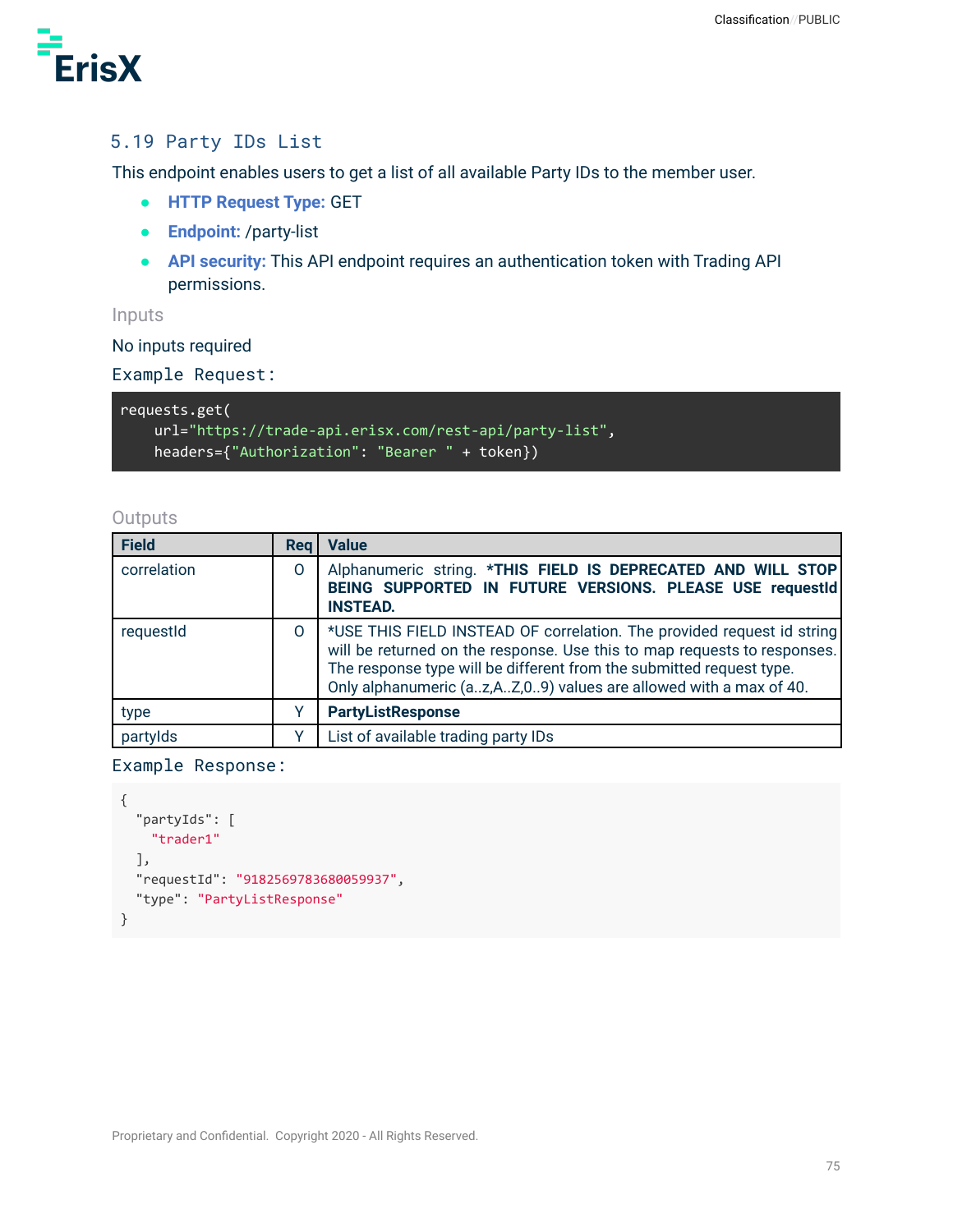### 5.19 Party IDs List

This endpoint enables users to get a list of all available Party IDs to the member user.

- **HTTP Request Type:** GET
- **Endpoint:** /party-list
- **API security:** This API endpoint requires an authentication token with Trading API permissions.

Inputs

No inputs required

Example Request:

```
requests.get(
    url="https://trade-api.erisx.com/rest-api/party-list",
    headers={"Authorization": "Bearer " + token})
```

Outputs

| Field | Req | Value |
|---|---|---|
| correlation | O | Alphanumeric string. ***THIS FIELD IS DEPRECATED AND WILL STOP BEING SUPPORTED IN FUTURE VERSIONS. PLEASE USE requestId INSTEAD.** |
| requestId | O | *USE THIS FIELD INSTEAD OF correlation. The provided request id string will be returned on the response. Use this to map requests to responses. The response type will be different from the submitted request type. Only alphanumeric (a..z,A..Z,0..9) values are allowed with a max of 40. |
| type | Y | **PartyListResponse** |
| partyIds | Y | List of available trading party IDs |

Example Response:

```
{
  "partyIds": [
    "trader1"
  ],
  "requestId": "9182569783680059937",
  "type": "PartyListResponse"
}
```

Proprietary and Confidential. Copyright 2020 - All Rights Reserved.